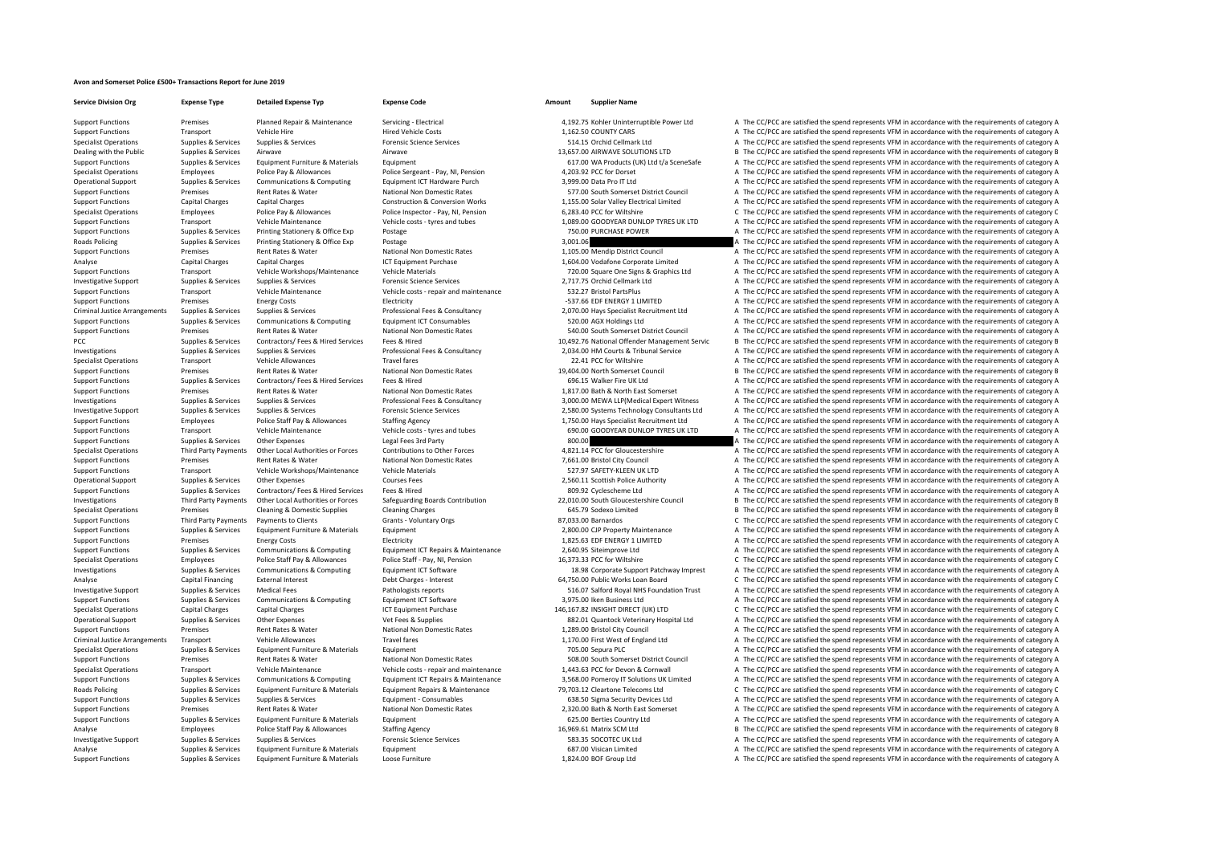# Avon and Somerset Police £500+ Transactions Report for June 2019

| Service Division Org | Expense Type | Detailed Expense Typ | Expense Code | Amount | Supplier Name | | |
|---|---|---|---|---|---|---|---|
| Support Functions | Premises | Planned Repair & Maintenance | Servicing - Electrical | 4,192.75 | Kohler Uninterruptible Power Ltd | A | The CC/PCC are satisfied the spend represents VFM in accordance with the requirements of category A |
| Support Functions | Transport | Vehicle Hire | Hired Vehicle Costs | 1,162.50 | COUNTY CARS | A | The CC/PCC are satisfied the spend represents VFM in accordance with the requirements of category A |
| Specialist Operations | Supplies & Services | Supplies & Services | Forensic Science Services | 514.15 | Orchid Cellmark Ltd | A | The CC/PCC are satisfied the spend represents VFM in accordance with the requirements of category A |
| Dealing with the Public | Supplies & Services | Airwave | Airwave | 13,657.00 | AIRWAVE SOLUTIONS LTD | B | The CC/PCC are satisfied the spend represents VFM in accordance with the requirements of category B |
| Support Functions | Supplies & Services | Equipment Furniture & Materials | Equipment | 617.00 | WA Products (UK) Ltd t/a SceneSafe | A | The CC/PCC are satisfied the spend represents VFM in accordance with the requirements of category A |
| Specialist Operations | Employees | Police Pay & Allowances | Police Sergeant - Pay, NI, Pension | 4,203.92 | PCC for Dorset | A | The CC/PCC are satisfied the spend represents VFM in accordance with the requirements of category A |
| Operational Support | Supplies & Services | Communications & Computing | Equipment ICT Hardware Purch | 3,999.00 | Data Pro IT Ltd | A | The CC/PCC are satisfied the spend represents VFM in accordance with the requirements of category A |
| Support Functions | Premises | Rent Rates & Water | National Non Domestic Rates | 577.00 | South Somerset District Council | A | The CC/PCC are satisfied the spend represents VFM in accordance with the requirements of category A |
| Support Functions | Capital Charges | Capital Charges | Construction & Conversion Works | 1,155.00 | Solar Valley Electrical Limited | A | The CC/PCC are satisfied the spend represents VFM in accordance with the requirements of category A |
| Specialist Operations | Employees | Police Pay & Allowances | Police Inspector - Pay, NI, Pension | 6,283.40 | PCC for Wiltshire | C | The CC/PCC are satisfied the spend represents VFM in accordance with the requirements of category C |
| Support Functions | Transport | Vehicle Maintenance | Vehicle costs - tyres and tubes | 1,089.00 | GOODYEAR DUNLOP TYRES UK LTD | A | The CC/PCC are satisfied the spend represents VFM in accordance with the requirements of category A |
| Support Functions | Supplies & Services | Printing Stationery & Office Exp | Postage | 750.00 | PURCHASE POWER | A | The CC/PCC are satisfied the spend represents VFM in accordance with the requirements of category A |
| Roads Policing | Supplies & Services | Printing Stationery & Office Exp | Postage | 3,001.06 | | A | The CC/PCC are satisfied the spend represents VFM in accordance with the requirements of category A |
| Support Functions | Premises | Rent Rates & Water | National Non Domestic Rates | 1,105.00 | Mendip District Council | A | The CC/PCC are satisfied the spend represents VFM in accordance with the requirements of category A |
| Analyse | Capital Charges | Capital Charges | ICT Equipment Purchase | 1,604.00 | Vodafone Corporate Limited | A | The CC/PCC are satisfied the spend represents VFM in accordance with the requirements of category A |
| Support Functions | Transport | Vehicle Workshops/Maintenance | Vehicle Materials | 720.00 | Square One Signs & Graphics Ltd | A | The CC/PCC are satisfied the spend represents VFM in accordance with the requirements of category A |
| Investigative Support | Supplies & Services | Supplies & Services | Forensic Science Services | 2,717.75 | Orchid Cellmark Ltd | A | The CC/PCC are satisfied the spend represents VFM in accordance with the requirements of category A |
| Support Functions | Transport | Vehicle Maintenance | Vehicle costs - repair and maintenance | 532.27 | Bristol PartsPlus | A | The CC/PCC are satisfied the spend represents VFM in accordance with the requirements of category A |
| Support Functions | Premises | Energy Costs | Electricity | -537.66 | EDF ENERGY 1 LIMITED | A | The CC/PCC are satisfied the spend represents VFM in accordance with the requirements of category A |
| Criminal Justice Arrangements | Supplies & Services | Supplies & Services | Professional Fees & Consultancy | 2,070.00 | Hays Specialist Recruitment Ltd | A | The CC/PCC are satisfied the spend represents VFM in accordance with the requirements of category A |
| Support Functions | Supplies & Services | Communications & Computing | Equipment ICT Consumables | 520.00 | AGX Holdings Ltd | A | The CC/PCC are satisfied the spend represents VFM in accordance with the requirements of category A |
| Support Functions | Premises | Rent Rates & Water | National Non Domestic Rates | 540.00 | South Somerset District Council | A | The CC/PCC are satisfied the spend represents VFM in accordance with the requirements of category A |
| PCC | Supplies & Services | Contractors/ Fees & Hired Services | Fees & Hired | 10,492.76 | National Offender Management Servic | B | The CC/PCC are satisfied the spend represents VFM in accordance with the requirements of category B |
| Investigations | Supplies & Services | Supplies & Services | Professional Fees & Consultancy | 2,034.00 | HM Courts & Tribunal Service | A | The CC/PCC are satisfied the spend represents VFM in accordance with the requirements of category A |
| Specialist Operations | Transport | Vehicle Allowances | Travel fares | 22.41 | PCC for Wiltshire | A | The CC/PCC are satisfied the spend represents VFM in accordance with the requirements of category A |
| Support Functions | Premises | Rent Rates & Water | National Non Domestic Rates | 19,404.00 | North Somerset Council | B | The CC/PCC are satisfied the spend represents VFM in accordance with the requirements of category B |
| Support Functions | Supplies & Services | Contractors/ Fees & Hired Services | Fees & Hired | 696.15 | Walker Fire UK Ltd | A | The CC/PCC are satisfied the spend represents VFM in accordance with the requirements of category A |
| Support Functions | Premises | Rent Rates & Water | National Non Domestic Rates | 1,817.00 | Bath & North East Somerset | A | The CC/PCC are satisfied the spend represents VFM in accordance with the requirements of category A |
| Investigations | Supplies & Services | Supplies & Services | Professional Fees & Consultancy | 3,000.00 | MEWA LLP(Medical Expert Witness | A | The CC/PCC are satisfied the spend represents VFM in accordance with the requirements of category A |
| Investigative Support | Supplies & Services | Supplies & Services | Forensic Science Services | 2,580.00 | Systems Technology Consultants Ltd | A | The CC/PCC are satisfied the spend represents VFM in accordance with the requirements of category A |
| Support Functions | Employees | Police Staff Pay & Allowances | Staffing Agency | 1,750.00 | Hays Specialist Recruitment Ltd | A | The CC/PCC are satisfied the spend represents VFM in accordance with the requirements of category A |
| Support Functions | Transport | Vehicle Maintenance | Vehicle costs - tyres and tubes | 690.00 | GOODYEAR DUNLOP TYRES UK LTD | A | The CC/PCC are satisfied the spend represents VFM in accordance with the requirements of category A |
| Support Functions | Supplies & Services | Other Expenses | Legal Fees 3rd Party | 800.00 | | A | The CC/PCC are satisfied the spend represents VFM in accordance with the requirements of category A |
| Specialist Operations | Third Party Payments | Other Local Authorities or Forces | Contributions to Other Forces | 4,821.14 | PCC for Gloucestershire | A | The CC/PCC are satisfied the spend represents VFM in accordance with the requirements of category A |
| Support Functions | Premises | Rent Rates & Water | National Non Domestic Rates | 7,661.00 | Bristol City Council | A | The CC/PCC are satisfied the spend represents VFM in accordance with the requirements of category A |
| Support Functions | Transport | Vehicle Workshops/Maintenance | Vehicle Materials | 527.97 | SAFETY-KLEEN UK LTD | A | The CC/PCC are satisfied the spend represents VFM in accordance with the requirements of category A |
| Operational Support | Supplies & Services | Other Expenses | Courses Fees | 2,560.11 | Scottish Police Authority | A | The CC/PCC are satisfied the spend represents VFM in accordance with the requirements of category A |
| Support Functions | Supplies & Services | Contractors/ Fees & Hired Services | Fees & Hired | 809.92 | Cyclescheme Ltd | A | The CC/PCC are satisfied the spend represents VFM in accordance with the requirements of category A |
| Investigations | Third Party Payments | Other Local Authorities or Forces | Safeguarding Boards Contribution | 22,010.00 | South Gloucestershire Council | B | The CC/PCC are satisfied the spend represents VFM in accordance with the requirements of category B |
| Specialist Operations | Premises | Cleaning & Domestic Supplies | Cleaning Charges | 645.79 | Sodexo Limited | B | The CC/PCC are satisfied the spend represents VFM in accordance with the requirements of category B |
| Support Functions | Third Party Payments | Payments to Clients | Grants - Voluntary Orgs | 87,033.00 | Barnardos | C | The CC/PCC are satisfied the spend represents VFM in accordance with the requirements of category C |
| Support Functions | Supplies & Services | Equipment Furniture & Materials | Equipment | 2,800.00 | CJP Property Maintenance | A | The CC/PCC are satisfied the spend represents VFM in accordance with the requirements of category A |
| Support Functions | Premises | Energy Costs | Electricity | 1,825.63 | EDF ENERGY 1 LIMITED | A | The CC/PCC are satisfied the spend represents VFM in accordance with the requirements of category A |
| Support Functions | Supplies & Services | Communications & Computing | Equipment ICT Repairs & Maintenance | 2,640.95 | Siteimprove Ltd | A | The CC/PCC are satisfied the spend represents VFM in accordance with the requirements of category A |
| Specialist Operations | Employees | Police Staff Pay & Allowances | Police Staff - Pay, NI, Pension | 16,373.33 | PCC for Wiltshire | C | The CC/PCC are satisfied the spend represents VFM in accordance with the requirements of category C |
| Investigations | Supplies & Services | Communications & Computing | Equipment ICT Software | 18.98 | Corporate Support Patchway Imprest | A | The CC/PCC are satisfied the spend represents VFM in accordance with the requirements of category A |
| Analyse | Capital Financing | External Interest | Debt Charges - Interest | 64,750.00 | Public Works Loan Board | C | The CC/PCC are satisfied the spend represents VFM in accordance with the requirements of category C |
| Investigative Support | Supplies & Services | Medical Fees | Pathologists reports | 516.07 | Salford Royal NHS Foundation Trust | A | The CC/PCC are satisfied the spend represents VFM in accordance with the requirements of category A |
| Support Functions | Supplies & Services | Communications & Computing | Equipment ICT Software | 3,975.00 | Iken Business Ltd | A | The CC/PCC are satisfied the spend represents VFM in accordance with the requirements of category A |
| Specialist Operations | Capital Charges | Capital Charges | ICT Equipment Purchase | 146,167.82 | INSIGHT DIRECT (UK) LTD | C | The CC/PCC are satisfied the spend represents VFM in accordance with the requirements of category C |
| Operational Support | Supplies & Services | Other Expenses | Vet Fees & Supplies | 882.01 | Quantock Veterinary Hospital Ltd | A | The CC/PCC are satisfied the spend represents VFM in accordance with the requirements of category A |
| Support Functions | Premises | Rent Rates & Water | National Non Domestic Rates | 1,289.00 | Bristol City Council | A | The CC/PCC are satisfied the spend represents VFM in accordance with the requirements of category A |
| Criminal Justice Arrangements | Transport | Vehicle Allowances | Travel fares | 1,170.00 | First West of England Ltd | A | The CC/PCC are satisfied the spend represents VFM in accordance with the requirements of category A |
| Specialist Operations | Supplies & Services | Equipment Furniture & Materials | Equipment | 705.00 | Sepura PLC | A | The CC/PCC are satisfied the spend represents VFM in accordance with the requirements of category A |
| Support Functions | Premises | Rent Rates & Water | National Non Domestic Rates | 508.00 | South Somerset District Council | A | The CC/PCC are satisfied the spend represents VFM in accordance with the requirements of category A |
| Specialist Operations | Transport | Vehicle Maintenance | Vehicle costs - repair and maintenance | 1,443.63 | PCC for Devon & Cornwall | A | The CC/PCC are satisfied the spend represents VFM in accordance with the requirements of category A |
| Support Functions | Supplies & Services | Communications & Computing | Equipment ICT Repairs & Maintenance | 3,568.00 | Pomeroy IT Solutions UK Limited | A | The CC/PCC are satisfied the spend represents VFM in accordance with the requirements of category A |
| Roads Policing | Supplies & Services | Equipment Furniture & Materials | Equipment Repairs & Maintenance | 79,703.12 | Cleartone Telecoms Ltd | C | The CC/PCC are satisfied the spend represents VFM in accordance with the requirements of category C |
| Support Functions | Supplies & Services | Supplies & Services | Equipment - Consumables | 638.50 | Sigma Security Devices Ltd | A | The CC/PCC are satisfied the spend represents VFM in accordance with the requirements of category A |
| Support Functions | Premises | Rent Rates & Water | National Non Domestic Rates | 2,320.00 | Bath & North East Somerset | A | The CC/PCC are satisfied the spend represents VFM in accordance with the requirements of category A |
| Support Functions | Supplies & Services | Equipment Furniture & Materials | Equipment | 625.00 | Berties Country Ltd | A | The CC/PCC are satisfied the spend represents VFM in accordance with the requirements of category A |
| Analyse | Employees | Police Staff Pay & Allowances | Staffing Agency | 16,969.61 | Matrix SCM Ltd | B | The CC/PCC are satisfied the spend represents VFM in accordance with the requirements of category B |
| Investigative Support | Supplies & Services | Supplies & Services | Forensic Science Services | 583.35 | SOCOTEC UK Ltd | A | The CC/PCC are satisfied the spend represents VFM in accordance with the requirements of category A |
| Analyse | Supplies & Services | Equipment Furniture & Materials | Equipment | 687.00 | Visican Limited | A | The CC/PCC are satisfied the spend represents VFM in accordance with the requirements of category A |
| Support Functions | Supplies & Services | Equipment Furniture & Materials | Loose Furniture | 1,824.00 | BOF Group Ltd | A | The CC/PCC are satisfied the spend represents VFM in accordance with the requirements of category A |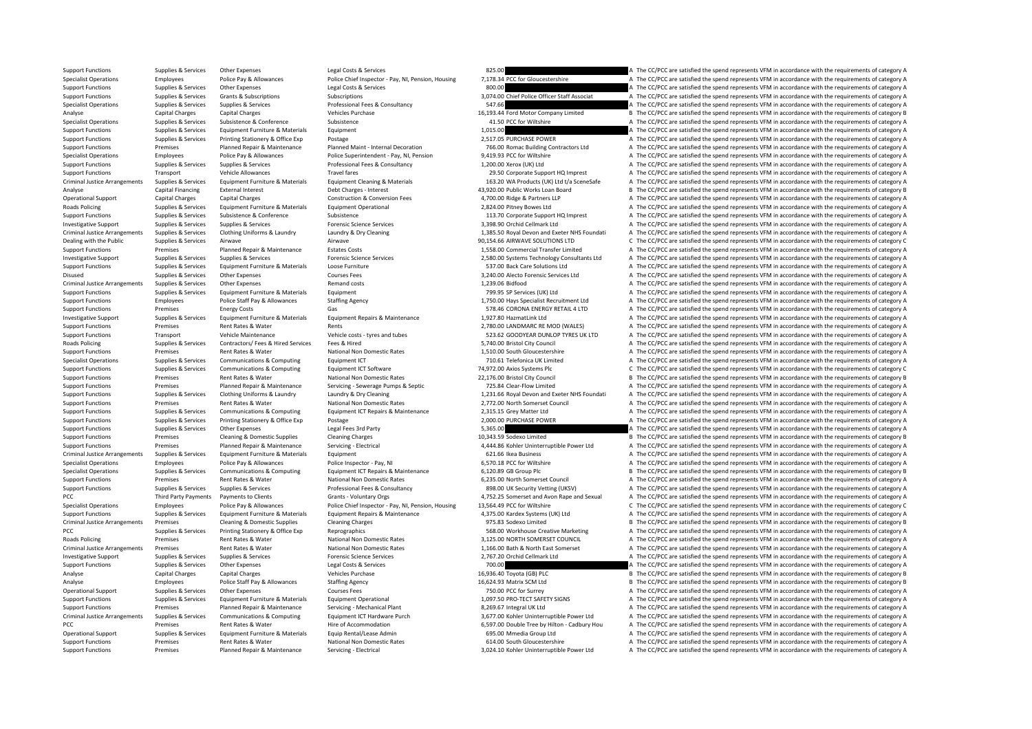| | | | | | | | |
|---|---|---|---|---|---|---|---|
| Support Functions | Supplies & Services | Other Expenses | Legal Costs & Services | 825.00 | | A | The CC/PCC are satisfied the spend represents VFM in accordance with the requirements of category A |
| Specialist Operations | Employees | Police Pay & Allowances | Police Chief Inspector - Pay, NI, Pension, Housing | 7,178.34 | PCC for Gloucestershire | A | The CC/PCC are satisfied the spend represents VFM in accordance with the requirements of category A |
| Support Functions | Supplies & Services | Other Expenses | Legal Costs & Services | 800.00 | | A | The CC/PCC are satisfied the spend represents VFM in accordance with the requirements of category A |
| Support Functions | Supplies & Services | Grants & Subscriptions | Subscriptions | 3,074.00 | Chief Police Officer Staff Associat | A | The CC/PCC are satisfied the spend represents VFM in accordance with the requirements of category A |
| Specialist Operations | Supplies & Services | Supplies & Services | Professional Fees & Consultancy | 547.66 | | A | The CC/PCC are satisfied the spend represents VFM in accordance with the requirements of category A |
| Analyse | Capital Charges | Capital Charges | Vehicles Purchase | 16,193.44 | Ford Motor Company Limited | B | The CC/PCC are satisfied the spend represents VFM in accordance with the requirements of category B |
| Specialist Operations | Supplies & Services | Subsistence & Conference | Subsistence | 41.50 | PCC for Wiltshire | A | The CC/PCC are satisfied the spend represents VFM in accordance with the requirements of category A |
| Support Functions | Supplies & Services | Equipment Furniture & Materials | Equipment | 1,015.00 | | A | The CC/PCC are satisfied the spend represents VFM in accordance with the requirements of category A |
| Support Functions | Supplies & Services | Printing Stationery & Office Exp | Postage | 2,517.05 | PURCHASE POWER | A | The CC/PCC are satisfied the spend represents VFM in accordance with the requirements of category A |
| Support Functions | Premises | Planned Repair & Maintenance | Planned Maint - Internal Decoration | 766.00 | Romac Building Contractors Ltd | A | The CC/PCC are satisfied the spend represents VFM in accordance with the requirements of category A |
| Specialist Operations | Employees | Police Pay & Allowances | Police Superintendent - Pay, NI, Pension | 9,419.93 | PCC for Wiltshire | A | The CC/PCC are satisfied the spend represents VFM in accordance with the requirements of category A |
| Support Functions | Supplies & Services | Supplies & Services | Professional Fees & Consultancy | 1,200.00 | Xerox (UK) Ltd | A | The CC/PCC are satisfied the spend represents VFM in accordance with the requirements of category A |
| Support Functions | Transport | Vehicle Allowances | Travel fares | 29.50 | Corporate Support HQ Imprest | A | The CC/PCC are satisfied the spend represents VFM in accordance with the requirements of category A |
| Criminal Justice Arrangements | Supplies & Services | Equipment Furniture & Materials | Equipment Cleaning & Materials | 163.20 | WA Products (UK) Ltd t/a SceneSafe | A | The CC/PCC are satisfied the spend represents VFM in accordance with the requirements of category A |
| Analyse | Capital Financing | External Interest | Debt Charges - Interest | 43,920.00 | Public Works Loan Board | B | The CC/PCC are satisfied the spend represents VFM in accordance with the requirements of category B |
| Operational Support | Capital Charges | Capital Charges | Construction & Conversion Fees | 4,700.00 | Ridge & Partners LLP | A | The CC/PCC are satisfied the spend represents VFM in accordance with the requirements of category A |
| Roads Policing | Supplies & Services | Equipment Furniture & Materials | Equipment Operational | 2,824.00 | Pitney Bowes Ltd | A | The CC/PCC are satisfied the spend represents VFM in accordance with the requirements of category A |
| Support Functions | Supplies & Services | Subsistence & Conference | Subsistence | 113.70 | Corporate Support HQ Imprest | A | The CC/PCC are satisfied the spend represents VFM in accordance with the requirements of category A |
| Investigative Support | Supplies & Services | Supplies & Services | Forensic Science Services | 3,398.90 | Orchid Cellmark Ltd | A | The CC/PCC are satisfied the spend represents VFM in accordance with the requirements of category A |
| Criminal Justice Arrangements | Supplies & Services | Clothing Uniforms & Laundry | Laundry & Dry Cleaning | 1,385.50 | Royal Devon and Exeter NHS Foundati | A | The CC/PCC are satisfied the spend represents VFM in accordance with the requirements of category A |
| Dealing with the Public | Supplies & Services | Airwave | Airwave | 90,154.66 | AIRWAVE SOLUTIONS LTD | C | The CC/PCC are satisfied the spend represents VFM in accordance with the requirements of category C |
| Support Functions | Premises | Planned Repair & Maintenance | Estates Costs | 1,558.00 | Commercial Transfer Limited | A | The CC/PCC are satisfied the spend represents VFM in accordance with the requirements of category A |
| Investigative Support | Supplies & Services | Supplies & Services | Forensic Science Services | 2,580.00 | Systems Technology Consultants Ltd | A | The CC/PCC are satisfied the spend represents VFM in accordance with the requirements of category A |
| Support Functions | Supplies & Services | Equipment Furniture & Materials | Loose Furniture | 537.00 | Back Care Solutions Ltd | A | The CC/PCC are satisfied the spend represents VFM in accordance with the requirements of category A |
| Disused | Supplies & Services | Other Expenses | Courses Fees | 3,240.00 | Alecto Forensic Services Ltd | A | The CC/PCC are satisfied the spend represents VFM in accordance with the requirements of category A |
| Criminal Justice Arrangements | Supplies & Services | Other Expenses | Remand costs | 1,239.06 | Bidfood | A | The CC/PCC are satisfied the spend represents VFM in accordance with the requirements of category A |
| Support Functions | Supplies & Services | Equipment Furniture & Materials | Equipment | 799.95 | SP Services (UK) Ltd | A | The CC/PCC are satisfied the spend represents VFM in accordance with the requirements of category A |
| Support Functions | Employees | Police Staff Pay & Allowances | Staffing Agency | 1,750.00 | Hays Specialist Recruitment Ltd | A | The CC/PCC are satisfied the spend represents VFM in accordance with the requirements of category A |
| Support Functions | Premises | Energy Costs | Gas | 578.46 | CORONA ENERGY RETAIL 4 LTD | A | The CC/PCC are satisfied the spend represents VFM in accordance with the requirements of category A |
| Investigative Support | Supplies & Services | Equipment Furniture & Materials | Equipment Repairs & Maintenance | 1,927.80 | HazmatLink Ltd | A | The CC/PCC are satisfied the spend represents VFM in accordance with the requirements of category A |
| Support Functions | Premises | Rent Rates & Water | Rents | 2,780.00 | LANDMARC RE MOD (WALES) | A | The CC/PCC are satisfied the spend represents VFM in accordance with the requirements of category A |
| Support Functions | Transport | Vehicle Maintenance | Vehicle costs - tyres and tubes | 523.62 | GOODYEAR DUNLOP TYRES UK LTD | A | The CC/PCC are satisfied the spend represents VFM in accordance with the requirements of category A |
| Roads Policing | Supplies & Services | Contractors/ Fees & Hired Services | Fees & Hired | 5,740.00 | Bristol City Council | A | The CC/PCC are satisfied the spend represents VFM in accordance with the requirements of category A |
| Support Functions | Premises | Rent Rates & Water | National Non Domestic Rates | 1,510.00 | South Gloucestershire | A | The CC/PCC are satisfied the spend represents VFM in accordance with the requirements of category A |
| Specialist Operations | Supplies & Services | Communications & Computing | Equipment ICT | 710.61 | Telefonica UK Limited | A | The CC/PCC are satisfied the spend represents VFM in accordance with the requirements of category A |
| Support Functions | Supplies & Services | Communications & Computing | Equipment ICT Software | 74,972.00 | Axios Systems Plc | C | The CC/PCC are satisfied the spend represents VFM in accordance with the requirements of category C |
| Support Functions | Premises | Rent Rates & Water | National Non Domestic Rates | 22,176.00 | Bristol City Council | B | The CC/PCC are satisfied the spend represents VFM in accordance with the requirements of category B |
| Support Functions | Premises | Planned Repair & Maintenance | Servicing - Sewerage Pumps & Septic | 725.84 | Clear-Flow Limited | A | The CC/PCC are satisfied the spend represents VFM in accordance with the requirements of category A |
| Support Functions | Supplies & Services | Clothing Uniforms & Laundry | Laundry & Dry Cleaning | 1,231.66 | Royal Devon and Exeter NHS Foundati | A | The CC/PCC are satisfied the spend represents VFM in accordance with the requirements of category A |
| Support Functions | Premises | Rent Rates & Water | National Non Domestic Rates | 2,772.00 | North Somerset Council | A | The CC/PCC are satisfied the spend represents VFM in accordance with the requirements of category A |
| Support Functions | Supplies & Services | Communications & Computing | Equipment ICT Repairs & Maintenance | 2,315.15 | Grey Matter Ltd | A | The CC/PCC are satisfied the spend represents VFM in accordance with the requirements of category A |
| Support Functions | Supplies & Services | Printing Stationery & Office Exp | Postage | 2,000.00 | PURCHASE POWER | A | The CC/PCC are satisfied the spend represents VFM in accordance with the requirements of category A |
| Support Functions | Supplies & Services | Other Expenses | Legal Fees 3rd Party | 5,365.00 | | A | The CC/PCC are satisfied the spend represents VFM in accordance with the requirements of category A |
| Support Functions | Premises | Cleaning & Domestic Supplies | Cleaning Charges | 10,343.59 | Sodexo Limited | B | The CC/PCC are satisfied the spend represents VFM in accordance with the requirements of category B |
| Support Functions | Premises | Planned Repair & Maintenance | Servicing - Electrical | 4,444.86 | Kohler Uninterruptible Power Ltd | A | The CC/PCC are satisfied the spend represents VFM in accordance with the requirements of category A |
| Criminal Justice Arrangements | Supplies & Services | Equipment Furniture & Materials | Equipment | 621.66 | Ikea Business | A | The CC/PCC are satisfied the spend represents VFM in accordance with the requirements of category A |
| Specialist Operations | Employees | Police Pay & Allowances | Police Inspector - Pay, NI | 6,570.18 | PCC for Wiltshire | A | The CC/PCC are satisfied the spend represents VFM in accordance with the requirements of category A |
| Specialist Operations | Supplies & Services | Communications & Computing | Equipment ICT Repairs & Maintenance | 6,120.89 | GB Group Plc | B | The CC/PCC are satisfied the spend represents VFM in accordance with the requirements of category B |
| Support Functions | Premises | Rent Rates & Water | National Non Domestic Rates | 6,235.00 | North Somerset Council | A | The CC/PCC are satisfied the spend represents VFM in accordance with the requirements of category A |
| Support Functions | Supplies & Services | Supplies & Services | Professional Fees & Consultancy | 898.00 | UK Security Vetting (UKSV) | A | The CC/PCC are satisfied the spend represents VFM in accordance with the requirements of category A |
| PCC | Third Party Payments | Payments to Clients | Grants - Voluntary Orgs | 4,752.25 | Somerset and Avon Rape and Sexual | A | The CC/PCC are satisfied the spend represents VFM in accordance with the requirements of category A |
| Specialist Operations | Employees | Police Pay & Allowances | Police Chief Inspector - Pay, NI, Pension, Housing | 13,564.49 | PCC for Wiltshire | C | The CC/PCC are satisfied the spend represents VFM in accordance with the requirements of category C |
| Support Functions | Supplies & Services | Equipment Furniture & Materials | Equipment Repairs & Maintenance | 4,375.00 | Kardex Systems (UK) Ltd | A | The CC/PCC are satisfied the spend represents VFM in accordance with the requirements of category A |
| Criminal Justice Arrangements | Premises | Cleaning & Domestic Supplies | Cleaning Charges | 975.83 | Sodexo Limited | B | The CC/PCC are satisfied the spend represents VFM in accordance with the requirements of category B |
| PCC | Supplies & Services | Printing Stationery & Office Exp | Reprographics | 568.00 | Workhouse Creative Marketing | A | The CC/PCC are satisfied the spend represents VFM in accordance with the requirements of category A |
| Roads Policing | Premises | Rent Rates & Water | National Non Domestic Rates | 3,125.00 | NORTH SOMERSET COUNCIL | A | The CC/PCC are satisfied the spend represents VFM in accordance with the requirements of category A |
| Criminal Justice Arrangements | Premises | Rent Rates & Water | National Non Domestic Rates | 1,166.00 | Bath & North East Somerset | A | The CC/PCC are satisfied the spend represents VFM in accordance with the requirements of category A |
| Investigative Support | Supplies & Services | Supplies & Services | Forensic Science Services | 2,767.20 | Orchid Cellmark Ltd | A | The CC/PCC are satisfied the spend represents VFM in accordance with the requirements of category A |
| Support Functions | Supplies & Services | Other Expenses | Legal Costs & Services | 700.00 | | A | The CC/PCC are satisfied the spend represents VFM in accordance with the requirements of category A |
| Analyse | Capital Charges | Capital Charges | Vehicles Purchase | 16,936.40 | Toyota (GB) PLC | B | The CC/PCC are satisfied the spend represents VFM in accordance with the requirements of category B |
| Analyse | Employees | Police Staff Pay & Allowances | Staffing Agency | 16,624.93 | Matrix SCM Ltd | B | The CC/PCC are satisfied the spend represents VFM in accordance with the requirements of category B |
| Operational Support | Supplies & Services | Other Expenses | Courses Fees | 750.00 | PCC for Surrey | A | The CC/PCC are satisfied the spend represents VFM in accordance with the requirements of category A |
| Support Functions | Supplies & Services | Equipment Furniture & Materials | Equipment Operational | 1,097.50 | PRO-TECT SAFETY SIGNS | A | The CC/PCC are satisfied the spend represents VFM in accordance with the requirements of category A |
| Support Functions | Premises | Planned Repair & Maintenance | Servicing - Mechanical Plant | 8,269.67 | Integral UK Ltd | A | The CC/PCC are satisfied the spend represents VFM in accordance with the requirements of category A |
| Criminal Justice Arrangements | Supplies & Services | Communications & Computing | Equipment ICT Hardware Purch | 3,677.00 | Kohler Uninterruptible Power Ltd | A | The CC/PCC are satisfied the spend represents VFM in accordance with the requirements of category A |
| PCC | Premises | Rent Rates & Water | Hire of Accommodation | 6,597.00 | Double Tree by Hilton - Cadbury Hou | A | The CC/PCC are satisfied the spend represents VFM in accordance with the requirements of category A |
| Operational Support | Supplies & Services | Equipment Furniture & Materials | Equip Rental/Lease Admin | 695.00 | Mmedia Group Ltd | A | The CC/PCC are satisfied the spend represents VFM in accordance with the requirements of category A |
| Support Functions | Premises | Rent Rates & Water | National Non Domestic Rates | 614.00 | South Gloucestershire | A | The CC/PCC are satisfied the spend represents VFM in accordance with the requirements of category A |
| Support Functions | Premises | Planned Repair & Maintenance | Servicing - Electrical | 3,024.10 | Kohler Uninterruptible Power Ltd | A | The CC/PCC are satisfied the spend represents VFM in accordance with the requirements of category A |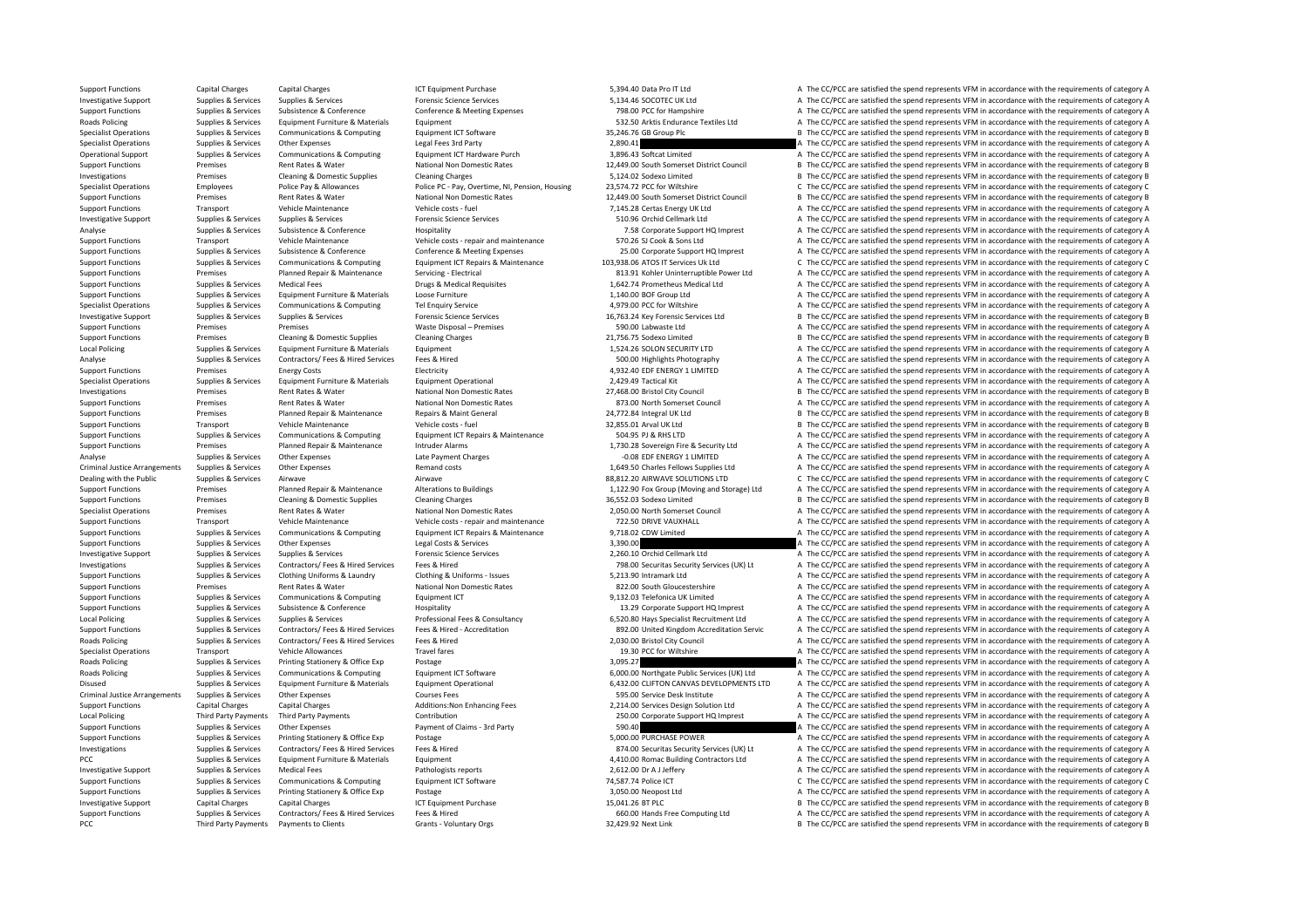| Support Functions | Capital Charges | Capital Charges | ICT Equipment Purchase | 5,394.40 | Data Pro IT Ltd | A | The CC/PCC are satisfied the spend represents VFM in accordance with the requirements of category A |
|---|---|---|---|---|---|---|---|
| Investigative Support | Supplies & Services | Supplies & Services | Forensic Science Services | 5,134.46 | SOCOTEC UK Ltd | A | The CC/PCC are satisfied the spend represents VFM in accordance with the requirements of category A |
| Support Functions | Supplies & Services | Subsistence & Conference | Conference & Meeting Expenses | 798.00 | PCC for Hampshire | A | The CC/PCC are satisfied the spend represents VFM in accordance with the requirements of category A |
| Roads Policing | Supplies & Services | Equipment Furniture & Materials | Equipment | 532.50 | Arktis Endurance Textiles Ltd | A | The CC/PCC are satisfied the spend represents VFM in accordance with the requirements of category A |
| Specialist Operations | Supplies & Services | Communications & Computing | Equipment ICT Software | 35,246.76 | GB Group Plc | B | The CC/PCC are satisfied the spend represents VFM in accordance with the requirements of category B |
| Specialist Operations | Supplies & Services | Other Expenses | Legal Fees 3rd Party | 2,890.41 | | A | The CC/PCC are satisfied the spend represents VFM in accordance with the requirements of category A |
| Operational Support | Supplies & Services | Communications & Computing | Equipment ICT Hardware Purch | 3,896.43 | Softcat Limited | A | The CC/PCC are satisfied the spend represents VFM in accordance with the requirements of category A |
| Support Functions | Premises | Rent Rates & Water | National Non Domestic Rates | 12,449.00 | South Somerset District Council | B | The CC/PCC are satisfied the spend represents VFM in accordance with the requirements of category B |
| Investigations | Premises | Cleaning & Domestic Supplies | Cleaning Charges | 5,124.02 | Sodexo Limited | B | The CC/PCC are satisfied the spend represents VFM in accordance with the requirements of category B |
| Specialist Operations | Employees | Police Pay & Allowances | Police PC - Pay, Overtime, NI, Pension, Housing | 23,574.72 | PCC for Wiltshire | C | The CC/PCC are satisfied the spend represents VFM in accordance with the requirements of category C |
| Support Functions | Premises | Rent Rates & Water | National Non Domestic Rates | 12,449.00 | South Somerset District Council | B | The CC/PCC are satisfied the spend represents VFM in accordance with the requirements of category B |
| Support Functions | Transport | Vehicle Maintenance | Vehicle costs - fuel | 7,145.28 | Certas Energy UK Ltd | A | The CC/PCC are satisfied the spend represents VFM in accordance with the requirements of category A |
| Investigative Support | Supplies & Services | Supplies & Services | Forensic Science Services | 510.96 | Orchid Cellmark Ltd | A | The CC/PCC are satisfied the spend represents VFM in accordance with the requirements of category A |
| Analyse | Supplies & Services | Subsistence & Conference | Hospitality | 7.58 | Corporate Support HQ Imprest | A | The CC/PCC are satisfied the spend represents VFM in accordance with the requirements of category A |
| Support Functions | Transport | Vehicle Maintenance | Vehicle costs - repair and maintenance | 570.26 | SJ Cook & Sons Ltd | A | The CC/PCC are satisfied the spend represents VFM in accordance with the requirements of category A |
| Support Functions | Supplies & Services | Subsistence & Conference | Conference & Meeting Expenses | 25.00 | Corporate Support HQ Imprest | A | The CC/PCC are satisfied the spend represents VFM in accordance with the requirements of category A |
| Support Functions | Supplies & Services | Communications & Computing | Equipment ICT Repairs & Maintenance | 103,938.06 | ATOS IT Services Uk Ltd | C | The CC/PCC are satisfied the spend represents VFM in accordance with the requirements of category C |
| Support Functions | Premises | Planned Repair & Maintenance | Servicing - Electrical | 813.91 | Kohler Uninterruptible Power Ltd | A | The CC/PCC are satisfied the spend represents VFM in accordance with the requirements of category A |
| Support Functions | Supplies & Services | Medical Fees | Drugs & Medical Requisites | 1,642.74 | Prometheus Medical Ltd | A | The CC/PCC are satisfied the spend represents VFM in accordance with the requirements of category A |
| Support Functions | Supplies & Services | Equipment Furniture & Materials | Loose Furniture | 1,140.00 | BOF Group Ltd | A | The CC/PCC are satisfied the spend represents VFM in accordance with the requirements of category A |
| Specialist Operations | Supplies & Services | Communications & Computing | Tel Enquiry Service | 4,979.00 | PCC for Wiltshire | A | The CC/PCC are satisfied the spend represents VFM in accordance with the requirements of category A |
| Investigative Support | Supplies & Services | Supplies & Services | Forensic Science Services | 16,763.24 | Key Forensic Services Ltd | B | The CC/PCC are satisfied the spend represents VFM in accordance with the requirements of category B |
| Support Functions | Premises | Premises | Waste Disposal – Premises | 590.00 | Labwaste Ltd | A | The CC/PCC are satisfied the spend represents VFM in accordance with the requirements of category A |
| Support Functions | Premises | Cleaning & Domestic Supplies | Cleaning Charges | 21,756.75 | Sodexo Limited | B | The CC/PCC are satisfied the spend represents VFM in accordance with the requirements of category B |
| Local Policing | Supplies & Services | Equipment Furniture & Materials | Equipment | 1,524.26 | SOLON SECURITY LTD | A | The CC/PCC are satisfied the spend represents VFM in accordance with the requirements of category A |
| Analyse | Supplies & Services | Contractors/ Fees & Hired Services | Fees & Hired | 500.00 | Highlights Photography | A | The CC/PCC are satisfied the spend represents VFM in accordance with the requirements of category A |
| Support Functions | Premises | Energy Costs | Electricity | 4,932.40 | EDF ENERGY 1 LIMITED | A | The CC/PCC are satisfied the spend represents VFM in accordance with the requirements of category A |
| Specialist Operations | Supplies & Services | Equipment Furniture & Materials | Equipment Operational | 2,429.49 | Tactical Kit | A | The CC/PCC are satisfied the spend represents VFM in accordance with the requirements of category A |
| Investigations | Premises | Rent Rates & Water | National Non Domestic Rates | 27,468.00 | Bristol City Council | B | The CC/PCC are satisfied the spend represents VFM in accordance with the requirements of category B |
| Support Functions | Premises | Rent Rates & Water | National Non Domestic Rates | 873.00 | North Somerset Council | A | The CC/PCC are satisfied the spend represents VFM in accordance with the requirements of category A |
| Support Functions | Premises | Planned Repair & Maintenance | Repairs & Maint General | 24,772.84 | Integral UK Ltd | B | The CC/PCC are satisfied the spend represents VFM in accordance with the requirements of category B |
| Support Functions | Transport | Vehicle Maintenance | Vehicle costs - fuel | 32,855.01 | Arval UK Ltd | B | The CC/PCC are satisfied the spend represents VFM in accordance with the requirements of category B |
| Support Functions | Supplies & Services | Communications & Computing | Equipment ICT Repairs & Maintenance | 504.95 | PJ & RHS LTD | A | The CC/PCC are satisfied the spend represents VFM in accordance with the requirements of category A |
| Support Functions | Premises | Planned Repair & Maintenance | Intruder Alarms | 1,730.28 | Sovereign Fire & Security Ltd | A | The CC/PCC are satisfied the spend represents VFM in accordance with the requirements of category A |
| Analyse | Supplies & Services | Other Expenses | Late Payment Charges | -0.08 | EDF ENERGY 1 LIMITED | A | The CC/PCC are satisfied the spend represents VFM in accordance with the requirements of category A |
| Criminal Justice Arrangements | Supplies & Services | Other Expenses | Remand costs | 1,649.50 | Charles Fellows Supplies Ltd | A | The CC/PCC are satisfied the spend represents VFM in accordance with the requirements of category A |
| Dealing with the Public | Supplies & Services | Airwave | Airwave | 88,812.20 | AIRWAVE SOLUTIONS LTD | C | The CC/PCC are satisfied the spend represents VFM in accordance with the requirements of category C |
| Support Functions | Premises | Planned Repair & Maintenance | Alterations to Buildings | 1,122.90 | Fox Group (Moving and Storage) Ltd | A | The CC/PCC are satisfied the spend represents VFM in accordance with the requirements of category A |
| Support Functions | Premises | Cleaning & Domestic Supplies | Cleaning Charges | 36,552.03 | Sodexo Limited | B | The CC/PCC are satisfied the spend represents VFM in accordance with the requirements of category B |
| Specialist Operations | Premises | Rent Rates & Water | National Non Domestic Rates | 2,050.00 | North Somerset Council | A | The CC/PCC are satisfied the spend represents VFM in accordance with the requirements of category A |
| Support Functions | Transport | Vehicle Maintenance | Vehicle costs - repair and maintenance | 722.50 | DRIVE VAUXHALL | A | The CC/PCC are satisfied the spend represents VFM in accordance with the requirements of category A |
| Support Functions | Supplies & Services | Communications & Computing | Equipment ICT Repairs & Maintenance | 9,718.02 | CDW Limited | A | The CC/PCC are satisfied the spend represents VFM in accordance with the requirements of category A |
| Support Functions | Supplies & Services | Other Expenses | Legal Costs & Services | 3,390.00 | | A | The CC/PCC are satisfied the spend represents VFM in accordance with the requirements of category A |
| Investigative Support | Supplies & Services | Supplies & Services | Forensic Science Services | 2,260.10 | Orchid Cellmark Ltd | A | The CC/PCC are satisfied the spend represents VFM in accordance with the requirements of category A |
| Investigations | Supplies & Services | Contractors/ Fees & Hired Services | Fees & Hired | 798.00 | Securitas Security Services (UK) Lt | A | The CC/PCC are satisfied the spend represents VFM in accordance with the requirements of category A |
| Support Functions | Supplies & Services | Clothing Uniforms & Laundry | Clothing & Uniforms - Issues | 5,213.90 | Intramark Ltd | A | The CC/PCC are satisfied the spend represents VFM in accordance with the requirements of category A |
| Support Functions | Premises | Rent Rates & Water | National Non Domestic Rates | 822.00 | South Gloucestershire | A | The CC/PCC are satisfied the spend represents VFM in accordance with the requirements of category A |
| Support Functions | Supplies & Services | Communications & Computing | Equipment ICT | 9,132.03 | Telefonica UK Limited | A | The CC/PCC are satisfied the spend represents VFM in accordance with the requirements of category A |
| Support Functions | Supplies & Services | Subsistence & Conference | Hospitality | 13.29 | Corporate Support HQ Imprest | A | The CC/PCC are satisfied the spend represents VFM in accordance with the requirements of category A |
| Local Policing | Supplies & Services | Supplies & Services | Professional Fees & Consultancy | 6,520.80 | Hays Specialist Recruitment Ltd | A | The CC/PCC are satisfied the spend represents VFM in accordance with the requirements of category A |
| Support Functions | Supplies & Services | Contractors/ Fees & Hired Services | Fees & Hired - Accreditation | 892.00 | United Kingdom Accreditation Servic | A | The CC/PCC are satisfied the spend represents VFM in accordance with the requirements of category A |
| Roads Policing | Supplies & Services | Contractors/ Fees & Hired Services | Fees & Hired | 2,030.00 | Bristol City Council | A | The CC/PCC are satisfied the spend represents VFM in accordance with the requirements of category A |
| Specialist Operations | Transport | Vehicle Allowances | Travel fares | 19.30 | PCC for Wiltshire | A | The CC/PCC are satisfied the spend represents VFM in accordance with the requirements of category A |
| Roads Policing | Supplies & Services | Printing Stationery & Office Exp | Postage | 3,095.27 | | A | The CC/PCC are satisfied the spend represents VFM in accordance with the requirements of category A |
| Roads Policing | Supplies & Services | Communications & Computing | Equipment ICT Software | 6,000.00 | Northgate Public Services (UK) Ltd | A | The CC/PCC are satisfied the spend represents VFM in accordance with the requirements of category A |
| Disused | Supplies & Services | Equipment Furniture & Materials | Equipment Operational | 6,432.00 | CLIFTON CANVAS DEVELOPMENTS LTD | A | The CC/PCC are satisfied the spend represents VFM in accordance with the requirements of category A |
| Criminal Justice Arrangements | Supplies & Services | Other Expenses | Courses Fees | 595.00 | Service Desk Institute | A | The CC/PCC are satisfied the spend represents VFM in accordance with the requirements of category A |
| Support Functions | Capital Charges | Capital Charges | Additions:Non Enhancing Fees | 2,214.00 | Services Design Solution Ltd | A | The CC/PCC are satisfied the spend represents VFM in accordance with the requirements of category A |
| Local Policing | Third Party Payments | Third Party Payments | Contribution | 250.00 | Corporate Support HQ Imprest | A | The CC/PCC are satisfied the spend represents VFM in accordance with the requirements of category A |
| Support Functions | Supplies & Services | Other Expenses | Payment of Claims - 3rd Party | 590.40 | | A | The CC/PCC are satisfied the spend represents VFM in accordance with the requirements of category A |
| Support Functions | Supplies & Services | Printing Stationery & Office Exp | Postage | 5,000.00 | PURCHASE POWER | A | The CC/PCC are satisfied the spend represents VFM in accordance with the requirements of category A |
| Investigations | Supplies & Services | Contractors/ Fees & Hired Services | Fees & Hired | 874.00 | Securitas Security Services (UK) Lt | A | The CC/PCC are satisfied the spend represents VFM in accordance with the requirements of category A |
| PCC | Supplies & Services | Equipment Furniture & Materials | Equipment | 4,410.00 | Romac Building Contractors Ltd | A | The CC/PCC are satisfied the spend represents VFM in accordance with the requirements of category A |
| Investigative Support | Supplies & Services | Medical Fees | Pathologists reports | 2,612.00 | Dr A J Jeffery | A | The CC/PCC are satisfied the spend represents VFM in accordance with the requirements of category A |
| Support Functions | Supplies & Services | Communications & Computing | Equipment ICT Software | 74,587.74 | Police ICT | C | The CC/PCC are satisfied the spend represents VFM in accordance with the requirements of category C |
| Support Functions | Supplies & Services | Printing Stationery & Office Exp | Postage | 3,050.00 | Neopost Ltd | A | The CC/PCC are satisfied the spend represents VFM in accordance with the requirements of category A |
| Investigative Support | Capital Charges | Capital Charges | ICT Equipment Purchase | 15,041.26 | BT PLC | B | The CC/PCC are satisfied the spend represents VFM in accordance with the requirements of category B |
| Support Functions | Supplies & Services | Contractors/ Fees & Hired Services | Fees & Hired | 660.00 | Hands Free Computing Ltd | A | The CC/PCC are satisfied the spend represents VFM in accordance with the requirements of category A |
| PCC | Third Party Payments | Payments to Clients | Grants - Voluntary Orgs | 32,429.92 | Next Link | B | The CC/PCC are satisfied the spend represents VFM in accordance with the requirements of category B |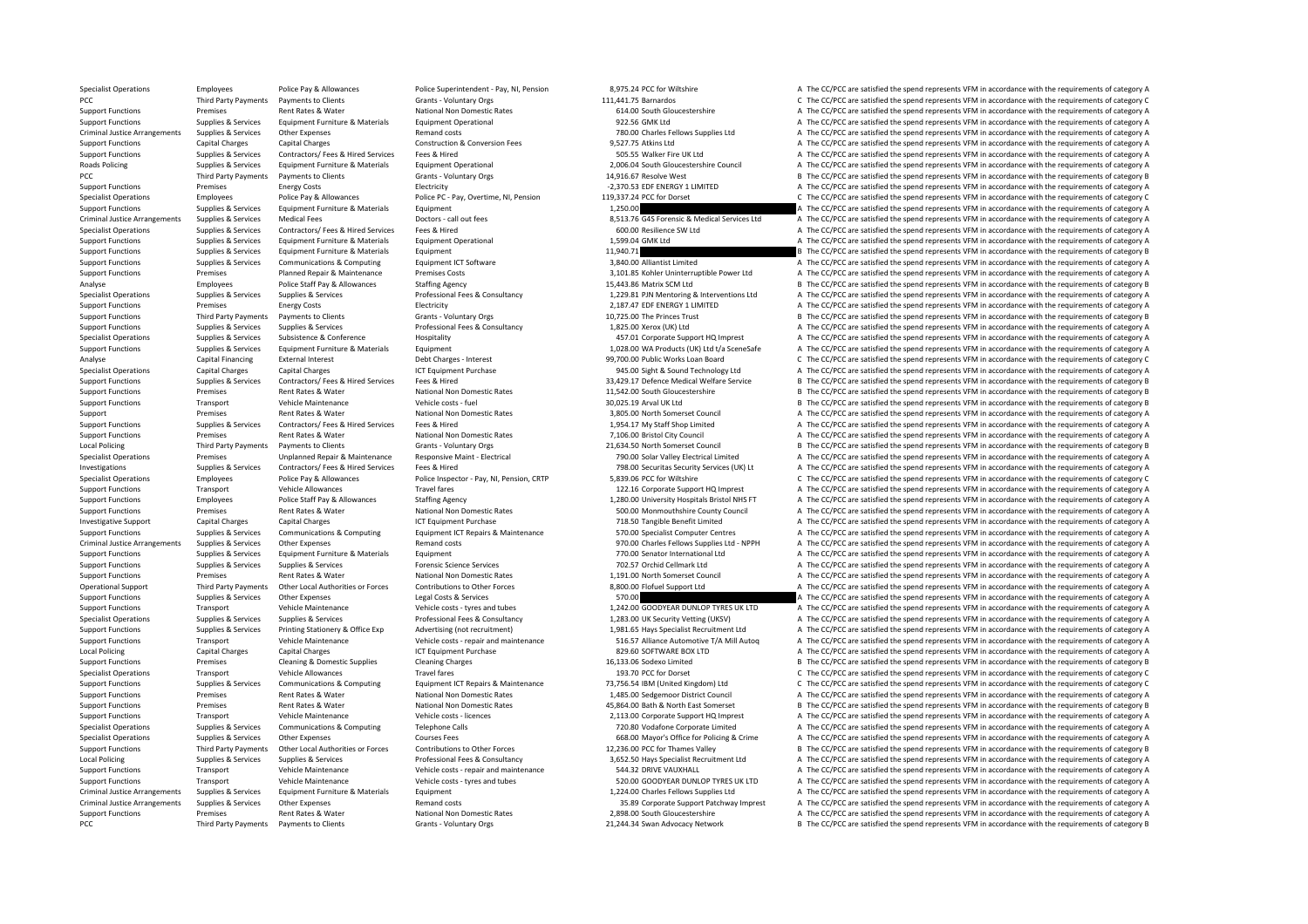| | | | | | | |
|---|---|---|---|---|---|---|
| Specialist Operations | Employees | Police Pay & Allowances | Police Superintendent - Pay, NI, Pension | 8,975.24 | PCC for Wiltshire | A The CC/PCC are satisfied the spend represents VFM in accordance with the requirements of category A |
| PCC | Third Party Payments | Payments to Clients | Grants - Voluntary Orgs | 111,441.75 | Barnardos | C The CC/PCC are satisfied the spend represents VFM in accordance with the requirements of category C |
| Support Functions | Premises | Rent Rates & Water | National Non Domestic Rates | 614.00 | South Gloucestershire | A The CC/PCC are satisfied the spend represents VFM in accordance with the requirements of category A |
| Support Functions | Supplies & Services | Equipment Furniture & Materials | Equipment Operational | 922.56 | GMK Ltd | A The CC/PCC are satisfied the spend represents VFM in accordance with the requirements of category A |
| Criminal Justice Arrangements | Supplies & Services | Other Expenses | Remand costs | 780.00 | Charles Fellows Supplies Ltd | A The CC/PCC are satisfied the spend represents VFM in accordance with the requirements of category A |
| Support Functions | Capital Charges | Capital Charges | Construction & Conversion Fees | 9,527.75 | Atkins Ltd | A The CC/PCC are satisfied the spend represents VFM in accordance with the requirements of category A |
| Support Functions | Supplies & Services | Contractors/ Fees & Hired Services | Fees & Hired | 505.55 | Walker Fire UK Ltd | A The CC/PCC are satisfied the spend represents VFM in accordance with the requirements of category A |
| Roads Policing | Supplies & Services | Equipment Furniture & Materials | Equipment Operational | 2,006.04 | South Gloucestershire Council | A The CC/PCC are satisfied the spend represents VFM in accordance with the requirements of category A |
| PCC | Third Party Payments | Payments to Clients | Grants - Voluntary Orgs | 14,916.67 | Resolve West | B The CC/PCC are satisfied the spend represents VFM in accordance with the requirements of category B |
| Support Functions | Premises | Energy Costs | Electricity | -2,370.53 | EDF ENERGY 1 LIMITED | A The CC/PCC are satisfied the spend represents VFM in accordance with the requirements of category A |
| Specialist Operations | Employees | Police Pay & Allowances | Police PC - Pay, Overtime, NI, Pension | 119,337.24 | PCC for Dorset | C The CC/PCC are satisfied the spend represents VFM in accordance with the requirements of category C |
| Support Functions | Supplies & Services | Equipment Furniture & Materials | Equipment | 1,250.00 | | A The CC/PCC are satisfied the spend represents VFM in accordance with the requirements of category A |
| Criminal Justice Arrangements | Supplies & Services | Medical Fees | Doctors - call out fees | 8,513.76 | G4S Forensic & Medical Services Ltd | A The CC/PCC are satisfied the spend represents VFM in accordance with the requirements of category A |
| Specialist Operations | Supplies & Services | Contractors/ Fees & Hired Services | Fees & Hired | 600.00 | Resilience SW Ltd | A The CC/PCC are satisfied the spend represents VFM in accordance with the requirements of category A |
| Support Functions | Supplies & Services | Equipment Furniture & Materials | Equipment Operational | 1,599.04 | GMK Ltd | A The CC/PCC are satisfied the spend represents VFM in accordance with the requirements of category A |
| Support Functions | Supplies & Services | Equipment Furniture & Materials | Equipment | 11,940.71 | | B The CC/PCC are satisfied the spend represents VFM in accordance with the requirements of category B |
| Support Functions | Supplies & Services | Communications & Computing | Equipment ICT Software | 3,840.00 | Alliantist Limited | A The CC/PCC are satisfied the spend represents VFM in accordance with the requirements of category A |
| Support Functions | Premises | Planned Repair & Maintenance | Premises Costs | 3,101.85 | Kohler Uninterruptible Power Ltd | A The CC/PCC are satisfied the spend represents VFM in accordance with the requirements of category A |
| Analyse | Employees | Police Staff Pay & Allowances | Staffing Agency | 15,443.86 | Matrix SCM Ltd | B The CC/PCC are satisfied the spend represents VFM in accordance with the requirements of category B |
| Specialist Operations | Supplies & Services | Supplies & Services | Professional Fees & Consultancy | 1,229.81 | PJN Mentoring & Interventions Ltd | A The CC/PCC are satisfied the spend represents VFM in accordance with the requirements of category A |
| Support Functions | Premises | Energy Costs | Electricity | 2,187.47 | EDF ENERGY 1 LIMITED | A The CC/PCC are satisfied the spend represents VFM in accordance with the requirements of category A |
| Support Functions | Third Party Payments | Payments to Clients | Grants - Voluntary Orgs | 10,725.00 | The Princes Trust | B The CC/PCC are satisfied the spend represents VFM in accordance with the requirements of category B |
| Support Functions | Supplies & Services | Supplies & Services | Professional Fees & Consultancy | 1,825.00 | Xerox (UK) Ltd | A The CC/PCC are satisfied the spend represents VFM in accordance with the requirements of category A |
| Specialist Operations | Supplies & Services | Subsistence & Conference | Hospitality | 457.01 | Corporate Support HQ Imprest | A The CC/PCC are satisfied the spend represents VFM in accordance with the requirements of category A |
| Support Functions | Supplies & Services | Equipment Furniture & Materials | Equipment | 1,028.00 | WA Products (UK) Ltd t/a SceneSafe | A The CC/PCC are satisfied the spend represents VFM in accordance with the requirements of category A |
| Analyse | Capital Financing | External Interest | Debt Charges - Interest | 99,700.00 | Public Works Loan Board | C The CC/PCC are satisfied the spend represents VFM in accordance with the requirements of category C |
| Specialist Operations | Capital Charges | Capital Charges | ICT Equipment Purchase | 945.00 | Sight & Sound Technology Ltd | A The CC/PCC are satisfied the spend represents VFM in accordance with the requirements of category A |
| Support Functions | Supplies & Services | Contractors/ Fees & Hired Services | Fees & Hired | 33,429.17 | Defence Medical Welfare Service | B The CC/PCC are satisfied the spend represents VFM in accordance with the requirements of category B |
| Support Functions | Premises | Rent Rates & Water | National Non Domestic Rates | 11,542.00 | South Gloucestershire | B The CC/PCC are satisfied the spend represents VFM in accordance with the requirements of category B |
| Support Functions | Transport | Vehicle Maintenance | Vehicle costs - fuel | 30,025.19 | Arval UK Ltd | B The CC/PCC are satisfied the spend represents VFM in accordance with the requirements of category B |
| Support | Premises | Rent Rates & Water | National Non Domestic Rates | 3,805.00 | North Somerset Council | A The CC/PCC are satisfied the spend represents VFM in accordance with the requirements of category A |
| Support Functions | Supplies & Services | Contractors/ Fees & Hired Services | Fees & Hired | 1,954.17 | My Staff Shop Limited | A The CC/PCC are satisfied the spend represents VFM in accordance with the requirements of category A |
| Support Functions | Premises | Rent Rates & Water | National Non Domestic Rates | 7,106.00 | Bristol City Council | A The CC/PCC are satisfied the spend represents VFM in accordance with the requirements of category A |
| Local Policing | Third Party Payments | Payments to Clients | Grants - Voluntary Orgs | 21,634.50 | North Somerset Council | B The CC/PCC are satisfied the spend represents VFM in accordance with the requirements of category B |
| Specialist Operations | Premises | Unplanned Repair & Maintenance | Responsive Maint - Electrical | 790.00 | Solar Valley Electrical Limited | A The CC/PCC are satisfied the spend represents VFM in accordance with the requirements of category A |
| Investigations | Supplies & Services | Contractors/ Fees & Hired Services | Fees & Hired | 798.00 | Securitas Security Services (UK) Lt | A The CC/PCC are satisfied the spend represents VFM in accordance with the requirements of category A |
| Specialist Operations | Employees | Police Pay & Allowances | Police Inspector - Pay, NI, Pension, CRTP | 5,839.06 | PCC for Wiltshire | C The CC/PCC are satisfied the spend represents VFM in accordance with the requirements of category C |
| Support Functions | Transport | Vehicle Allowances | Travel fares | 122.16 | Corporate Support HQ Imprest | A The CC/PCC are satisfied the spend represents VFM in accordance with the requirements of category A |
| Support Functions | Employees | Police Staff Pay & Allowances | Staffing Agency | 1,280.00 | University Hospitals Bristol NHS FT | A The CC/PCC are satisfied the spend represents VFM in accordance with the requirements of category A |
| Support Functions | Premises | Rent Rates & Water | National Non Domestic Rates | 500.00 | Monmouthshire County Council | A The CC/PCC are satisfied the spend represents VFM in accordance with the requirements of category A |
| Investigative Support | Capital Charges | Capital Charges | ICT Equipment Purchase | 718.50 | Tangible Benefit Limited | A The CC/PCC are satisfied the spend represents VFM in accordance with the requirements of category A |
| Support Functions | Supplies & Services | Communications & Computing | Equipment ICT Repairs & Maintenance | 570.00 | Specialist Computer Centres | A The CC/PCC are satisfied the spend represents VFM in accordance with the requirements of category A |
| Criminal Justice Arrangements | Supplies & Services | Other Expenses | Remand costs | 970.00 | Charles Fellows Supplies Ltd - NPPH | A The CC/PCC are satisfied the spend represents VFM in accordance with the requirements of category A |
| Support Functions | Supplies & Services | Equipment Furniture & Materials | Equipment | 770.00 | Senator International Ltd | A The CC/PCC are satisfied the spend represents VFM in accordance with the requirements of category A |
| Support Functions | Supplies & Services | Supplies & Services | Forensic Science Services | 702.57 | Orchid Cellmark Ltd | A The CC/PCC are satisfied the spend represents VFM in accordance with the requirements of category A |
| Support Functions | Premises | Rent Rates & Water | National Non Domestic Rates | 1,191.00 | North Somerset Council | A The CC/PCC are satisfied the spend represents VFM in accordance with the requirements of category A |
| Operational Support | Third Party Payments | Other Local Authorities or Forces | Contributions to Other Forces | 8,800.00 | Flofuel Support Ltd | A The CC/PCC are satisfied the spend represents VFM in accordance with the requirements of category A |
| Support Functions | Supplies & Services | Other Expenses | Legal Costs & Services | 570.00 | | A The CC/PCC are satisfied the spend represents VFM in accordance with the requirements of category A |
| Support Functions | Transport | Vehicle Maintenance | Vehicle costs - tyres and tubes | 1,242.00 | GOODYEAR DUNLOP TYRES UK LTD | A The CC/PCC are satisfied the spend represents VFM in accordance with the requirements of category A |
| Specialist Operations | Supplies & Services | Supplies & Services | Professional Fees & Consultancy | 1,283.00 | UK Security Vetting (UKSV) | A The CC/PCC are satisfied the spend represents VFM in accordance with the requirements of category A |
| Support Functions | Supplies & Services | Printing Stationery & Office Exp | Advertising (not recruitment) | 1,981.65 | Hays Specialist Recruitment Ltd | A The CC/PCC are satisfied the spend represents VFM in accordance with the requirements of category A |
| Support Functions | Transport | Vehicle Maintenance | Vehicle costs - repair and maintenance | 516.57 | Alliance Automotive T/A Mill Autoq | A The CC/PCC are satisfied the spend represents VFM in accordance with the requirements of category A |
| Local Policing | Capital Charges | Capital Charges | ICT Equipment Purchase | 829.60 | SOFTWARE BOX LTD | A The CC/PCC are satisfied the spend represents VFM in accordance with the requirements of category A |
| Support Functions | Premises | Cleaning & Domestic Supplies | Cleaning Charges | 16,133.06 | Sodexo Limited | B The CC/PCC are satisfied the spend represents VFM in accordance with the requirements of category B |
| Specialist Operations | Transport | Vehicle Allowances | Travel fares | 193.70 | PCC for Dorset | C The CC/PCC are satisfied the spend represents VFM in accordance with the requirements of category C |
| Support Functions | Supplies & Services | Communications & Computing | Equipment ICT Repairs & Maintenance | 73,756.54 | IBM (United Kingdom) Ltd | C The CC/PCC are satisfied the spend represents VFM in accordance with the requirements of category C |
| Support Functions | Premises | Rent Rates & Water | National Non Domestic Rates | 1,485.00 | Sedgemoor District Council | A The CC/PCC are satisfied the spend represents VFM in accordance with the requirements of category A |
| Support Functions | Premises | Rent Rates & Water | National Non Domestic Rates | 45,864.00 | Bath & North East Somerset | B The CC/PCC are satisfied the spend represents VFM in accordance with the requirements of category B |
| Support Functions | Transport | Vehicle Maintenance | Vehicle costs - licences | 2,113.00 | Corporate Support HQ Imprest | A The CC/PCC are satisfied the spend represents VFM in accordance with the requirements of category A |
| Specialist Operations | Supplies & Services | Communications & Computing | Telephone Calls | 720.80 | Vodafone Corporate Limited | A The CC/PCC are satisfied the spend represents VFM in accordance with the requirements of category A |
| Specialist Operations | Supplies & Services | Other Expenses | Courses Fees | 668.00 | Mayor's Office for Policing & Crime | A The CC/PCC are satisfied the spend represents VFM in accordance with the requirements of category A |
| Support Functions | Third Party Payments | Other Local Authorities or Forces | Contributions to Other Forces | 12,236.00 | PCC for Thames Valley | B The CC/PCC are satisfied the spend represents VFM in accordance with the requirements of category B |
| Local Policing | Supplies & Services | Supplies & Services | Professional Fees & Consultancy | 3,652.50 | Hays Specialist Recruitment Ltd | A The CC/PCC are satisfied the spend represents VFM in accordance with the requirements of category A |
| Support Functions | Transport | Vehicle Maintenance | Vehicle costs - repair and maintenance | 544.32 | DRIVE VAUXHALL | A The CC/PCC are satisfied the spend represents VFM in accordance with the requirements of category A |
| Support Functions | Transport | Vehicle Maintenance | Vehicle costs - tyres and tubes | 520.00 | GOODYEAR DUNLOP TYRES UK LTD | A The CC/PCC are satisfied the spend represents VFM in accordance with the requirements of category A |
| Criminal Justice Arrangements | Supplies & Services | Equipment Furniture & Materials | Equipment | 1,224.00 | Charles Fellows Supplies Ltd | A The CC/PCC are satisfied the spend represents VFM in accordance with the requirements of category A |
| Criminal Justice Arrangements | Supplies & Services | Other Expenses | Remand costs | 35.89 | Corporate Support Patchway Imprest | A The CC/PCC are satisfied the spend represents VFM in accordance with the requirements of category A |
| Support Functions | Premises | Rent Rates & Water | National Non Domestic Rates | 2,898.00 | South Gloucestershire | A The CC/PCC are satisfied the spend represents VFM in accordance with the requirements of category A |
| PCC | Third Party Payments | Payments to Clients | Grants - Voluntary Orgs | 21,244.34 | Swan Advocacy Network | B The CC/PCC are satisfied the spend represents VFM in accordance with the requirements of category B |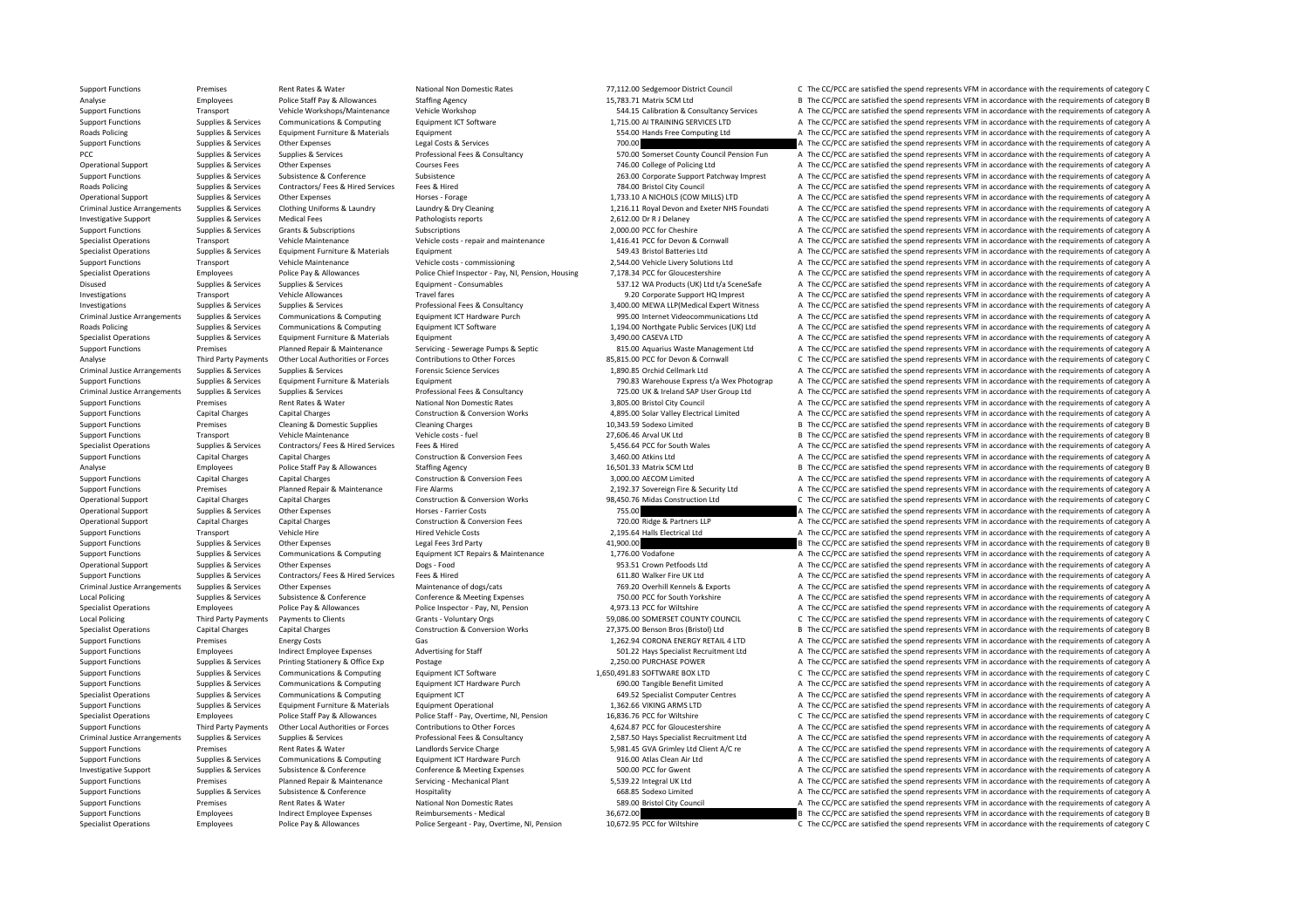| | | | | | | |
|---|---|---|---|---|---|---|
| Support Functions | Premises | Rent Rates & Water | National Non Domestic Rates | 77,112.00 | Sedgemoor District Council | C The CC/PCC are satisfied the spend represents VFM in accordance with the requirements of category C |
| Analyse | Employees | Police Staff Pay & Allowances | Staffing Agency | 15,783.71 | Matrix SCM Ltd | B The CC/PCC are satisfied the spend represents VFM in accordance with the requirements of category B |
| Support Functions | Transport | Vehicle Workshops/Maintenance | Vehicle Workshop | 544.15 | Calibration & Consultancy Services | A The CC/PCC are satisfied the spend represents VFM in accordance with the requirements of category A |
| Support Functions | Supplies & Services | Communications & Computing | Equipment ICT Software | 1,715.00 | AI TRAINING SERVICES LTD | A The CC/PCC are satisfied the spend represents VFM in accordance with the requirements of category A |
| Roads Policing | Supplies & Services | Equipment Furniture & Materials | Equipment | 554.00 | Hands Free Computing Ltd | A The CC/PCC are satisfied the spend represents VFM in accordance with the requirements of category A |
| Support Functions | Supplies & Services | Other Expenses | Legal Costs & Services | 700.00 | | A The CC/PCC are satisfied the spend represents VFM in accordance with the requirements of category A |
| PCC | Supplies & Services | Supplies & Services | Professional Fees & Consultancy | 570.00 | Somerset County Council Pension Fun | A The CC/PCC are satisfied the spend represents VFM in accordance with the requirements of category A |
| Operational Support | Supplies & Services | Other Expenses | Courses Fees | 746.00 | College of Policing Ltd | A The CC/PCC are satisfied the spend represents VFM in accordance with the requirements of category A |
| Support Functions | Supplies & Services | Subsistence & Conference | Subsistence | 263.00 | Corporate Support Patchway Imprest | A The CC/PCC are satisfied the spend represents VFM in accordance with the requirements of category A |
| Roads Policing | Supplies & Services | Contractors/ Fees & Hired Services | Fees & Hired | 784.00 | Bristol City Council | A The CC/PCC are satisfied the spend represents VFM in accordance with the requirements of category A |
| Operational Support | Supplies & Services | Other Expenses | Horses - Forage | 1,733.10 | A NICHOLS (COW MILLS) LTD | A The CC/PCC are satisfied the spend represents VFM in accordance with the requirements of category A |
| Criminal Justice Arrangements | Supplies & Services | Clothing Uniforms & Laundry | Laundry & Dry Cleaning | 1,216.11 | Royal Devon and Exeter NHS Foundati | A The CC/PCC are satisfied the spend represents VFM in accordance with the requirements of category A |
| Investigative Support | Supplies & Services | Medical Fees | Pathologists reports | 2,612.00 | Dr R J Delaney | A The CC/PCC are satisfied the spend represents VFM in accordance with the requirements of category A |
| Support Functions | Supplies & Services | Grants & Subscriptions | Subscriptions | 2,000.00 | PCC for Cheshire | A The CC/PCC are satisfied the spend represents VFM in accordance with the requirements of category A |
| Specialist Operations | Transport | Vehicle Maintenance | Vehicle costs - repair and maintenance | 1,416.41 | PCC for Devon & Cornwall | A The CC/PCC are satisfied the spend represents VFM in accordance with the requirements of category A |
| Specialist Operations | Supplies & Services | Equipment Furniture & Materials | Equipment | 549.43 | Bristol Batteries Ltd | A The CC/PCC are satisfied the spend represents VFM in accordance with the requirements of category A |
| Support Functions | Transport | Vehicle Maintenance | Vehicle costs - commissioning | 2,544.00 | Vehicle Livery Solutions Ltd | A The CC/PCC are satisfied the spend represents VFM in accordance with the requirements of category A |
| Specialist Operations | Employees | Police Pay & Allowances | Police Chief Inspector - Pay, NI, Pension, Housing | 7,178.34 | PCC for Gloucestershire | A The CC/PCC are satisfied the spend represents VFM in accordance with the requirements of category A |
| Disused | Supplies & Services | Supplies & Services | Equipment - Consumables | 537.12 | WA Products (UK) Ltd t/a SceneSafe | A The CC/PCC are satisfied the spend represents VFM in accordance with the requirements of category A |
| Investigations | Transport | Vehicle Allowances | Travel fares | 9.20 | Corporate Support HQ Imprest | A The CC/PCC are satisfied the spend represents VFM in accordance with the requirements of category A |
| Investigations | Supplies & Services | Supplies & Services | Professional Fees & Consultancy | 3,400.00 | MEWA LLP(Medical Expert Witness | A The CC/PCC are satisfied the spend represents VFM in accordance with the requirements of category A |
| Criminal Justice Arrangements | Supplies & Services | Communications & Computing | Equipment ICT Hardware Purch | 995.00 | Internet Videocommunications Ltd | A The CC/PCC are satisfied the spend represents VFM in accordance with the requirements of category A |
| Roads Policing | Supplies & Services | Communications & Computing | Equipment ICT Software | 1,194.00 | Northgate Public Services (UK) Ltd | A The CC/PCC are satisfied the spend represents VFM in accordance with the requirements of category A |
| Specialist Operations | Supplies & Services | Equipment Furniture & Materials | Equipment | 3,490.00 | CASEVA LTD | A The CC/PCC are satisfied the spend represents VFM in accordance with the requirements of category A |
| Support Functions | Premises | Planned Repair & Maintenance | Servicing - Sewerage Pumps & Septic | 815.00 | Aquarius Waste Management Ltd | A The CC/PCC are satisfied the spend represents VFM in accordance with the requirements of category A |
| Analyse | Third Party Payments | Other Local Authorities or Forces | Contributions to Other Forces | 85,815.00 | PCC for Devon & Cornwall | C The CC/PCC are satisfied the spend represents VFM in accordance with the requirements of category C |
| Criminal Justice Arrangements | Supplies & Services | Supplies & Services | Forensic Science Services | 1,890.85 | Orchid Cellmark Ltd | A The CC/PCC are satisfied the spend represents VFM in accordance with the requirements of category A |
| Support Functions | Supplies & Services | Equipment Furniture & Materials | Equipment | 790.83 | Warehouse Express t/a Wex Photograp | A The CC/PCC are satisfied the spend represents VFM in accordance with the requirements of category A |
| Criminal Justice Arrangements | Supplies & Services | Supplies & Services | Professional Fees & Consultancy | 725.00 | UK & Ireland SAP User Group Ltd | A The CC/PCC are satisfied the spend represents VFM in accordance with the requirements of category A |
| Support Functions | Premises | Rent Rates & Water | National Non Domestic Rates | 3,805.00 | Bristol City Council | A The CC/PCC are satisfied the spend represents VFM in accordance with the requirements of category A |
| Support Functions | Capital Charges | Capital Charges | Construction & Conversion Works | 4,895.00 | Solar Valley Electrical Limited | A The CC/PCC are satisfied the spend represents VFM in accordance with the requirements of category A |
| Support Functions | Premises | Cleaning & Domestic Supplies | Cleaning Charges | 10,343.59 | Sodexo Limited | B The CC/PCC are satisfied the spend represents VFM in accordance with the requirements of category B |
| Support Functions | Transport | Vehicle Maintenance | Vehicle costs - fuel | 27,606.46 | Arval UK Ltd | B The CC/PCC are satisfied the spend represents VFM in accordance with the requirements of category B |
| Specialist Operations | Supplies & Services | Contractors/ Fees & Hired Services | Fees & Hired | 5,456.64 | PCC for South Wales | A The CC/PCC are satisfied the spend represents VFM in accordance with the requirements of category A |
| Support Functions | Capital Charges | Capital Charges | Construction & Conversion Fees | 3,460.00 | Atkins Ltd | A The CC/PCC are satisfied the spend represents VFM in accordance with the requirements of category A |
| Analyse | Employees | Police Staff Pay & Allowances | Staffing Agency | 16,501.33 | Matrix SCM Ltd | B The CC/PCC are satisfied the spend represents VFM in accordance with the requirements of category B |
| Support Functions | Capital Charges | Capital Charges | Construction & Conversion Fees | 3,000.00 | AECOM Limited | A The CC/PCC are satisfied the spend represents VFM in accordance with the requirements of category A |
| Support Functions | Premises | Planned Repair & Maintenance | Fire Alarms | 2,192.37 | Sovereign Fire & Security Ltd | A The CC/PCC are satisfied the spend represents VFM in accordance with the requirements of category A |
| Operational Support | Capital Charges | Capital Charges | Construction & Conversion Works | 98,450.76 | Midas Construction Ltd | C The CC/PCC are satisfied the spend represents VFM in accordance with the requirements of category C |
| Operational Support | Supplies & Services | Other Expenses | Horses - Farrier Costs | 755.00 | | A The CC/PCC are satisfied the spend represents VFM in accordance with the requirements of category A |
| Operational Support | Capital Charges | Capital Charges | Construction & Conversion Fees | 720.00 | Ridge & Partners LLP | A The CC/PCC are satisfied the spend represents VFM in accordance with the requirements of category A |
| Support Functions | Transport | Vehicle Hire | Hired Vehicle Costs | 2,195.64 | Halls Electrical Ltd | A The CC/PCC are satisfied the spend represents VFM in accordance with the requirements of category A |
| Support Functions | Supplies & Services | Other Expenses | Legal Fees 3rd Party | 41,900.00 | | B The CC/PCC are satisfied the spend represents VFM in accordance with the requirements of category B |
| Support Functions | Supplies & Services | Communications & Computing | Equipment ICT Repairs & Maintenance | 1,776.00 | Vodafone | A The CC/PCC are satisfied the spend represents VFM in accordance with the requirements of category A |
| Operational Support | Supplies & Services | Other Expenses | Dogs - Food | 953.51 | Crown Petfoods Ltd | A The CC/PCC are satisfied the spend represents VFM in accordance with the requirements of category A |
| Support Functions | Supplies & Services | Contractors/ Fees & Hired Services | Fees & Hired | 611.80 | Walker Fire UK Ltd | A The CC/PCC are satisfied the spend represents VFM in accordance with the requirements of category A |
| Criminal Justice Arrangements | Supplies & Services | Other Expenses | Maintenance of dogs/cats | 769.20 | Overhill Kennels & Exports | A The CC/PCC are satisfied the spend represents VFM in accordance with the requirements of category A |
| Local Policing | Supplies & Services | Subsistence & Conference | Conference & Meeting Expenses | 750.00 | PCC for South Yorkshire | A The CC/PCC are satisfied the spend represents VFM in accordance with the requirements of category A |
| Specialist Operations | Employees | Police Pay & Allowances | Police Inspector - Pay, NI, Pension | 4,973.13 | PCC for Wiltshire | A The CC/PCC are satisfied the spend represents VFM in accordance with the requirements of category A |
| Local Policing | Third Party Payments | Payments to Clients | Grants - Voluntary Orgs | 59,086.00 | SOMERSET COUNTY COUNCIL | C The CC/PCC are satisfied the spend represents VFM in accordance with the requirements of category C |
| Specialist Operations | Capital Charges | Capital Charges | Construction & Conversion Works | 27,375.00 | Benson Bros (Bristol) Ltd | B The CC/PCC are satisfied the spend represents VFM in accordance with the requirements of category B |
| Support Functions | Premises | Energy Costs | Gas | 1,262.94 | CORONA ENERGY RETAIL 4 LTD | A The CC/PCC are satisfied the spend represents VFM in accordance with the requirements of category A |
| Support Functions | Employees | Indirect Employee Expenses | Advertising for Staff | 501.22 | Hays Specialist Recruitment Ltd | A The CC/PCC are satisfied the spend represents VFM in accordance with the requirements of category A |
| Support Functions | Supplies & Services | Printing Stationery & Office Exp | Postage | 2,250.00 | PURCHASE POWER | A The CC/PCC are satisfied the spend represents VFM in accordance with the requirements of category A |
| Support Functions | Supplies & Services | Communications & Computing | Equipment ICT Software | 1,650,491.83 | SOFTWARE BOX LTD | C The CC/PCC are satisfied the spend represents VFM in accordance with the requirements of category C |
| Support Functions | Supplies & Services | Communications & Computing | Equipment ICT Hardware Purch | 690.00 | Tangible Benefit Limited | A The CC/PCC are satisfied the spend represents VFM in accordance with the requirements of category A |
| Specialist Operations | Supplies & Services | Communications & Computing | Equipment ICT | 649.52 | Specialist Computer Centres | A The CC/PCC are satisfied the spend represents VFM in accordance with the requirements of category A |
| Support Functions | Supplies & Services | Equipment Furniture & Materials | Equipment Operational | 1,362.66 | VIKING ARMS LTD | A The CC/PCC are satisfied the spend represents VFM in accordance with the requirements of category A |
| Specialist Operations | Employees | Police Staff Pay & Allowances | Police Staff - Pay, Overtime, NI, Pension | 16,836.76 | PCC for Wiltshire | C The CC/PCC are satisfied the spend represents VFM in accordance with the requirements of category C |
| Support Functions | Third Party Payments | Other Local Authorities or Forces | Contributions to Other Forces | 4,624.87 | PCC for Gloucestershire | A The CC/PCC are satisfied the spend represents VFM in accordance with the requirements of category A |
| Criminal Justice Arrangements | Supplies & Services | Supplies & Services | Professional Fees & Consultancy | 2,587.50 | Hays Specialist Recruitment Ltd | A The CC/PCC are satisfied the spend represents VFM in accordance with the requirements of category A |
| Support Functions | Premises | Rent Rates & Water | Landlords Service Charge | 5,981.45 | GVA Grimley Ltd Client A/C re | A The CC/PCC are satisfied the spend represents VFM in accordance with the requirements of category A |
| Support Functions | Supplies & Services | Communications & Computing | Equipment ICT Hardware Purch | 916.00 | Atlas Clean Air Ltd | A The CC/PCC are satisfied the spend represents VFM in accordance with the requirements of category A |
| Investigative Support | Supplies & Services | Subsistence & Conference | Conference & Meeting Expenses | 500.00 | PCC for Gwent | A The CC/PCC are satisfied the spend represents VFM in accordance with the requirements of category A |
| Support Functions | Premises | Planned Repair & Maintenance | Servicing - Mechanical Plant | 5,539.22 | Integral UK Ltd | A The CC/PCC are satisfied the spend represents VFM in accordance with the requirements of category A |
| Support Functions | Supplies & Services | Subsistence & Conference | Hospitality | 668.85 | Sodexo Limited | A The CC/PCC are satisfied the spend represents VFM in accordance with the requirements of category A |
| Support Functions | Premises | Rent Rates & Water | National Non Domestic Rates | 589.00 | Bristol City Council | A The CC/PCC are satisfied the spend represents VFM in accordance with the requirements of category A |
| Support Functions | Employees | Indirect Employee Expenses | Reimbursements - Medical | 36,672.00 | | B The CC/PCC are satisfied the spend represents VFM in accordance with the requirements of category B |
| Specialist Operations | Employees | Police Pay & Allowances | Police Sergeant - Pay, Overtime, NI, Pension | 10,672.95 | PCC for Wiltshire | C The CC/PCC are satisfied the spend represents VFM in accordance with the requirements of category C |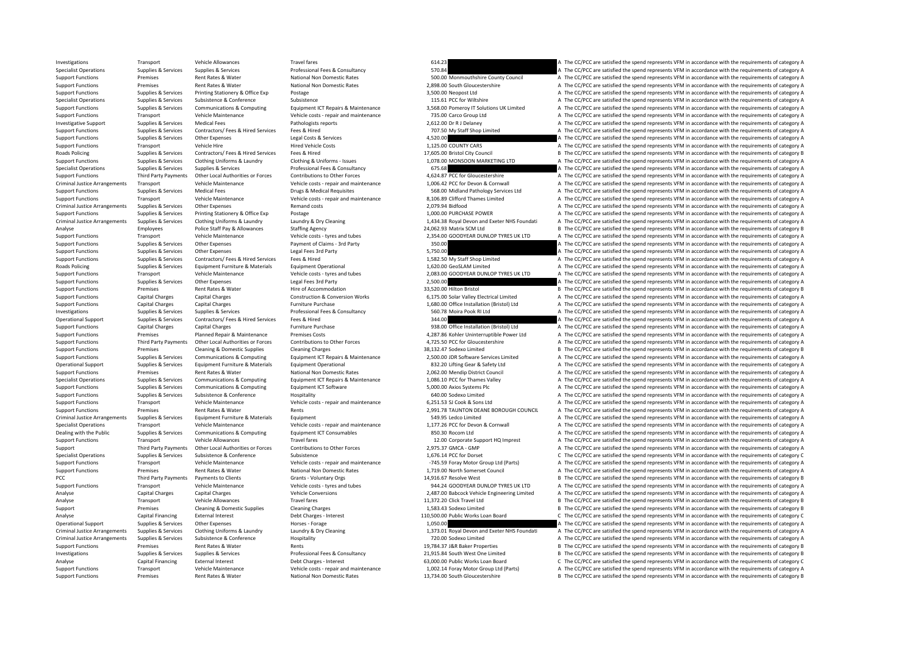| | | | | | | |
|---|---|---|---|---|---|---|
| Investigations | Transport | Vehicle Allowances | Travel fares | 614.23 | | A The CC/PCC are satisfied the spend represents VFM in accordance with the requirements of category A |
| Specialist Operations | Supplies & Services | Supplies & Services | Professional Fees & Consultancy | 570.84 | | A The CC/PCC are satisfied the spend represents VFM in accordance with the requirements of category A |
| Support Functions | Premises | Rent Rates & Water | National Non Domestic Rates | 500.00 | Monmouthshire County Council | A The CC/PCC are satisfied the spend represents VFM in accordance with the requirements of category A |
| Support Functions | Premises | Rent Rates & Water | National Non Domestic Rates | 2,898.00 | South Gloucestershire | A The CC/PCC are satisfied the spend represents VFM in accordance with the requirements of category A |
| Support Functions | Supplies & Services | Printing Stationery & Office Exp | Postage | 3,500.00 | Neopost Ltd | A The CC/PCC are satisfied the spend represents VFM in accordance with the requirements of category A |
| Specialist Operations | Supplies & Services | Subsistence & Conference | Subsistence | 115.61 | PCC for Wiltshire | A The CC/PCC are satisfied the spend represents VFM in accordance with the requirements of category A |
| Support Functions | Supplies & Services | Communications & Computing | Equipment ICT Repairs & Maintenance | 3,568.00 | Pomeroy IT Solutions UK Limited | A The CC/PCC are satisfied the spend represents VFM in accordance with the requirements of category A |
| Support Functions | Transport | Vehicle Maintenance | Vehicle costs - repair and maintenance | 735.00 | Carco Group Ltd | A The CC/PCC are satisfied the spend represents VFM in accordance with the requirements of category A |
| Investigative Support | Supplies & Services | Medical Fees | Pathologists reports | 2,612.00 | Dr R J Delaney | A The CC/PCC are satisfied the spend represents VFM in accordance with the requirements of category A |
| Support Functions | Supplies & Services | Contractors/ Fees & Hired Services | Fees & Hired | 707.50 | My Staff Shop Limited | A The CC/PCC are satisfied the spend represents VFM in accordance with the requirements of category A |
| Support Functions | Supplies & Services | Other Expenses | Legal Costs & Services | 4,520.00 | | A The CC/PCC are satisfied the spend represents VFM in accordance with the requirements of category A |
| Support Functions | Transport | Vehicle Hire | Hired Vehicle Costs | 1,125.00 | COUNTY CARS | A The CC/PCC are satisfied the spend represents VFM in accordance with the requirements of category A |
| Roads Policing | Supplies & Services | Contractors/ Fees & Hired Services | Fees & Hired | 17,605.00 | Bristol City Council | B The CC/PCC are satisfied the spend represents VFM in accordance with the requirements of category B |
| Support Functions | Supplies & Services | Clothing Uniforms & Laundry | Clothing & Uniforms - Issues | 1,078.00 | MONSOON MARKETING LTD | A The CC/PCC are satisfied the spend represents VFM in accordance with the requirements of category A |
| Specialist Operations | Supplies & Services | Supplies & Services | Professional Fees & Consultancy | 675.68 | | A The CC/PCC are satisfied the spend represents VFM in accordance with the requirements of category A |
| Support Functions | Third Party Payments | Other Local Authorities or Forces | Contributions to Other Forces | 4,624.87 | PCC for Gloucestershire | A The CC/PCC are satisfied the spend represents VFM in accordance with the requirements of category A |
| Criminal Justice Arrangements | Transport | Vehicle Maintenance | Vehicle costs - repair and maintenance | 1,006.42 | PCC for Devon & Cornwall | A The CC/PCC are satisfied the spend represents VFM in accordance with the requirements of category A |
| Support Functions | Supplies & Services | Medical Fees | Drugs & Medical Requisites | 568.00 | Midland Pathology Services Ltd | A The CC/PCC are satisfied the spend represents VFM in accordance with the requirements of category A |
| Support Functions | Transport | Vehicle Maintenance | Vehicle costs - repair and maintenance | 8,106.89 | Clifford Thames Limited | A The CC/PCC are satisfied the spend represents VFM in accordance with the requirements of category A |
| Criminal Justice Arrangements | Supplies & Services | Other Expenses | Remand costs | 2,079.94 | Bidfood | A The CC/PCC are satisfied the spend represents VFM in accordance with the requirements of category A |
| Support Functions | Supplies & Services | Printing Stationery & Office Exp | Postage | 1,000.00 | PURCHASE POWER | A The CC/PCC are satisfied the spend represents VFM in accordance with the requirements of category A |
| Criminal Justice Arrangements | Supplies & Services | Clothing Uniforms & Laundry | Laundry & Dry Cleaning | 1,434.38 | Royal Devon and Exeter NHS Foundati | A The CC/PCC are satisfied the spend represents VFM in accordance with the requirements of category A |
| Analyse | Employees | Police Staff Pay & Allowances | Staffing Agency | 24,062.93 | Matrix SCM Ltd | B The CC/PCC are satisfied the spend represents VFM in accordance with the requirements of category B |
| Support Functions | Transport | Vehicle Maintenance | Vehicle costs - tyres and tubes | 2,354.00 | GOODYEAR DUNLOP TYRES UK LTD | A The CC/PCC are satisfied the spend represents VFM in accordance with the requirements of category A |
| Support Functions | Supplies & Services | Other Expenses | Payment of Claims - 3rd Party | 350.00 | | A The CC/PCC are satisfied the spend represents VFM in accordance with the requirements of category A |
| Support Functions | Supplies & Services | Other Expenses | Legal Fees 3rd Party | 5,750.00 | | A The CC/PCC are satisfied the spend represents VFM in accordance with the requirements of category A |
| Support Functions | Supplies & Services | Contractors/ Fees & Hired Services | Fees & Hired | 1,582.50 | My Staff Shop Limited | A The CC/PCC are satisfied the spend represents VFM in accordance with the requirements of category A |
| Roads Policing | Supplies & Services | Equipment Furniture & Materials | Equipment Operational | 1,620.00 | GeoSLAM Limited | A The CC/PCC are satisfied the spend represents VFM in accordance with the requirements of category A |
| Support Functions | Transport | Vehicle Maintenance | Vehicle costs - tyres and tubes | 2,083.00 | GOODYEAR DUNLOP TYRES UK LTD | A The CC/PCC are satisfied the spend represents VFM in accordance with the requirements of category A |
| Support Functions | Supplies & Services | Other Expenses | Legal Fees 3rd Party | 2,500.00 | | A The CC/PCC are satisfied the spend represents VFM in accordance with the requirements of category A |
| Support Functions | Premises | Rent Rates & Water | Hire of Accommodation | 33,520.00 | Hilton Bristol | B The CC/PCC are satisfied the spend represents VFM in accordance with the requirements of category B |
| Support Functions | Capital Charges | Capital Charges | Construction & Conversion Works | 6,175.00 | Solar Valley Electrical Limited | A The CC/PCC are satisfied the spend represents VFM in accordance with the requirements of category A |
| Support Functions | Capital Charges | Capital Charges | Furniture Purchase | 1,680.00 | Office Installation (Bristol) Ltd | A The CC/PCC are satisfied the spend represents VFM in accordance with the requirements of category A |
| Investigations | Supplies & Services | Supplies & Services | Professional Fees & Consultancy | 560.78 | Moira Pook RI Ltd | A The CC/PCC are satisfied the spend represents VFM in accordance with the requirements of category A |
| Operational Support | Supplies & Services | Contractors/ Fees & Hired Services | Fees & Hired | 344.00 | | A The CC/PCC are satisfied the spend represents VFM in accordance with the requirements of category A |
| Support Functions | Capital Charges | Capital Charges | Furniture Purchase | 938.00 | Office Installation (Bristol) Ltd | A The CC/PCC are satisfied the spend represents VFM in accordance with the requirements of category A |
| Support Functions | Premises | Planned Repair & Maintenance | Premises Costs | 4,287.86 | Kohler Uninterruptible Power Ltd | A The CC/PCC are satisfied the spend represents VFM in accordance with the requirements of category A |
| Support Functions | Third Party Payments | Other Local Authorities or Forces | Contributions to Other Forces | 4,725.50 | PCC for Gloucestershire | A The CC/PCC are satisfied the spend represents VFM in accordance with the requirements of category A |
| Support Functions | Premises | Cleaning & Domestic Supplies | Cleaning Charges | 38,132.47 | Sodexo Limited | B The CC/PCC are satisfied the spend represents VFM in accordance with the requirements of category B |
| Support Functions | Supplies & Services | Communications & Computing | Equipment ICT Repairs & Maintenance | 2,500.00 | IDR Software Services Limited | A The CC/PCC are satisfied the spend represents VFM in accordance with the requirements of category A |
| Operational Support | Supplies & Services | Equipment Furniture & Materials | Equipment Operational | 832.20 | Lifting Gear & Safety Ltd | A The CC/PCC are satisfied the spend represents VFM in accordance with the requirements of category A |
| Support Functions | Premises | Rent Rates & Water | National Non Domestic Rates | 2,062.00 | Mendip District Council | A The CC/PCC are satisfied the spend represents VFM in accordance with the requirements of category A |
| Specialist Operations | Supplies & Services | Communications & Computing | Equipment ICT Repairs & Maintenance | 1,086.10 | PCC for Thames Valley | A The CC/PCC are satisfied the spend represents VFM in accordance with the requirements of category A |
| Support Functions | Supplies & Services | Communications & Computing | Equipment ICT Software | 5,000.00 | Axios Systems Plc | A The CC/PCC are satisfied the spend represents VFM in accordance with the requirements of category A |
| Support Functions | Supplies & Services | Subsistence & Conference | Hospitality | 640.00 | Sodexo Limited | A The CC/PCC are satisfied the spend represents VFM in accordance with the requirements of category A |
| Support Functions | Transport | Vehicle Maintenance | Vehicle costs - repair and maintenance | 6,251.53 | SJ Cook & Sons Ltd | A The CC/PCC are satisfied the spend represents VFM in accordance with the requirements of category A |
| Support Functions | Premises | Rent Rates & Water | Rents | 2,991.78 | TAUNTON DEANE BOROUGH COUNCIL | A The CC/PCC are satisfied the spend represents VFM in accordance with the requirements of category A |
| Criminal Justice Arrangements | Supplies & Services | Equipment Furniture & Materials | Equipment | 549.95 | Ledco Limited | A The CC/PCC are satisfied the spend represents VFM in accordance with the requirements of category A |
| Specialist Operations | Transport | Vehicle Maintenance | Vehicle costs - repair and maintenance | 1,177.26 | PCC for Devon & Cornwall | A The CC/PCC are satisfied the spend represents VFM in accordance with the requirements of category A |
| Dealing with the Public | Supplies & Services | Communications & Computing | Equipment ICT Consumables | 850.30 | Rocom Ltd | A The CC/PCC are satisfied the spend represents VFM in accordance with the requirements of category A |
| Support Functions | Transport | Vehicle Allowances | Travel fares | 12.00 | Corporate Support HQ Imprest | A The CC/PCC are satisfied the spend represents VFM in accordance with the requirements of category A |
| Support | Third Party Payments | Other Local Authorities or Forces | Contributions to Other Forces | 2,975.37 | GMCA - GMP | A The CC/PCC are satisfied the spend represents VFM in accordance with the requirements of category A |
| Specialist Operations | Supplies & Services | Subsistence & Conference | Subsistence | 1,676.14 | PCC for Dorset | C The CC/PCC are satisfied the spend represents VFM in accordance with the requirements of category C |
| Support Functions | Transport | Vehicle Maintenance | Vehicle costs - repair and maintenance | -745.59 | Foray Motor Group Ltd (Parts) | A The CC/PCC are satisfied the spend represents VFM in accordance with the requirements of category A |
| Support Functions | Premises | Rent Rates & Water | National Non Domestic Rates | 1,719.00 | North Somerset Council | A The CC/PCC are satisfied the spend represents VFM in accordance with the requirements of category A |
| PCC | Third Party Payments | Payments to Clients | Grants - Voluntary Orgs | 14,916.67 | Resolve West | B The CC/PCC are satisfied the spend represents VFM in accordance with the requirements of category B |
| Support Functions | Transport | Vehicle Maintenance | Vehicle costs - tyres and tubes | 944.24 | GOODYEAR DUNLOP TYRES UK LTD | A The CC/PCC are satisfied the spend represents VFM in accordance with the requirements of category A |
| Analyse | Capital Charges | Capital Charges | Vehicle Conversions | 2,487.00 | Babcock Vehicle Engineering Limited | A The CC/PCC are satisfied the spend represents VFM in accordance with the requirements of category A |
| Analyse | Transport | Vehicle Allowances | Travel fares | 11,372.20 | Click Travel Ltd | B The CC/PCC are satisfied the spend represents VFM in accordance with the requirements of category B |
| Support | Premises | Cleaning & Domestic Supplies | Cleaning Charges | 1,583.43 | Sodexo Limited | B The CC/PCC are satisfied the spend represents VFM in accordance with the requirements of category B |
| Analyse | Capital Financing | External Interest | Debt Charges - Interest | 110,500.00 | Public Works Loan Board | C The CC/PCC are satisfied the spend represents VFM in accordance with the requirements of category C |
| Operational Support | Supplies & Services | Other Expenses | Horses - Forage | 1,050.00 | | A The CC/PCC are satisfied the spend represents VFM in accordance with the requirements of category A |
| Criminal Justice Arrangements | Supplies & Services | Clothing Uniforms & Laundry | Laundry & Dry Cleaning | 1,373.01 | Royal Devon and Exeter NHS Foundati | A The CC/PCC are satisfied the spend represents VFM in accordance with the requirements of category A |
| Criminal Justice Arrangements | Supplies & Services | Subsistence & Conference | Hospitality | 720.00 | Sodexo Limited | A The CC/PCC are satisfied the spend represents VFM in accordance with the requirements of category A |
| Support Functions | Premises | Rent Rates & Water | Rents | 19,784.37 | J&R Baker Properties | B The CC/PCC are satisfied the spend represents VFM in accordance with the requirements of category B |
| Investigations | Supplies & Services | Supplies & Services | Professional Fees & Consultancy | 21,915.84 | South West One Limited | B The CC/PCC are satisfied the spend represents VFM in accordance with the requirements of category B |
| Analyse | Capital Financing | External Interest | Debt Charges - Interest | 63,000.00 | Public Works Loan Board | C The CC/PCC are satisfied the spend represents VFM in accordance with the requirements of category C |
| Support Functions | Transport | Vehicle Maintenance | Vehicle costs - repair and maintenance | 1,002.14 | Foray Motor Group Ltd (Parts) | A The CC/PCC are satisfied the spend represents VFM in accordance with the requirements of category A |
| Support Functions | Premises | Rent Rates & Water | National Non Domestic Rates | 13,734.00 | South Gloucestershire | B The CC/PCC are satisfied the spend represents VFM in accordance with the requirements of category B |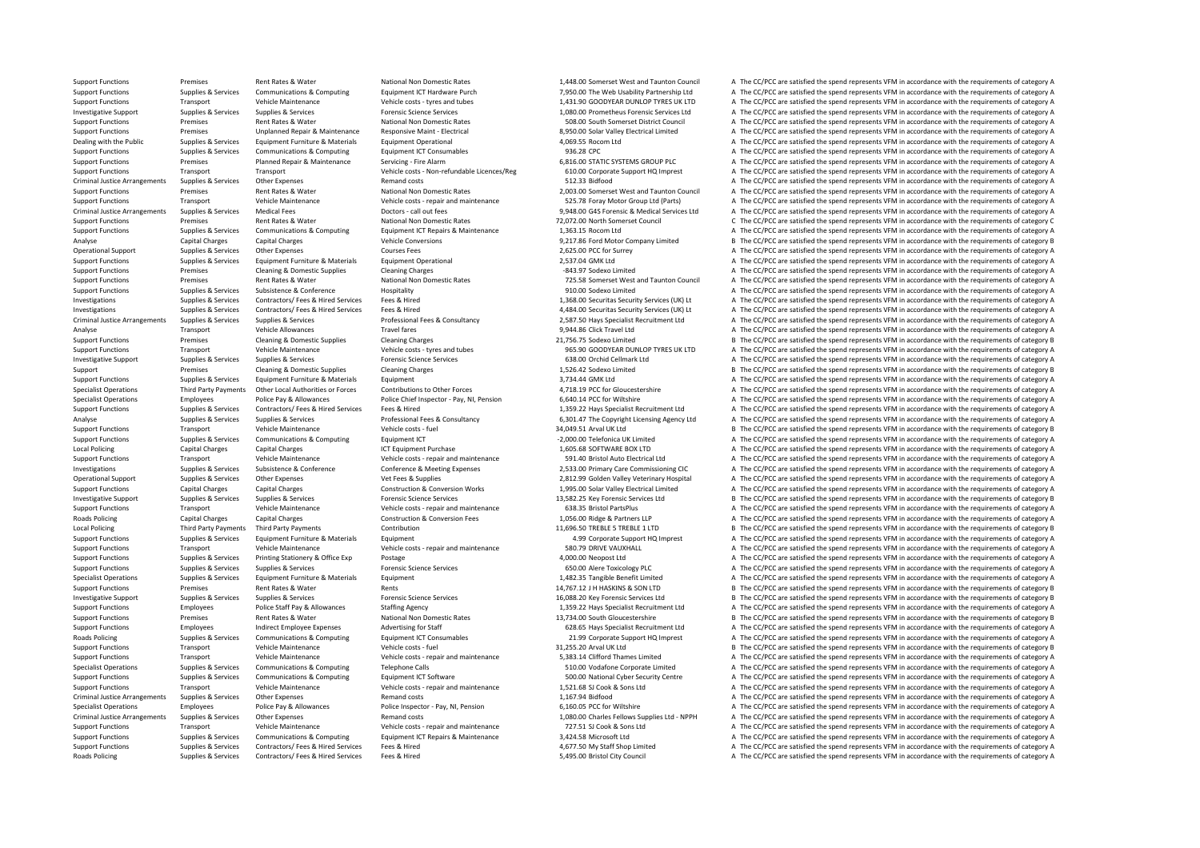| | | | | | | |
|---|---|---|---|---|---|---|
| Support Functions | Premises | Rent Rates & Water | National Non Domestic Rates | 1,448.00 Somerset West and Taunton Council | A | The CC/PCC are satisfied the spend represents VFM in accordance with the requirements of category A |
| Support Functions | Supplies & Services | Communications & Computing | Equipment ICT Hardware Purch | 7,950.00 The Web Usability Partnership Ltd | A | The CC/PCC are satisfied the spend represents VFM in accordance with the requirements of category A |
| Support Functions | Transport | Vehicle Maintenance | Vehicle costs - tyres and tubes | 1,431.90 GOODYEAR DUNLOP TYRES UK LTD | A | The CC/PCC are satisfied the spend represents VFM in accordance with the requirements of category A |
| Investigative Support | Supplies & Services | Supplies & Services | Forensic Science Services | 1,080.00 Prometheus Forensic Services Ltd | A | The CC/PCC are satisfied the spend represents VFM in accordance with the requirements of category A |
| Support Functions | Premises | Rent Rates & Water | National Non Domestic Rates | 508.00 South Somerset District Council | A | The CC/PCC are satisfied the spend represents VFM in accordance with the requirements of category A |
| Support Functions | Premises | Unplanned Repair & Maintenance | Responsive Maint - Electrical | 8,950.00 Solar Valley Electrical Limited | A | The CC/PCC are satisfied the spend represents VFM in accordance with the requirements of category A |
| Dealing with the Public | Supplies & Services | Equipment Furniture & Materials | Equipment Operational | 4,069.55 Rocom Ltd | A | The CC/PCC are satisfied the spend represents VFM in accordance with the requirements of category A |
| Support Functions | Supplies & Services | Communications & Computing | Equipment ICT Consumables | 936.28 CPC | A | The CC/PCC are satisfied the spend represents VFM in accordance with the requirements of category A |
| Support Functions | Premises | Planned Repair & Maintenance | Servicing - Fire Alarm | 6,816.00 STATIC SYSTEMS GROUP PLC | A | The CC/PCC are satisfied the spend represents VFM in accordance with the requirements of category A |
| Support Functions | Transport | Transport | Vehicle costs - Non-refundable Licences/Reg | 610.00 Corporate Support HQ Imprest | A | The CC/PCC are satisfied the spend represents VFM in accordance with the requirements of category A |
| Criminal Justice Arrangements | Supplies & Services | Other Expenses | Remand costs | 512.33 Bidfood | A | The CC/PCC are satisfied the spend represents VFM in accordance with the requirements of category A |
| Support Functions | Premises | Rent Rates & Water | National Non Domestic Rates | 2,003.00 Somerset West and Taunton Council | A | The CC/PCC are satisfied the spend represents VFM in accordance with the requirements of category A |
| Support Functions | Transport | Vehicle Maintenance | Vehicle costs - repair and maintenance | 525.78 Foray Motor Group Ltd (Parts) | A | The CC/PCC are satisfied the spend represents VFM in accordance with the requirements of category A |
| Criminal Justice Arrangements | Supplies & Services | Medical Fees | Doctors - call out fees | 9,948.00 G4S Forensic & Medical Services Ltd | A | The CC/PCC are satisfied the spend represents VFM in accordance with the requirements of category A |
| Support Functions | Premises | Rent Rates & Water | National Non Domestic Rates | 72,072.00 North Somerset Council | C | The CC/PCC are satisfied the spend represents VFM in accordance with the requirements of category C |
| Support Functions | Supplies & Services | Communications & Computing | Equipment ICT Repairs & Maintenance | 1,363.15 Rocom Ltd | A | The CC/PCC are satisfied the spend represents VFM in accordance with the requirements of category A |
| Analyse | Capital Charges | Capital Charges | Vehicle Conversions | 9,217.86 Ford Motor Company Limited | B | The CC/PCC are satisfied the spend represents VFM in accordance with the requirements of category B |
| Operational Support | Supplies & Services | Other Expenses | Courses Fees | 2,625.00 PCC for Surrey | A | The CC/PCC are satisfied the spend represents VFM in accordance with the requirements of category A |
| Support Functions | Supplies & Services | Equipment Furniture & Materials | Equipment Operational | 2,537.04 GMK Ltd | A | The CC/PCC are satisfied the spend represents VFM in accordance with the requirements of category A |
| Support Functions | Premises | Cleaning & Domestic Supplies | Cleaning Charges | -843.97 Sodexo Limited | A | The CC/PCC are satisfied the spend represents VFM in accordance with the requirements of category A |
| Support Functions | Premises | Rent Rates & Water | National Non Domestic Rates | 725.58 Somerset West and Taunton Council | A | The CC/PCC are satisfied the spend represents VFM in accordance with the requirements of category A |
| Support Functions | Supplies & Services | Subsistence & Conference | Hospitality | 910.00 Sodexo Limited | A | The CC/PCC are satisfied the spend represents VFM in accordance with the requirements of category A |
| Investigations | Supplies & Services | Contractors/ Fees & Hired Services | Fees & Hired | 1,368.00 Securitas Security Services (UK) Lt | A | The CC/PCC are satisfied the spend represents VFM in accordance with the requirements of category A |
| Investigations | Supplies & Services | Contractors/ Fees & Hired Services | Fees & Hired | 4,484.00 Securitas Security Services (UK) Lt | A | The CC/PCC are satisfied the spend represents VFM in accordance with the requirements of category A |
| Criminal Justice Arrangements | Supplies & Services | Supplies & Services | Professional Fees & Consultancy | 2,587.50 Hays Specialist Recruitment Ltd | A | The CC/PCC are satisfied the spend represents VFM in accordance with the requirements of category A |
| Analyse | Transport | Vehicle Allowances | Travel fares | 9,944.86 Click Travel Ltd | A | The CC/PCC are satisfied the spend represents VFM in accordance with the requirements of category A |
| Support Functions | Premises | Cleaning & Domestic Supplies | Cleaning Charges | 21,756.75 Sodexo Limited | B | The CC/PCC are satisfied the spend represents VFM in accordance with the requirements of category B |
| Support Functions | Transport | Vehicle Maintenance | Vehicle costs - tyres and tubes | 965.90 GOODYEAR DUNLOP TYRES UK LTD | A | The CC/PCC are satisfied the spend represents VFM in accordance with the requirements of category A |
| Investigative Support | Supplies & Services | Supplies & Services | Forensic Science Services | 638.00 Orchid Cellmark Ltd | A | The CC/PCC are satisfied the spend represents VFM in accordance with the requirements of category A |
| Support | Premises | Cleaning & Domestic Supplies | Cleaning Charges | 1,526.42 Sodexo Limited | B | The CC/PCC are satisfied the spend represents VFM in accordance with the requirements of category B |
| Support Functions | Supplies & Services | Equipment Furniture & Materials | Equipment | 3,734.44 GMK Ltd | A | The CC/PCC are satisfied the spend represents VFM in accordance with the requirements of category A |
| Specialist Operations | Third Party Payments | Other Local Authorities or Forces | Contributions to Other Forces | 4,718.19 PCC for Gloucestershire | A | The CC/PCC are satisfied the spend represents VFM in accordance with the requirements of category A |
| Specialist Operations | Employees | Police Pay & Allowances | Police Chief Inspector - Pay, NI, Pension | 6,640.14 PCC for Wiltshire | A | The CC/PCC are satisfied the spend represents VFM in accordance with the requirements of category A |
| Support Functions | Supplies & Services | Contractors/ Fees & Hired Services | Fees & Hired | 1,359.22 Hays Specialist Recruitment Ltd | A | The CC/PCC are satisfied the spend represents VFM in accordance with the requirements of category A |
| Analyse | Supplies & Services | Supplies & Services | Professional Fees & Consultancy | 6,301.47 The Copyright Licensing Agency Ltd | A | The CC/PCC are satisfied the spend represents VFM in accordance with the requirements of category A |
| Support Functions | Transport | Vehicle Maintenance | Vehicle costs - fuel | 34,049.51 Arval UK Ltd | B | The CC/PCC are satisfied the spend represents VFM in accordance with the requirements of category B |
| Support Functions | Supplies & Services | Communications & Computing | Equipment ICT | -2,000.00 Telefonica UK Limited | A | The CC/PCC are satisfied the spend represents VFM in accordance with the requirements of category A |
| Local Policing | Capital Charges | Capital Charges | ICT Equipment Purchase | 1,605.68 SOFTWARE BOX LTD | A | The CC/PCC are satisfied the spend represents VFM in accordance with the requirements of category A |
| Support Functions | Transport | Vehicle Maintenance | Vehicle costs - repair and maintenance | 591.40 Bristol Auto Electrical Ltd | A | The CC/PCC are satisfied the spend represents VFM in accordance with the requirements of category A |
| Investigations | Supplies & Services | Subsistence & Conference | Conference & Meeting Expenses | 2,533.00 Primary Care Commissioning CIC | A | The CC/PCC are satisfied the spend represents VFM in accordance with the requirements of category A |
| Operational Support | Supplies & Services | Other Expenses | Vet Fees & Supplies | 2,812.99 Golden Valley Veterinary Hospital | A | The CC/PCC are satisfied the spend represents VFM in accordance with the requirements of category A |
| Support Functions | Capital Charges | Capital Charges | Construction & Conversion Works | 1,995.00 Solar Valley Electrical Limited | A | The CC/PCC are satisfied the spend represents VFM in accordance with the requirements of category A |
| Investigative Support | Supplies & Services | Supplies & Services | Forensic Science Services | 13,582.25 Key Forensic Services Ltd | B | The CC/PCC are satisfied the spend represents VFM in accordance with the requirements of category B |
| Support Functions | Transport | Vehicle Maintenance | Vehicle costs - repair and maintenance | 638.35 Bristol PartsPlus | A | The CC/PCC are satisfied the spend represents VFM in accordance with the requirements of category A |
| Roads Policing | Capital Charges | Capital Charges | Construction & Conversion Fees | 1,056.00 Ridge & Partners LLP | A | The CC/PCC are satisfied the spend represents VFM in accordance with the requirements of category A |
| Local Policing | Third Party Payments | Third Party Payments | Contribution | 11,696.50 TREBLE 5 TREBLE 1 LTD | B | The CC/PCC are satisfied the spend represents VFM in accordance with the requirements of category B |
| Support Functions | Supplies & Services | Equipment Furniture & Materials | Equipment | 4.99 Corporate Support HQ Imprest | A | The CC/PCC are satisfied the spend represents VFM in accordance with the requirements of category A |
| Support Functions | Transport | Vehicle Maintenance | Vehicle costs - repair and maintenance | 580.79 DRIVE VAUXHALL | A | The CC/PCC are satisfied the spend represents VFM in accordance with the requirements of category A |
| Support Functions | Supplies & Services | Printing Stationery & Office Exp | Postage | 4,000.00 Neopost Ltd | A | The CC/PCC are satisfied the spend represents VFM in accordance with the requirements of category A |
| Support Functions | Supplies & Services | Supplies & Services | Forensic Science Services | 650.00 Alere Toxicology PLC | A | The CC/PCC are satisfied the spend represents VFM in accordance with the requirements of category A |
| Specialist Operations | Supplies & Services | Equipment Furniture & Materials | Equipment | 1,482.35 Tangible Benefit Limited | A | The CC/PCC are satisfied the spend represents VFM in accordance with the requirements of category A |
| Support Functions | Premises | Rent Rates & Water | Rents | 14,767.12 J H HASKINS & SON LTD | B | The CC/PCC are satisfied the spend represents VFM in accordance with the requirements of category B |
| Investigative Support | Supplies & Services | Supplies & Services | Forensic Science Services | 16,088.20 Key Forensic Services Ltd | B | The CC/PCC are satisfied the spend represents VFM in accordance with the requirements of category B |
| Support Functions | Employees | Police Staff Pay & Allowances | Staffing Agency | 1,359.22 Hays Specialist Recruitment Ltd | A | The CC/PCC are satisfied the spend represents VFM in accordance with the requirements of category A |
| Support Functions | Premises | Rent Rates & Water | National Non Domestic Rates | 13,734.00 South Gloucestershire | B | The CC/PCC are satisfied the spend represents VFM in accordance with the requirements of category B |
| Support Functions | Employees | Indirect Employee Expenses | Advertising for Staff | 628.65 Hays Specialist Recruitment Ltd | A | The CC/PCC are satisfied the spend represents VFM in accordance with the requirements of category A |
| Roads Policing | Supplies & Services | Communications & Computing | Equipment ICT Consumables | 21.99 Corporate Support HQ Imprest | A | The CC/PCC are satisfied the spend represents VFM in accordance with the requirements of category A |
| Support Functions | Transport | Vehicle Maintenance | Vehicle costs - fuel | 31,255.20 Arval UK Ltd | B | The CC/PCC are satisfied the spend represents VFM in accordance with the requirements of category B |
| Support Functions | Transport | Vehicle Maintenance | Vehicle costs - repair and maintenance | 5,383.14 Clifford Thames Limited | A | The CC/PCC are satisfied the spend represents VFM in accordance with the requirements of category A |
| Specialist Operations | Supplies & Services | Communications & Computing | Telephone Calls | 510.00 Vodafone Corporate Limited | A | The CC/PCC are satisfied the spend represents VFM in accordance with the requirements of category A |
| Support Functions | Supplies & Services | Communications & Computing | Equipment ICT Software | 500.00 National Cyber Security Centre | A | The CC/PCC are satisfied the spend represents VFM in accordance with the requirements of category A |
| Support Functions | Transport | Vehicle Maintenance | Vehicle costs - repair and maintenance | 1,521.68 SJ Cook & Sons Ltd | A | The CC/PCC are satisfied the spend represents VFM in accordance with the requirements of category A |
| Criminal Justice Arrangements | Supplies & Services | Other Expenses | Remand costs | 1,167.94 Bidfood | A | The CC/PCC are satisfied the spend represents VFM in accordance with the requirements of category A |
| Specialist Operations | Employees | Police Pay & Allowances | Police Inspector - Pay, NI, Pension | 6,160.05 PCC for Wiltshire | A | The CC/PCC are satisfied the spend represents VFM in accordance with the requirements of category A |
| Criminal Justice Arrangements | Supplies & Services | Other Expenses | Remand costs | 1,080.00 Charles Fellows Supplies Ltd - NPPH | A | The CC/PCC are satisfied the spend represents VFM in accordance with the requirements of category A |
| Support Functions | Transport | Vehicle Maintenance | Vehicle costs - repair and maintenance | 727.51 SJ Cook & Sons Ltd | A | The CC/PCC are satisfied the spend represents VFM in accordance with the requirements of category A |
| Support Functions | Supplies & Services | Communications & Computing | Equipment ICT Repairs & Maintenance | 3,424.58 Microsoft Ltd | A | The CC/PCC are satisfied the spend represents VFM in accordance with the requirements of category A |
| Support Functions | Supplies & Services | Contractors/ Fees & Hired Services | Fees & Hired | 4,677.50 My Staff Shop Limited | A | The CC/PCC are satisfied the spend represents VFM in accordance with the requirements of category A |
| Roads Policing | Supplies & Services | Contractors/ Fees & Hired Services | Fees & Hired | 5,495.00 Bristol City Council | A | The CC/PCC are satisfied the spend represents VFM in accordance with the requirements of category A |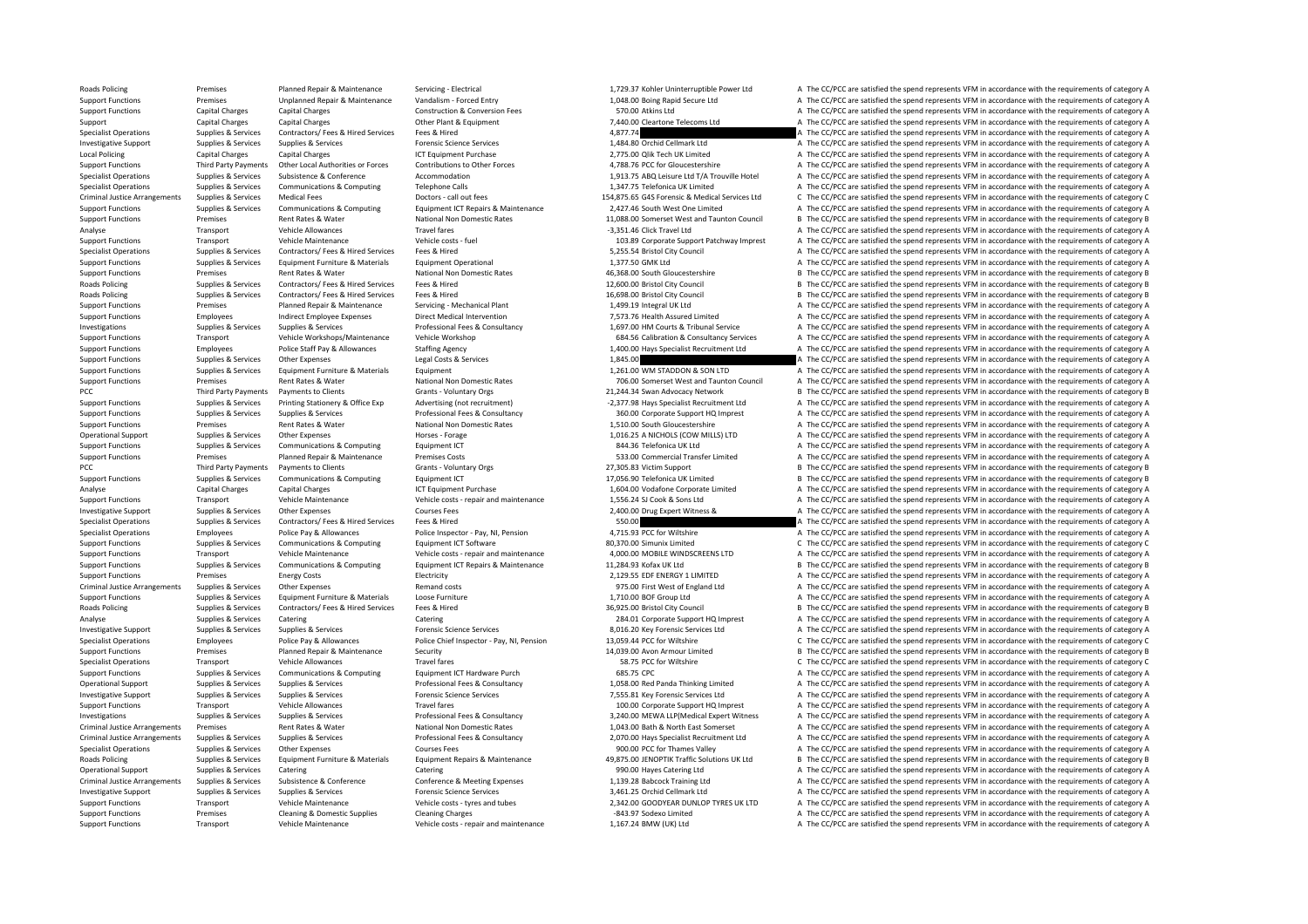| | | | | | | | |
|---|---|---|---|---|---|---|---|
| Roads Policing | Premises | Planned Repair & Maintenance | Servicing - Electrical | 1,729.37 | Kohler Uninterruptible Power Ltd | A | The CC/PCC are satisfied the spend represents VFM in accordance with the requirements of category A |
| Support Functions | Premises | Unplanned Repair & Maintenance | Vandalism - Forced Entry | 1,048.00 | Boing Rapid Secure Ltd | A | The CC/PCC are satisfied the spend represents VFM in accordance with the requirements of category A |
| Support Functions | Capital Charges | Capital Charges | Construction & Conversion Fees | 570.00 | Atkins Ltd | A | The CC/PCC are satisfied the spend represents VFM in accordance with the requirements of category A |
| Support | Capital Charges | Capital Charges | Other Plant & Equipment | 7,440.00 | Cleartone Telecoms Ltd | A | The CC/PCC are satisfied the spend represents VFM in accordance with the requirements of category A |
| Specialist Operations | Supplies & Services | Contractors/ Fees & Hired Services | Fees & Hired | 4,877.74 | | A | The CC/PCC are satisfied the spend represents VFM in accordance with the requirements of category A |
| Investigative Support | Supplies & Services | Supplies & Services | Forensic Science Services | 1,484.80 | Orchid Cellmark Ltd | A | The CC/PCC are satisfied the spend represents VFM in accordance with the requirements of category A |
| Local Policing | Capital Charges | Capital Charges | ICT Equipment Purchase | 2,775.00 | Qlik Tech UK Limited | A | The CC/PCC are satisfied the spend represents VFM in accordance with the requirements of category A |
| Support Functions | Third Party Payments | Other Local Authorities or Forces | Contributions to Other Forces | 4,788.76 | PCC for Gloucestershire | A | The CC/PCC are satisfied the spend represents VFM in accordance with the requirements of category A |
| Specialist Operations | Supplies & Services | Subsistence & Conference | Accommodation | 1,913.75 | ABQ Leisure Ltd T/A Trouville Hotel | A | The CC/PCC are satisfied the spend represents VFM in accordance with the requirements of category A |
| Specialist Operations | Supplies & Services | Communications & Computing | Telephone Calls | 1,347.75 | Telefonica UK Limited | A | The CC/PCC are satisfied the spend represents VFM in accordance with the requirements of category A |
| Criminal Justice Arrangements | Supplies & Services | Medical Fees | Doctors - call out fees | 154,875.65 | G4S Forensic & Medical Services Ltd | C | The CC/PCC are satisfied the spend represents VFM in accordance with the requirements of category C |
| Support Functions | Supplies & Services | Communications & Computing | Equipment ICT Repairs & Maintenance | 2,427.46 | South West One Limited | A | The CC/PCC are satisfied the spend represents VFM in accordance with the requirements of category A |
| Support Functions | Premises | Rent Rates & Water | National Non Domestic Rates | 11,088.00 | Somerset West and Taunton Council | B | The CC/PCC are satisfied the spend represents VFM in accordance with the requirements of category B |
| Analyse | Transport | Vehicle Allowances | Travel fares | -3,351.46 | Click Travel Ltd | A | The CC/PCC are satisfied the spend represents VFM in accordance with the requirements of category A |
| Support Functions | Transport | Vehicle Maintenance | Vehicle costs - fuel | 103.89 | Corporate Support Patchway Imprest | A | The CC/PCC are satisfied the spend represents VFM in accordance with the requirements of category A |
| Specialist Operations | Supplies & Services | Contractors/ Fees & Hired Services | Fees & Hired | 5,255.54 | Bristol City Council | A | The CC/PCC are satisfied the spend represents VFM in accordance with the requirements of category A |
| Support Functions | Supplies & Services | Equipment Furniture & Materials | Equipment Operational | 1,377.50 | GMK Ltd | A | The CC/PCC are satisfied the spend represents VFM in accordance with the requirements of category A |
| Support Functions | Premises | Rent Rates & Water | National Non Domestic Rates | 46,368.00 | South Gloucestershire | B | The CC/PCC are satisfied the spend represents VFM in accordance with the requirements of category B |
| Roads Policing | Supplies & Services | Contractors/ Fees & Hired Services | Fees & Hired | 12,600.00 | Bristol City Council | B | The CC/PCC are satisfied the spend represents VFM in accordance with the requirements of category B |
| Roads Policing | Supplies & Services | Contractors/ Fees & Hired Services | Fees & Hired | 16,698.00 | Bristol City Council | B | The CC/PCC are satisfied the spend represents VFM in accordance with the requirements of category B |
| Support Functions | Premises | Planned Repair & Maintenance | Servicing - Mechanical Plant | 1,499.19 | Integral UK Ltd | A | The CC/PCC are satisfied the spend represents VFM in accordance with the requirements of category A |
| Support Functions | Employees | Indirect Employee Expenses | Direct Medical Intervention | 7,573.76 | Health Assured Limited | A | The CC/PCC are satisfied the spend represents VFM in accordance with the requirements of category A |
| Investigations | Supplies & Services | Supplies & Services | Professional Fees & Consultancy | 1,697.00 | HM Courts & Tribunal Service | A | The CC/PCC are satisfied the spend represents VFM in accordance with the requirements of category A |
| Support Functions | Transport | Vehicle Workshops/Maintenance | Vehicle Workshop | 684.56 | Calibration & Consultancy Services | A | The CC/PCC are satisfied the spend represents VFM in accordance with the requirements of category A |
| Support Functions | Employees | Police Staff Pay & Allowances | Staffing Agency | 1,400.00 | Hays Specialist Recruitment Ltd | A | The CC/PCC are satisfied the spend represents VFM in accordance with the requirements of category A |
| Support Functions | Supplies & Services | Other Expenses | Legal Costs & Services | 1,845.00 | | A | The CC/PCC are satisfied the spend represents VFM in accordance with the requirements of category A |
| Support Functions | Supplies & Services | Equipment Furniture & Materials | Equipment | 1,261.00 | WM STADDON & SON LTD | A | The CC/PCC are satisfied the spend represents VFM in accordance with the requirements of category A |
| Support Functions | Premises | Rent Rates & Water | National Non Domestic Rates | 706.00 | Somerset West and Taunton Council | A | The CC/PCC are satisfied the spend represents VFM in accordance with the requirements of category A |
| PCC | Third Party Payments | Payments to Clients | Grants - Voluntary Orgs | 21,244.34 | Swan Advocacy Network | B | The CC/PCC are satisfied the spend represents VFM in accordance with the requirements of category B |
| Support Functions | Supplies & Services | Printing Stationery & Office Exp | Advertising (not recruitment) | -2,377.98 | Hays Specialist Recruitment Ltd | A | The CC/PCC are satisfied the spend represents VFM in accordance with the requirements of category A |
| Support Functions | Supplies & Services | Supplies & Services | Professional Fees & Consultancy | 360.00 | Corporate Support HQ Imprest | A | The CC/PCC are satisfied the spend represents VFM in accordance with the requirements of category A |
| Support Functions | Premises | Rent Rates & Water | National Non Domestic Rates | 1,510.00 | South Gloucestershire | A | The CC/PCC are satisfied the spend represents VFM in accordance with the requirements of category A |
| Operational Support | Supplies & Services | Other Expenses | Horses - Forage | 1,016.25 | A NICHOLS (COW MILLS) LTD | A | The CC/PCC are satisfied the spend represents VFM in accordance with the requirements of category A |
| Support Functions | Supplies & Services | Communications & Computing | Equipment ICT | 844.36 | Telefonica UK Ltd | A | The CC/PCC are satisfied the spend represents VFM in accordance with the requirements of category A |
| Support Functions | Premises | Planned Repair & Maintenance | Premises Costs | 533.00 | Commercial Transfer Limited | A | The CC/PCC are satisfied the spend represents VFM in accordance with the requirements of category A |
| PCC | Third Party Payments | Payments to Clients | Grants - Voluntary Orgs | 27,305.83 | Victim Support | B | The CC/PCC are satisfied the spend represents VFM in accordance with the requirements of category B |
| Support Functions | Supplies & Services | Communications & Computing | Equipment ICT | 17,056.90 | Telefonica UK Limited | B | The CC/PCC are satisfied the spend represents VFM in accordance with the requirements of category B |
| Analyse | Capital Charges | Capital Charges | ICT Equipment Purchase | 1,604.00 | Vodafone Corporate Limited | A | The CC/PCC are satisfied the spend represents VFM in accordance with the requirements of category A |
| Support Functions | Transport | Vehicle Maintenance | Vehicle costs - repair and maintenance | 1,556.24 | SJ Cook & Sons Ltd | A | The CC/PCC are satisfied the spend represents VFM in accordance with the requirements of category A |
| Investigative Support | Supplies & Services | Other Expenses | Courses Fees | 2,400.00 | Drug Expert Witness & | A | The CC/PCC are satisfied the spend represents VFM in accordance with the requirements of category A |
| Specialist Operations | Supplies & Services | Contractors/ Fees & Hired Services | Fees & Hired | 550.00 | | A | The CC/PCC are satisfied the spend represents VFM in accordance with the requirements of category A |
| Specialist Operations | Employees | Police Pay & Allowances | Police Inspector - Pay, NI, Pension | 4,715.93 | PCC for Wiltshire | A | The CC/PCC are satisfied the spend represents VFM in accordance with the requirements of category A |
| Support Functions | Supplies & Services | Communications & Computing | Equipment ICT Software | 80,370.00 | Simunix Limited | C | The CC/PCC are satisfied the spend represents VFM in accordance with the requirements of category C |
| Support Functions | Transport | Vehicle Maintenance | Vehicle costs - repair and maintenance | 4,000.00 | MOBILE WINDSCREENS LTD | A | The CC/PCC are satisfied the spend represents VFM in accordance with the requirements of category A |
| Support Functions | Supplies & Services | Communications & Computing | Equipment ICT Repairs & Maintenance | 11,284.93 | Kofax UK Ltd | B | The CC/PCC are satisfied the spend represents VFM in accordance with the requirements of category B |
| Support Functions | Premises | Energy Costs | Electricity | 2,129.55 | EDF ENERGY 1 LIMITED | A | The CC/PCC are satisfied the spend represents VFM in accordance with the requirements of category A |
| Criminal Justice Arrangements | Supplies & Services | Other Expenses | Remand costs | 975.00 | First West of England Ltd | A | The CC/PCC are satisfied the spend represents VFM in accordance with the requirements of category A |
| Support Functions | Supplies & Services | Equipment Furniture & Materials | Loose Furniture | 1,710.00 | BOF Group Ltd | A | The CC/PCC are satisfied the spend represents VFM in accordance with the requirements of category A |
| Roads Policing | Supplies & Services | Contractors/ Fees & Hired Services | Fees & Hired | 36,925.00 | Bristol City Council | B | The CC/PCC are satisfied the spend represents VFM in accordance with the requirements of category B |
| Analyse | Supplies & Services | Catering | Catering | 284.01 | Corporate Support HQ Imprest | A | The CC/PCC are satisfied the spend represents VFM in accordance with the requirements of category A |
| Investigative Support | Supplies & Services | Supplies & Services | Forensic Science Services | 8,016.20 | Key Forensic Services Ltd | A | The CC/PCC are satisfied the spend represents VFM in accordance with the requirements of category A |
| Specialist Operations | Employees | Police Pay & Allowances | Police Chief Inspector - Pay, NI, Pension | 13,059.44 | PCC for Wiltshire | C | The CC/PCC are satisfied the spend represents VFM in accordance with the requirements of category C |
| Support Functions | Premises | Planned Repair & Maintenance | Security | 14,039.00 | Avon Armour Limited | B | The CC/PCC are satisfied the spend represents VFM in accordance with the requirements of category B |
| Specialist Operations | Transport | Vehicle Allowances | Travel fares | 58.75 | PCC for Wiltshire | C | The CC/PCC are satisfied the spend represents VFM in accordance with the requirements of category C |
| Support Functions | Supplies & Services | Communications & Computing | Equipment ICT Hardware Purch | 685.75 | CPC | A | The CC/PCC are satisfied the spend represents VFM in accordance with the requirements of category A |
| Operational Support | Supplies & Services | Supplies & Services | Professional Fees & Consultancy | 1,058.00 | Red Panda Thinking Limited | A | The CC/PCC are satisfied the spend represents VFM in accordance with the requirements of category A |
| Investigative Support | Supplies & Services | Supplies & Services | Forensic Science Services | 7,555.81 | Key Forensic Services Ltd | A | The CC/PCC are satisfied the spend represents VFM in accordance with the requirements of category A |
| Support Functions | Transport | Vehicle Allowances | Travel fares | 100.00 | Corporate Support HQ Imprest | A | The CC/PCC are satisfied the spend represents VFM in accordance with the requirements of category A |
| Investigations | Supplies & Services | Supplies & Services | Professional Fees & Consultancy | 3,240.00 | MEWA LLP(Medical Expert Witness | A | The CC/PCC are satisfied the spend represents VFM in accordance with the requirements of category A |
| Criminal Justice Arrangements | Premises | Rent Rates & Water | National Non Domestic Rates | 1,043.00 | Bath & North East Somerset | A | The CC/PCC are satisfied the spend represents VFM in accordance with the requirements of category A |
| Criminal Justice Arrangements | Supplies & Services | Supplies & Services | Professional Fees & Consultancy | 2,070.00 | Hays Specialist Recruitment Ltd | A | The CC/PCC are satisfied the spend represents VFM in accordance with the requirements of category A |
| Specialist Operations | Supplies & Services | Other Expenses | Courses Fees | 900.00 | PCC for Thames Valley | A | The CC/PCC are satisfied the spend represents VFM in accordance with the requirements of category A |
| Roads Policing | Supplies & Services | Equipment Furniture & Materials | Equipment Repairs & Maintenance | 49,875.00 | JENOPTIK Traffic Solutions UK Ltd | B | The CC/PCC are satisfied the spend represents VFM in accordance with the requirements of category B |
| Operational Support | Supplies & Services | Catering | Catering | 990.00 | Hayes Catering Ltd | A | The CC/PCC are satisfied the spend represents VFM in accordance with the requirements of category A |
| Criminal Justice Arrangements | Supplies & Services | Subsistence & Conference | Conference & Meeting Expenses | 1,139.28 | Babcock Training Ltd | A | The CC/PCC are satisfied the spend represents VFM in accordance with the requirements of category A |
| Investigative Support | Supplies & Services | Supplies & Services | Forensic Science Services | 3,461.25 | Orchid Cellmark Ltd | A | The CC/PCC are satisfied the spend represents VFM in accordance with the requirements of category A |
| Support Functions | Transport | Vehicle Maintenance | Vehicle costs - tyres and tubes | 2,342.00 | GOODYEAR DUNLOP TYRES UK LTD | A | The CC/PCC are satisfied the spend represents VFM in accordance with the requirements of category A |
| Support Functions | Premises | Cleaning & Domestic Supplies | Cleaning Charges | -843.97 | Sodexo Limited | A | The CC/PCC are satisfied the spend represents VFM in accordance with the requirements of category A |
| Support Functions | Transport | Vehicle Maintenance | Vehicle costs - repair and maintenance | 1,167.24 | BMW (UK) Ltd | A | The CC/PCC are satisfied the spend represents VFM in accordance with the requirements of category A |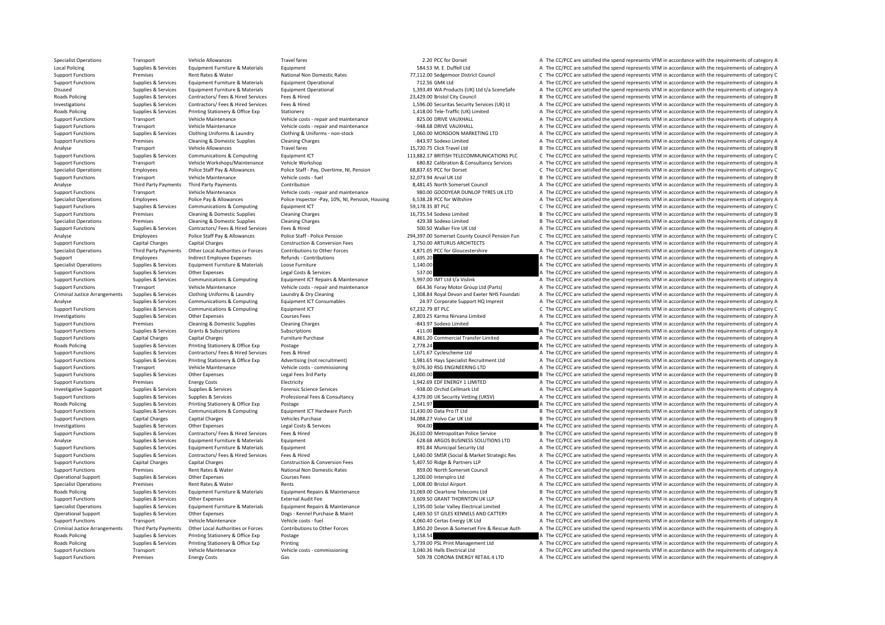| | | | | | | |
|---|---|---|---|---|---|---|
| Specialist Operations | Transport | Vehicle Allowances | Travel fares | 2.20 | PCC for Dorset | A The CC/PCC are satisfied the spend represents VFM in accordance with the requirements of category A |
| Local Policing | Supplies & Services | Equipment Furniture & Materials | Equipment | 584.53 | M. E. Duffell Ltd | A The CC/PCC are satisfied the spend represents VFM in accordance with the requirements of category A |
| Support Functions | Premises | Rent Rates & Water | National Non Domestic Rates | 77,112.00 | Sedgemoor District Council | C The CC/PCC are satisfied the spend represents VFM in accordance with the requirements of category C |
| Support Functions | Supplies & Services | Equipment Furniture & Materials | Equipment Operational | 712.56 | GMK Ltd | A The CC/PCC are satisfied the spend represents VFM in accordance with the requirements of category A |
| Disused | Supplies & Services | Equipment Furniture & Materials | Equipment Operational | 1,393.49 | WA Products (UK) Ltd t/a SceneSafe | A The CC/PCC are satisfied the spend represents VFM in accordance with the requirements of category A |
| Roads Policing | Supplies & Services | Contractors/ Fees & Hired Services | Fees & Hired | 23,429.00 | Bristol City Council | B The CC/PCC are satisfied the spend represents VFM in accordance with the requirements of category B |
| Investigations | Supplies & Services | Contractors/ Fees & Hired Services | Fees & Hired | 1,596.00 | Securitas Security Services (UK) Lt | A The CC/PCC are satisfied the spend represents VFM in accordance with the requirements of category A |
| Roads Policing | Supplies & Services | Printing Stationery & Office Exp | Stationery | 1,418.00 | Tele-Traffic (UK) Limited | A The CC/PCC are satisfied the spend represents VFM in accordance with the requirements of category A |
| Support Functions | Transport | Vehicle Maintenance | Vehicle costs - repair and maintenance | 825.00 | DRIVE VAUXHALL | A The CC/PCC are satisfied the spend represents VFM in accordance with the requirements of category A |
| Support Functions | Transport | Vehicle Maintenance | Vehicle costs - repair and maintenance | -948.68 | DRIVE VAUXHALL | A The CC/PCC are satisfied the spend represents VFM in accordance with the requirements of category A |
| Support Functions | Supplies & Services | Clothing Uniforms & Laundry | Clothing & Uniforms - non-stock | 1,060.00 | MONSOON MARKETING LTD | A The CC/PCC are satisfied the spend represents VFM in accordance with the requirements of category A |
| Support Functions | Premises | Cleaning & Domestic Supplies | Cleaning Charges | -843.97 | Sodexo Limited | A The CC/PCC are satisfied the spend represents VFM in accordance with the requirements of category A |
| Analyse | Transport | Vehicle Allowances | Travel fares | 15,720.75 | Click Travel Ltd | B The CC/PCC are satisfied the spend represents VFM in accordance with the requirements of category B |
| Support Functions | Supplies & Services | Communications & Computing | Equipment ICT | 113,882.17 | BRITISH TELECOMMUNICATIONS PLC | C The CC/PCC are satisfied the spend represents VFM in accordance with the requirements of category C |
| Support Functions | Transport | Vehicle Workshops/Maintenance | Vehicle Workshop | 680.82 | Calibration & Consultancy Services | A The CC/PCC are satisfied the spend represents VFM in accordance with the requirements of category A |
| Specialist Operations | Employees | Police Staff Pay & Allowances | Police Staff - Pay, Overtime, NI, Pension | 68,837.65 | PCC for Dorset | C The CC/PCC are satisfied the spend represents VFM in accordance with the requirements of category C |
| Support Functions | Transport | Vehicle Maintenance | Vehicle costs - fuel | 32,073.94 | Arval UK Ltd | B The CC/PCC are satisfied the spend represents VFM in accordance with the requirements of category B |
| Analyse | Third Party Payments | Third Party Payments | Contribution | 8,481.45 | North Somerset Council | A The CC/PCC are satisfied the spend represents VFM in accordance with the requirements of category A |
| Support Functions | Transport | Vehicle Maintenance | Vehicle costs - repair and maintenance | 980.00 | GOODYEAR DUNLOP TYRES UK LTD | A The CC/PCC are satisfied the spend represents VFM in accordance with the requirements of category A |
| Specialist Operations | Employees | Police Pay & Allowances | Police Inspector -Pay, 10%, NI, Pension, Housing | 6,538.28 | PCC for Wiltshire | A The CC/PCC are satisfied the spend represents VFM in accordance with the requirements of category A |
| Support Functions | Supplies & Services | Communications & Computing | Equipment ICT | 59,178.35 | BT PLC | C The CC/PCC are satisfied the spend represents VFM in accordance with the requirements of category C |
| Support Functions | Premises | Cleaning & Domestic Supplies | Cleaning Charges | 16,735.54 | Sodexo Limited | B The CC/PCC are satisfied the spend represents VFM in accordance with the requirements of category B |
| Specialist Operations | Premises | Cleaning & Domestic Supplies | Cleaning Charges | 429.38 | Sodexo Limited | B The CC/PCC are satisfied the spend represents VFM in accordance with the requirements of category B |
| Support Functions | Supplies & Services | Contractors/ Fees & Hired Services | Fees & Hired | 500.50 | Walker Fire UK Ltd | A The CC/PCC are satisfied the spend represents VFM in accordance with the requirements of category A |
| Analyse | Employees | Police Staff Pay & Allowances | Police Staff - Police Pension | 294,397.00 | Somerset County Council Pension Fun | C The CC/PCC are satisfied the spend represents VFM in accordance with the requirements of category C |
| Support Functions | Capital Charges | Capital Charges | Construction & Conversion Fees | 3,750.00 | ARTURUS ARCHITECTS | A The CC/PCC are satisfied the spend represents VFM in accordance with the requirements of category A |
| Specialist Operations | Third Party Payments | Other Local Authorities or Forces | Contributions to Other Forces | 4,871.05 | PCC for Gloucestershire | A The CC/PCC are satisfied the spend represents VFM in accordance with the requirements of category A |
| Support | Employees | Indirect Employee Expenses | Refunds - Contributions | 1,695.20 | | A The CC/PCC are satisfied the spend represents VFM in accordance with the requirements of category A |
| Specialist Operations | Supplies & Services | Equipment Furniture & Materials | Loose Furniture | 1,140.00 | | A The CC/PCC are satisfied the spend represents VFM in accordance with the requirements of category A |
| Support Functions | Supplies & Services | Other Expenses | Legal Costs & Services | 537.00 | | A The CC/PCC are satisfied the spend represents VFM in accordance with the requirements of category A |
| Support Functions | Supplies & Services | Communications & Computing | Equipment ICT Repairs & Maintenance | 5,997.00 | IMT Ltd t/a Vislink | A The CC/PCC are satisfied the spend represents VFM in accordance with the requirements of category A |
| Support Functions | Transport | Vehicle Maintenance | Vehicle costs - repair and maintenance | 664.36 | Foray Motor Group Ltd (Parts) | A The CC/PCC are satisfied the spend represents VFM in accordance with the requirements of category A |
| Criminal Justice Arrangements | Supplies & Services | Clothing Uniforms & Laundry | Laundry & Dry Cleaning | 1,308.84 | Royal Devon and Exeter NHS Foundati | A The CC/PCC are satisfied the spend represents VFM in accordance with the requirements of category A |
| Analyse | Supplies & Services | Communications & Computing | Equipment ICT Consumables | 24.97 | Corporate Support HQ Imprest | A The CC/PCC are satisfied the spend represents VFM in accordance with the requirements of category A |
| Support Functions | Supplies & Services | Communications & Computing | Equipment ICT | 67,232.79 | BT PLC | C The CC/PCC are satisfied the spend represents VFM in accordance with the requirements of category C |
| Investigations | Supplies & Services | Other Expenses | Courses Fees | 2,803.25 | Karma Nirvana Limited | A The CC/PCC are satisfied the spend represents VFM in accordance with the requirements of category A |
| Support Functions | Premises | Cleaning & Domestic Supplies | Cleaning Charges | -843.97 | Sodexo Limited | A The CC/PCC are satisfied the spend represents VFM in accordance with the requirements of category A |
| Support Functions | Supplies & Services | Grants & Subscriptions | Subscriptions | 411.00 | | A The CC/PCC are satisfied the spend represents VFM in accordance with the requirements of category A |
| Support Functions | Capital Charges | Capital Charges | Furniture Purchase | 4,861.20 | Commercial Transfer Limited | A The CC/PCC are satisfied the spend represents VFM in accordance with the requirements of category A |
| Roads Policing | Supplies & Services | Printing Stationery & Office Exp | Postage | 2,778.24 | | A The CC/PCC are satisfied the spend represents VFM in accordance with the requirements of category A |
| Support Functions | Supplies & Services | Contractors/ Fees & Hired Services | Fees & Hired | 1,671.67 | Cyclescheme Ltd | A The CC/PCC are satisfied the spend represents VFM in accordance with the requirements of category A |
| Support Functions | Supplies & Services | Printing Stationery & Office Exp | Advertising (not recruitment) | 1,981.65 | Hays Specialist Recruitment Ltd | A The CC/PCC are satisfied the spend represents VFM in accordance with the requirements of category A |
| Support Functions | Transport | Vehicle Maintenance | Vehicle costs - commissioning | 9,076.30 | RSG ENGINEERING LTD | A The CC/PCC are satisfied the spend represents VFM in accordance with the requirements of category A |
| Support Functions | Supplies & Services | Other Expenses | Legal Fees 3rd Party | 43,000.00 | | B The CC/PCC are satisfied the spend represents VFM in accordance with the requirements of category B |
| Support Functions | Premises | Energy Costs | Electricity | 1,942.69 | EDF ENERGY 1 LIMITED | A The CC/PCC are satisfied the spend represents VFM in accordance with the requirements of category A |
| Investigative Support | Supplies & Services | Supplies & Services | Forensic Science Services | -938.00 | Orchid Cellmark Ltd | A The CC/PCC are satisfied the spend represents VFM in accordance with the requirements of category A |
| Support Functions | Supplies & Services | Supplies & Services | Professional Fees & Consultancy | 4,379.00 | UK Security Vetting (UKSV) | A The CC/PCC are satisfied the spend represents VFM in accordance with the requirements of category A |
| Roads Policing | Supplies & Services | Printing Stationery & Office Exp | Postage | 2,541.97 | | A The CC/PCC are satisfied the spend represents VFM in accordance with the requirements of category A |
| Support Functions | Supplies & Services | Communications & Computing | Equipment ICT Hardware Purch | 11,430.00 | Data Pro IT Ltd | B The CC/PCC are satisfied the spend represents VFM in accordance with the requirements of category B |
| Support Functions | Capital Charges | Capital Charges | Vehicles Purchase | 34,088.27 | Volvo Car UK Ltd | B The CC/PCC are satisfied the spend represents VFM in accordance with the requirements of category B |
| Investigations | Supplies & Services | Other Expenses | Legal Costs & Services | 904.00 | | A The CC/PCC are satisfied the spend represents VFM in accordance with the requirements of category A |
| Support Functions | Supplies & Services | Contractors/ Fees & Hired Services | Fees & Hired | 26,610.00 | Metropolitan Police Service | B The CC/PCC are satisfied the spend represents VFM in accordance with the requirements of category B |
| Analyse | Supplies & Services | Equipment Furniture & Materials | Equipment | 628.68 | ARGOS BUSINESS SOLUTIONS LTD | A The CC/PCC are satisfied the spend represents VFM in accordance with the requirements of category A |
| Support Functions | Supplies & Services | Equipment Furniture & Materials | Equipment | 891.84 | Municipal Security Ltd | A The CC/PCC are satisfied the spend represents VFM in accordance with the requirements of category A |
| Support Functions | Supplies & Services | Contractors/ Fees & Hired Services | Fees & Hired | 1,640.00 | SMSR (Social & Market Strategic Res | A The CC/PCC are satisfied the spend represents VFM in accordance with the requirements of category A |
| Support Functions | Capital Charges | Capital Charges | Construction & Conversion Fees | 5,407.50 | Ridge & Partners LLP | A The CC/PCC are satisfied the spend represents VFM in accordance with the requirements of category A |
| Support Functions | Premises | Rent Rates & Water | National Non Domestic Rates | 859.00 | North Somerset Council | A The CC/PCC are satisfied the spend represents VFM in accordance with the requirements of category A |
| Operational Support | Supplies & Services | Other Expenses | Courses Fees | 1,200.00 | Interspiro Ltd | A The CC/PCC are satisfied the spend represents VFM in accordance with the requirements of category A |
| Specialist Operations | Premises | Rent Rates & Water | Rents | 1,008.00 | Bristol Airport | A The CC/PCC are satisfied the spend represents VFM in accordance with the requirements of category A |
| Roads Policing | Supplies & Services | Equipment Furniture & Materials | Equipment Repairs & Maintenance | 31,069.00 | Cleartone Telecoms Ltd | B The CC/PCC are satisfied the spend represents VFM in accordance with the requirements of category B |
| Support Functions | Supplies & Services | Other Expenses | External Audit Fee | 3,609.50 | GRANT THORNTON UK LLP | A The CC/PCC are satisfied the spend represents VFM in accordance with the requirements of category A |
| Specialist Operations | Supplies & Services | Equipment Furniture & Materials | Equipment Repairs & Maintenance | 1,195.00 | Solar Valley Electrical Limited | A The CC/PCC are satisfied the spend represents VFM in accordance with the requirements of category A |
| Operational Support | Supplies & Services | Other Expenses | Dogs - Kennel Purchase & Maint | 1,469.50 | ST GILES KENNELS AND CATTERY | A The CC/PCC are satisfied the spend represents VFM in accordance with the requirements of category A |
| Support Functions | Transport | Vehicle Maintenance | Vehicle costs - fuel | 4,060.40 | Certas Energy UK Ltd | A The CC/PCC are satisfied the spend represents VFM in accordance with the requirements of category A |
| Criminal Justice Arrangements | Third Party Payments | Other Local Authorities or Forces | Contributions to Other Forces | 3,850.20 | Devon & Somerset Fire & Rescue Auth | A The CC/PCC are satisfied the spend represents VFM in accordance with the requirements of category A |
| Roads Policing | Supplies & Services | Printing Stationery & Office Exp | Postage | 3,158.54 | | A The CC/PCC are satisfied the spend represents VFM in accordance with the requirements of category A |
| Roads Policing | Supplies & Services | Printing Stationery & Office Exp | Printing | 5,739.00 | PSL Print Management Ltd | A The CC/PCC are satisfied the spend represents VFM in accordance with the requirements of category A |
| Support Functions | Transport | Vehicle Maintenance | Vehicle costs - commissioning | 3,040.36 | Halls Electrical Ltd | A The CC/PCC are satisfied the spend represents VFM in accordance with the requirements of category A |
| Support Functions | Premises | Energy Costs | Gas | 509.78 | CORONA ENERGY RETAIL 4 LTD | A The CC/PCC are satisfied the spend represents VFM in accordance with the requirements of category A |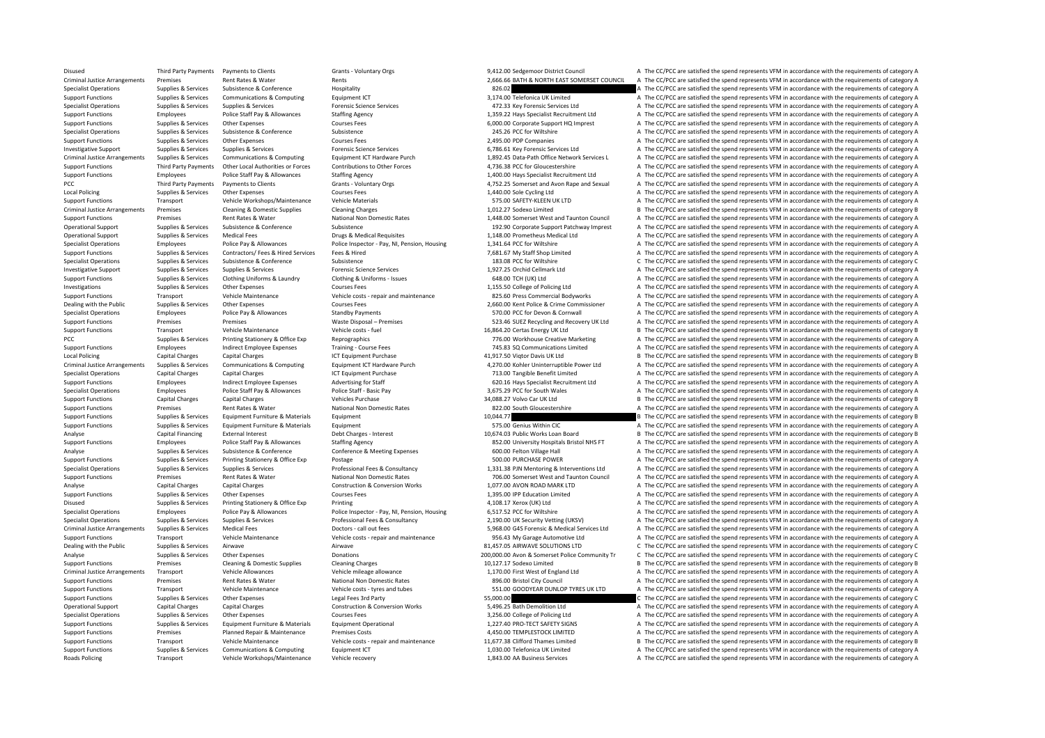| | | | | | | | |
|---|---|---|---|---|---|---|---|
| Disused | Third Party Payments | Payments to Clients | Grants - Voluntary Orgs | 9,412.00 | Sedgemoor District Council | A | The CC/PCC are satisfied the spend represents VFM in accordance with the requirements of category A |
| Criminal Justice Arrangements | Premises | Rent Rates & Water | Rents | 2,666.66 | BATH & NORTH EAST SOMERSET COUNCIL | A | The CC/PCC are satisfied the spend represents VFM in accordance with the requirements of category A |
| Specialist Operations | Supplies & Services | Subsistence & Conference | Hospitality | 826.02 | | A | The CC/PCC are satisfied the spend represents VFM in accordance with the requirements of category A |
| Support Functions | Supplies & Services | Communications & Computing | Equipment ICT | 3,174.00 | Telefonica UK Limited | A | The CC/PCC are satisfied the spend represents VFM in accordance with the requirements of category A |
| Specialist Operations | Supplies & Services | Supplies & Services | Forensic Science Services | 472.33 | Key Forensic Services Ltd | A | The CC/PCC are satisfied the spend represents VFM in accordance with the requirements of category A |
| Support Functions | Employees | Police Staff Pay & Allowances | Staffing Agency | 1,359.22 | Hays Specialist Recruitment Ltd | A | The CC/PCC are satisfied the spend represents VFM in accordance with the requirements of category A |
| Support Functions | Supplies & Services | Other Expenses | Courses Fees | 6,000.00 | Corporate Support HQ Imprest | A | The CC/PCC are satisfied the spend represents VFM in accordance with the requirements of category A |
| Specialist Operations | Supplies & Services | Subsistence & Conference | Subsistence | 245.26 | PCC for Wiltshire | A | The CC/PCC are satisfied the spend represents VFM in accordance with the requirements of category A |
| Support Functions | Supplies & Services | Other Expenses | Courses Fees | 2,495.00 | PDP Companies | A | The CC/PCC are satisfied the spend represents VFM in accordance with the requirements of category A |
| Investigative Support | Supplies & Services | Supplies & Services | Forensic Science Services | 6,786.61 | Key Forensic Services Ltd | A | The CC/PCC are satisfied the spend represents VFM in accordance with the requirements of category A |
| Criminal Justice Arrangements | Supplies & Services | Communications & Computing | Equipment ICT Hardware Purch | 1,892.45 | Data-Path Office Network Services L | A | The CC/PCC are satisfied the spend represents VFM in accordance with the requirements of category A |
| Support Functions | Third Party Payments | Other Local Authorities or Forces | Contributions to Other Forces | 4,736.38 | PCC for Gloucestershire | A | The CC/PCC are satisfied the spend represents VFM in accordance with the requirements of category A |
| Support Functions | Employees | Police Staff Pay & Allowances | Staffing Agency | 1,400.00 | Hays Specialist Recruitment Ltd | A | The CC/PCC are satisfied the spend represents VFM in accordance with the requirements of category A |
| PCC | Third Party Payments | Payments to Clients | Grants - Voluntary Orgs | 4,752.25 | Somerset and Avon Rape and Sexual | A | The CC/PCC are satisfied the spend represents VFM in accordance with the requirements of category A |
| Local Policing | Supplies & Services | Other Expenses | Courses Fees | 1,440.00 | Sole Cycling Ltd | A | The CC/PCC are satisfied the spend represents VFM in accordance with the requirements of category A |
| Support Functions | Transport | Vehicle Workshops/Maintenance | Vehicle Materials | 575.00 | SAFETY-KLEEN UK LTD | A | The CC/PCC are satisfied the spend represents VFM in accordance with the requirements of category A |
| Criminal Justice Arrangements | Premises | Cleaning & Domestic Supplies | Cleaning Charges | 1,012.27 | Sodexo Limited | B | The CC/PCC are satisfied the spend represents VFM in accordance with the requirements of category B |
| Support Functions | Premises | Rent Rates & Water | National Non Domestic Rates | 1,448.00 | Somerset West and Taunton Council | A | The CC/PCC are satisfied the spend represents VFM in accordance with the requirements of category A |
| Operational Support | Supplies & Services | Subsistence & Conference | Subsistence | 192.90 | Corporate Support Patchway Imprest | A | The CC/PCC are satisfied the spend represents VFM in accordance with the requirements of category A |
| Operational Support | Supplies & Services | Medical Fees | Drugs & Medical Requisites | 1,148.00 | Prometheus Medical Ltd | A | The CC/PCC are satisfied the spend represents VFM in accordance with the requirements of category A |
| Specialist Operations | Employees | Police Pay & Allowances | Police Inspector - Pay, NI, Pension, Housing | 1,341.64 | PCC for Wiltshire | A | The CC/PCC are satisfied the spend represents VFM in accordance with the requirements of category A |
| Support Functions | Supplies & Services | Contractors/ Fees & Hired Services | Fees & Hired | 7,681.67 | My Staff Shop Limited | A | The CC/PCC are satisfied the spend represents VFM in accordance with the requirements of category A |
| Specialist Operations | Supplies & Services | Subsistence & Conference | Subsistence | 183.08 | PCC for Wiltshire | C | The CC/PCC are satisfied the spend represents VFM in accordance with the requirements of category C |
| Investigative Support | Supplies & Services | Supplies & Services | Forensic Science Services | 1,927.25 | Orchid Cellmark Ltd | A | The CC/PCC are satisfied the spend represents VFM in accordance with the requirements of category A |
| Support Functions | Supplies & Services | Clothing Uniforms & Laundry | Clothing & Uniforms - Issues | 648.00 | TCH (UK) Ltd | A | The CC/PCC are satisfied the spend represents VFM in accordance with the requirements of category A |
| Investigations | Supplies & Services | Other Expenses | Courses Fees | 1,155.50 | College of Policing Ltd | A | The CC/PCC are satisfied the spend represents VFM in accordance with the requirements of category A |
| Support Functions | Transport | Vehicle Maintenance | Vehicle costs - repair and maintenance | 825.60 | Press Commercial Bodyworks | A | The CC/PCC are satisfied the spend represents VFM in accordance with the requirements of category A |
| Dealing with the Public | Supplies & Services | Other Expenses | Courses Fees | 2,660.00 | Kent Police & Crime Commissioner | A | The CC/PCC are satisfied the spend represents VFM in accordance with the requirements of category A |
| Specialist Operations | Employees | Police Pay & Allowances | Standby Payments | 570.00 | PCC for Devon & Cornwall | A | The CC/PCC are satisfied the spend represents VFM in accordance with the requirements of category A |
| Support Functions | Premises | Premises | Waste Disposal – Premises | 523.46 | SUEZ Recycling and Recovery UK Ltd | A | The CC/PCC are satisfied the spend represents VFM in accordance with the requirements of category A |
| Support Functions | Transport | Vehicle Maintenance | Vehicle costs - fuel | 16,864.20 | Certas Energy UK Ltd | B | The CC/PCC are satisfied the spend represents VFM in accordance with the requirements of category B |
| PCC | Supplies & Services | Printing Stationery & Office Exp | Reprographics | 776.00 | Workhouse Creative Marketing | A | The CC/PCC are satisfied the spend represents VFM in accordance with the requirements of category A |
| Support Functions | Employees | Indirect Employee Expenses | Training - Course Fees | 745.83 | SQ Communications Limited | A | The CC/PCC are satisfied the spend represents VFM in accordance with the requirements of category A |
| Local Policing | Capital Charges | Capital Charges | ICT Equipment Purchase | 41,917.50 | Viqtor Davis UK Ltd | B | The CC/PCC are satisfied the spend represents VFM in accordance with the requirements of category B |
| Criminal Justice Arrangements | Supplies & Services | Communications & Computing | Equipment ICT Hardware Purch | 4,270.00 | Kohler Uninterruptible Power Ltd | A | The CC/PCC are satisfied the spend represents VFM in accordance with the requirements of category A |
| Specialist Operations | Capital Charges | Capital Charges | ICT Equipment Purchase | 713.00 | Tangible Benefit Limited | A | The CC/PCC are satisfied the spend represents VFM in accordance with the requirements of category A |
| Support Functions | Employees | Indirect Employee Expenses | Advertising for Staff | 620.16 | Hays Specialist Recruitment Ltd | A | The CC/PCC are satisfied the spend represents VFM in accordance with the requirements of category A |
| Specialist Operations | Employees | Police Staff Pay & Allowances | Police Staff - Basic Pay | 3,675.29 | PCC for South Wales | A | The CC/PCC are satisfied the spend represents VFM in accordance with the requirements of category A |
| Support Functions | Capital Charges | Capital Charges | Vehicles Purchase | 34,088.27 | Volvo Car UK Ltd | B | The CC/PCC are satisfied the spend represents VFM in accordance with the requirements of category B |
| Support Functions | Premises | Rent Rates & Water | National Non Domestic Rates | 822.00 | South Gloucestershire | A | The CC/PCC are satisfied the spend represents VFM in accordance with the requirements of category A |
| Support Functions | Supplies & Services | Equipment Furniture & Materials | Equipment | 10,044.77 | | B | The CC/PCC are satisfied the spend represents VFM in accordance with the requirements of category B |
| Support Functions | Supplies & Services | Equipment Furniture & Materials | Equipment | 575.00 | Genius Within CIC | A | The CC/PCC are satisfied the spend represents VFM in accordance with the requirements of category A |
| Analyse | Capital Financing | External Interest | Debt Charges - Interest | 10,674.03 | Public Works Loan Board | B | The CC/PCC are satisfied the spend represents VFM in accordance with the requirements of category B |
| Support Functions | Employees | Police Staff Pay & Allowances | Staffing Agency | 852.00 | University Hospitals Bristol NHS FT | A | The CC/PCC are satisfied the spend represents VFM in accordance with the requirements of category A |
| Analyse | Supplies & Services | Subsistence & Conference | Conference & Meeting Expenses | 600.00 | Felton Village Hall | A | The CC/PCC are satisfied the spend represents VFM in accordance with the requirements of category A |
| Support Functions | Supplies & Services | Printing Stationery & Office Exp | Postage | 500.00 | PURCHASE POWER | A | The CC/PCC are satisfied the spend represents VFM in accordance with the requirements of category A |
| Specialist Operations | Supplies & Services | Supplies & Services | Professional Fees & Consultancy | 1,331.38 | PJN Mentoring & Interventions Ltd | A | The CC/PCC are satisfied the spend represents VFM in accordance with the requirements of category A |
| Support Functions | Premises | Rent Rates & Water | National Non Domestic Rates | 706.00 | Somerset West and Taunton Council | A | The CC/PCC are satisfied the spend represents VFM in accordance with the requirements of category A |
| Analyse | Capital Charges | Capital Charges | Construction & Conversion Works | 1,077.00 | AVON ROAD MARK LTD | A | The CC/PCC are satisfied the spend represents VFM in accordance with the requirements of category A |
| Support Functions | Supplies & Services | Other Expenses | Courses Fees | 1,395.00 | IPP Education Limited | A | The CC/PCC are satisfied the spend represents VFM in accordance with the requirements of category A |
| Disused | Supplies & Services | Printing Stationery & Office Exp | Printing | 4,108.17 | Xerox (UK) Ltd | A | The CC/PCC are satisfied the spend represents VFM in accordance with the requirements of category A |
| Specialist Operations | Employees | Police Pay & Allowances | Police Inspector - Pay, NI, Pension, Housing | 6,517.52 | PCC for Wiltshire | A | The CC/PCC are satisfied the spend represents VFM in accordance with the requirements of category A |
| Specialist Operations | Supplies & Services | Supplies & Services | Professional Fees & Consultancy | 2,190.00 | UK Security Vetting (UKSV) | A | The CC/PCC are satisfied the spend represents VFM in accordance with the requirements of category A |
| Criminal Justice Arrangements | Supplies & Services | Medical Fees | Doctors - call out fees | 5,968.00 | G4S Forensic & Medical Services Ltd | A | The CC/PCC are satisfied the spend represents VFM in accordance with the requirements of category A |
| Support Functions | Transport | Vehicle Maintenance | Vehicle costs - repair and maintenance | 956.43 | My Garage Automotive Ltd | A | The CC/PCC are satisfied the spend represents VFM in accordance with the requirements of category A |
| Dealing with the Public | Supplies & Services | Airwave | Airwave | 81,457.05 | AIRWAVE SOLUTIONS LTD | C | The CC/PCC are satisfied the spend represents VFM in accordance with the requirements of category C |
| Analyse | Supplies & Services | Other Expenses | Donations | 200,000.00 | Avon & Somerset Police Community Tr | C | The CC/PCC are satisfied the spend represents VFM in accordance with the requirements of category C |
| Support Functions | Premises | Cleaning & Domestic Supplies | Cleaning Charges | 10,127.17 | Sodexo Limited | B | The CC/PCC are satisfied the spend represents VFM in accordance with the requirements of category B |
| Criminal Justice Arrangements | Transport | Vehicle Allowances | Vehicle mileage allowance | 1,170.00 | First West of England Ltd | A | The CC/PCC are satisfied the spend represents VFM in accordance with the requirements of category A |
| Support Functions | Premises | Rent Rates & Water | National Non Domestic Rates | 896.00 | Bristol City Council | A | The CC/PCC are satisfied the spend represents VFM in accordance with the requirements of category A |
| Support Functions | Transport | Vehicle Maintenance | Vehicle costs - tyres and tubes | 551.00 | GOODYEAR DUNLOP TYRES UK LTD | A | The CC/PCC are satisfied the spend represents VFM in accordance with the requirements of category A |
| Support Functions | Supplies & Services | Other Expenses | Legal Fees 3rd Party | 55,000.00 | | C | The CC/PCC are satisfied the spend represents VFM in accordance with the requirements of category C |
| Operational Support | Capital Charges | Capital Charges | Construction & Conversion Works | 5,496.25 | Bath Demolition Ltd | A | The CC/PCC are satisfied the spend represents VFM in accordance with the requirements of category A |
| Specialist Operations | Supplies & Services | Other Expenses | Courses Fees | 3,256.00 | College of Policing Ltd | A | The CC/PCC are satisfied the spend represents VFM in accordance with the requirements of category A |
| Support Functions | Supplies & Services | Equipment Furniture & Materials | Equipment Operational | 1,227.40 | PRO-TECT SAFETY SIGNS | A | The CC/PCC are satisfied the spend represents VFM in accordance with the requirements of category A |
| Support Functions | Premises | Planned Repair & Maintenance | Premises Costs | 4,450.00 | TEMPLESTOCK LIMITED | A | The CC/PCC are satisfied the spend represents VFM in accordance with the requirements of category A |
| Support Functions | Transport | Vehicle Maintenance | Vehicle costs - repair and maintenance | 11,677.38 | Clifford Thames Limited | B | The CC/PCC are satisfied the spend represents VFM in accordance with the requirements of category B |
| Support Functions | Supplies & Services | Communications & Computing | Equipment ICT | 1,030.00 | Telefonica UK Limited | A | The CC/PCC are satisfied the spend represents VFM in accordance with the requirements of category A |
| Roads Policing | Transport | Vehicle Workshops/Maintenance | Vehicle recovery | 1,843.00 | AA Business Services | A | The CC/PCC are satisfied the spend represents VFM in accordance with the requirements of category A |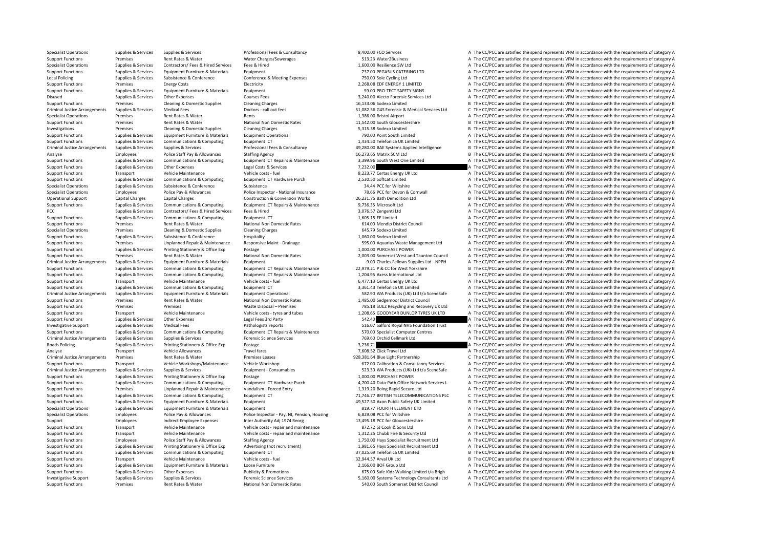| | | | | | | |
|---|---|---|---|---|---|---|
| Specialist Operations | Supplies & Services | Supplies & Services | Professional Fees & Consultancy | 8,400.00 | FCO Services | A The CC/PCC are satisfied the spend represents VFM in accordance with the requirements of category A |
| Support Functions | Premises | Rent Rates & Water | Water Charges/Sewerages | 513.23 | Water2Business | A The CC/PCC are satisfied the spend represents VFM in accordance with the requirements of category A |
| Specialist Operations | Supplies & Services | Contractors/ Fees & Hired Services | Fees & Hired | 1,600.00 | Resilience SW Ltd | A The CC/PCC are satisfied the spend represents VFM in accordance with the requirements of category A |
| Support Functions | Supplies & Services | Equipment Furniture & Materials | Equipment | 737.00 | PEGASUS CATERING LTD | A The CC/PCC are satisfied the spend represents VFM in accordance with the requirements of category A |
| Local Policing | Supplies & Services | Subsistence & Conference | Conference & Meeting Expenses | 750.00 | Sole Cycling Ltd | A The CC/PCC are satisfied the spend represents VFM in accordance with the requirements of category A |
| Support Functions | Premises | Energy Costs | Electricity | 2,268.08 | EDF ENERGY 1 LIMITED | A The CC/PCC are satisfied the spend represents VFM in accordance with the requirements of category A |
| Support Functions | Supplies & Services | Equipment Furniture & Materials | Equipment | 59.00 | PRO-TECT SAFETY SIGNS | A The CC/PCC are satisfied the spend represents VFM in accordance with the requirements of category A |
| Disused | Supplies & Services | Other Expenses | Courses Fees | 3,240.00 | Alecto Forensic Services Ltd | A The CC/PCC are satisfied the spend represents VFM in accordance with the requirements of category A |
| Support Functions | Premises | Cleaning & Domestic Supplies | Cleaning Charges | 16,133.06 | Sodexo Limited | B The CC/PCC are satisfied the spend represents VFM in accordance with the requirements of category B |
| Criminal Justice Arrangements | Supplies & Services | Medical Fees | Doctors - call out fees | 51,082.56 | G4S Forensic & Medical Services Ltd | C The CC/PCC are satisfied the spend represents VFM in accordance with the requirements of category C |
| Specialist Operations | Premises | Rent Rates & Water | Rents | 1,386.00 | Bristol Airport | A The CC/PCC are satisfied the spend represents VFM in accordance with the requirements of category A |
| Support Functions | Premises | Rent Rates & Water | National Non Domestic Rates | 11,542.00 | South Gloucestershire | B The CC/PCC are satisfied the spend represents VFM in accordance with the requirements of category B |
| Investigations | Premises | Cleaning & Domestic Supplies | Cleaning Charges | 5,315.38 | Sodexo Limited | B The CC/PCC are satisfied the spend represents VFM in accordance with the requirements of category B |
| Support Functions | Supplies & Services | Equipment Furniture & Materials | Equipment Operational | 790.00 | Point South Limited | A The CC/PCC are satisfied the spend represents VFM in accordance with the requirements of category A |
| Support Functions | Supplies & Services | Communications & Computing | Equipment ICT | 1,434.50 | Telefonica UK Limited | A The CC/PCC are satisfied the spend represents VFM in accordance with the requirements of category A |
| Criminal Justice Arrangements | Supplies & Services | Supplies & Services | Professional Fees & Consultancy | 49,280.00 | BAE Systems Applied Intelligence | B The CC/PCC are satisfied the spend represents VFM in accordance with the requirements of category B |
| Analyse | Employees | Police Staff Pay & Allowances | Staffing Agency | 16,273.65 | Matrix SCM Ltd | B The CC/PCC are satisfied the spend represents VFM in accordance with the requirements of category B |
| Support Functions | Supplies & Services | Communications & Computing | Equipment ICT Repairs & Maintenance | 3,399.96 | South West One Limited | A The CC/PCC are satisfied the spend represents VFM in accordance with the requirements of category A |
| Support Functions | Supplies & Services | Other Expenses | Legal Costs & Services | 7,232.00 | | A The CC/PCC are satisfied the spend represents VFM in accordance with the requirements of category A |
| Support Functions | Transport | Vehicle Maintenance | Vehicle costs - fuel | 8,223.77 | Certas Energy UK Ltd | A The CC/PCC are satisfied the spend represents VFM in accordance with the requirements of category A |
| Support Functions | Supplies & Services | Communications & Computing | Equipment ICT Hardware Purch | 2,530.50 | Softcat Limited | A The CC/PCC are satisfied the spend represents VFM in accordance with the requirements of category A |
| Specialist Operations | Supplies & Services | Subsistence & Conference | Subsistence | 34.44 | PCC for Wiltshire | A The CC/PCC are satisfied the spend represents VFM in accordance with the requirements of category A |
| Specialist Operations | Employees | Police Pay & Allowances | Police Inspector - National Insurance | 78.66 | PCC for Devon & Cornwall | A The CC/PCC are satisfied the spend represents VFM in accordance with the requirements of category A |
| Operational Support | Capital Charges | Capital Charges | Construction & Conversion Works | 26,231.75 | Bath Demolition Ltd | B The CC/PCC are satisfied the spend represents VFM in accordance with the requirements of category B |
| Support Functions | Supplies & Services | Communications & Computing | Equipment ICT Repairs & Maintenance | 9,736.35 | Microsoft Ltd | A The CC/PCC are satisfied the spend represents VFM in accordance with the requirements of category A |
| PCC | Supplies & Services | Contractors/ Fees & Hired Services | Fees & Hired | 3,076.57 | Zengenti Ltd | A The CC/PCC are satisfied the spend represents VFM in accordance with the requirements of category A |
| Support Functions | Supplies & Services | Communications & Computing | Equipment ICT | 1,605.15 | EE Limited | A The CC/PCC are satisfied the spend represents VFM in accordance with the requirements of category A |
| Support Functions | Premises | Rent Rates & Water | National Non Domestic Rates | 614.00 | Mendip District Council | A The CC/PCC are satisfied the spend represents VFM in accordance with the requirements of category A |
| Specialist Operations | Premises | Cleaning & Domestic Supplies | Cleaning Charges | 645.79 | Sodexo Limited | B The CC/PCC are satisfied the spend represents VFM in accordance with the requirements of category B |
| Support Functions | Supplies & Services | Subsistence & Conference | Hospitality | 1,060.00 | Sodexo Limited | A The CC/PCC are satisfied the spend represents VFM in accordance with the requirements of category A |
| Support Functions | Premises | Unplanned Repair & Maintenance | Responsive Maint - Drainage | 595.00 | Aquarius Waste Management Ltd | A The CC/PCC are satisfied the spend represents VFM in accordance with the requirements of category A |
| Support Functions | Supplies & Services | Printing Stationery & Office Exp | Postage | 1,000.00 | PURCHASE POWER | A The CC/PCC are satisfied the spend represents VFM in accordance with the requirements of category A |
| Support Functions | Premises | Rent Rates & Water | National Non Domestic Rates | 2,003.00 | Somerset West and Taunton Council | A The CC/PCC are satisfied the spend represents VFM in accordance with the requirements of category A |
| Criminal Justice Arrangements | Supplies & Services | Equipment Furniture & Materials | Equipment | 9.00 | Charles Fellows Supplies Ltd - NPPH | A The CC/PCC are satisfied the spend represents VFM in accordance with the requirements of category A |
| Support Functions | Supplies & Services | Communications & Computing | Equipment ICT Repairs & Maintenance | 22,979.21 | P & CC for West Yorkshire | B The CC/PCC are satisfied the spend represents VFM in accordance with the requirements of category B |
| Support Functions | Supplies & Services | Communications & Computing | Equipment ICT Repairs & Maintenance | 1,204.95 | Axess International Ltd | A The CC/PCC are satisfied the spend represents VFM in accordance with the requirements of category A |
| Support Functions | Transport | Vehicle Maintenance | Vehicle costs - fuel | 6,477.13 | Certas Energy UK Ltd | A The CC/PCC are satisfied the spend represents VFM in accordance with the requirements of category A |
| Support Functions | Supplies & Services | Communications & Computing | Equipment ICT | 3,361.43 | Telefonica UK Limited | A The CC/PCC are satisfied the spend represents VFM in accordance with the requirements of category A |
| Criminal Justice Arrangements | Supplies & Services | Equipment Furniture & Materials | Equipment Operational | 582.90 | WA Products (UK) Ltd t/a SceneSafe | A The CC/PCC are satisfied the spend represents VFM in accordance with the requirements of category A |
| Support Functions | Premises | Rent Rates & Water | National Non Domestic Rates | 1,485.00 | Sedgemoor District Council | A The CC/PCC are satisfied the spend represents VFM in accordance with the requirements of category A |
| Support Functions | Premises | Premises | Waste Disposal – Premises | 785.18 | SUEZ Recycling and Recovery UK Ltd | A The CC/PCC are satisfied the spend represents VFM in accordance with the requirements of category A |
| Support Functions | Transport | Vehicle Maintenance | Vehicle costs - tyres and tubes | 1,208.65 | GOODYEAR DUNLOP TYRES UK LTD | A The CC/PCC are satisfied the spend represents VFM in accordance with the requirements of category A |
| Support Functions | Supplies & Services | Other Expenses | Legal Fees 3rd Party | 542.40 | | A The CC/PCC are satisfied the spend represents VFM in accordance with the requirements of category A |
| Investigative Support | Supplies & Services | Medical Fees | Pathologists reports | 516.07 | Salford Royal NHS Foundation Trust | A The CC/PCC are satisfied the spend represents VFM in accordance with the requirements of category A |
| Support Functions | Supplies & Services | Communications & Computing | Equipment ICT Repairs & Maintenance | 570.00 | Specialist Computer Centres | A The CC/PCC are satisfied the spend represents VFM in accordance with the requirements of category A |
| Criminal Justice Arrangements | Supplies & Services | Supplies & Services | Forensic Science Services | 769.60 | Orchid Cellmark Ltd | A The CC/PCC are satisfied the spend represents VFM in accordance with the requirements of category A |
| Roads Policing | Supplies & Services | Printing Stationery & Office Exp | Postage | 3,236.71 | | A The CC/PCC are satisfied the spend represents VFM in accordance with the requirements of category A |
| Analyse | Transport | Vehicle Allowances | Travel fares | 7,608.52 | Click Travel Ltd | A The CC/PCC are satisfied the spend represents VFM in accordance with the requirements of category A |
| Criminal Justice Arrangements | Premises | Rent Rates & Water | Premises Leases | 928,381.64 | Blue Light Partnership | C The CC/PCC are satisfied the spend represents VFM in accordance with the requirements of category C |
| Support Functions | Transport | Vehicle Workshops/Maintenance | Vehicle Workshop | 672.00 | Calibration & Consultancy Services | A The CC/PCC are satisfied the spend represents VFM in accordance with the requirements of category A |
| Criminal Justice Arrangements | Supplies & Services | Supplies & Services | Equipment - Consumables | 523.30 | WA Products (UK) Ltd t/a SceneSafe | A The CC/PCC are satisfied the spend represents VFM in accordance with the requirements of category A |
| Support Functions | Supplies & Services | Printing Stationery & Office Exp | Postage | 1,000.00 | PURCHASE POWER | A The CC/PCC are satisfied the spend represents VFM in accordance with the requirements of category A |
| Support Functions | Supplies & Services | Communications & Computing | Equipment ICT Hardware Purch | 4,700.40 | Data-Path Office Network Services L | A The CC/PCC are satisfied the spend represents VFM in accordance with the requirements of category A |
| Support Functions | Premises | Unplanned Repair & Maintenance | Vandalism - Forced Entry | 1,319.20 | Boing Rapid Secure Ltd | A The CC/PCC are satisfied the spend represents VFM in accordance with the requirements of category A |
| Support Functions | Supplies & Services | Communications & Computing | Equipment ICT | 71,746.77 | BRITISH TELECOMMUNICATIONS PLC | C The CC/PCC are satisfied the spend represents VFM in accordance with the requirements of category C |
| Support Functions | Supplies & Services | Equipment Furniture & Materials | Equipment | 49,527.50 | Axon Public Safety UK Limited | B The CC/PCC are satisfied the spend represents VFM in accordance with the requirements of category B |
| Specialist Operations | Supplies & Services | Equipment Furniture & Materials | Equipment | 819.77 | FOURTH ELEMENT LTD | A The CC/PCC are satisfied the spend represents VFM in accordance with the requirements of category A |
| Specialist Operations | Employees | Police Pay & Allowances | Police Inspector - Pay, NI, Pension, Housing | 6,829.08 | PCC for Wiltshire | A The CC/PCC are satisfied the spend represents VFM in accordance with the requirements of category A |
| Support | Employees | Indirect Employee Expenses | Inter Authority Adj 1974 Reorg | 13,495.18 | PCC for Gloucestershire | B The CC/PCC are satisfied the spend represents VFM in accordance with the requirements of category B |
| Support Functions | Transport | Vehicle Maintenance | Vehicle costs - repair and maintenance | 872.72 | SJ Cook & Sons Ltd | A The CC/PCC are satisfied the spend represents VFM in accordance with the requirements of category A |
| Support Functions | Transport | Vehicle Maintenance | Vehicle costs - repair and maintenance | 1,312.25 | Chubb Fire & Security Ltd | A The CC/PCC are satisfied the spend represents VFM in accordance with the requirements of category A |
| Support Functions | Employees | Police Staff Pay & Allowances | Staffing Agency | 1,750.00 | Hays Specialist Recruitment Ltd | A The CC/PCC are satisfied the spend represents VFM in accordance with the requirements of category A |
| Support Functions | Supplies & Services | Printing Stationery & Office Exp | Advertising (not recruitment) | 1,981.65 | Hays Specialist Recruitment Ltd | A The CC/PCC are satisfied the spend represents VFM in accordance with the requirements of category A |
| Support Functions | Supplies & Services | Communications & Computing | Equipment ICT | 37,025.69 | Telefonica UK Limited | B The CC/PCC are satisfied the spend represents VFM in accordance with the requirements of category B |
| Support Functions | Transport | Vehicle Maintenance | Vehicle costs - fuel | 32,944.57 | Arval UK Ltd | B The CC/PCC are satisfied the spend represents VFM in accordance with the requirements of category B |
| Support Functions | Supplies & Services | Equipment Furniture & Materials | Loose Furniture | 2,166.00 | BOF Group Ltd | A The CC/PCC are satisfied the spend represents VFM in accordance with the requirements of category A |
| Support Functions | Supplies & Services | Other Expenses | Publicity & Promotions | 675.00 | Safe Kidz Walking Limited t/a Brigh | A The CC/PCC are satisfied the spend represents VFM in accordance with the requirements of category A |
| Investigative Support | Supplies & Services | Supplies & Services | Forensic Science Services | 5,160.00 | Systems Technology Consultants Ltd | A The CC/PCC are satisfied the spend represents VFM in accordance with the requirements of category A |
| Support Functions | Premises | Rent Rates & Water | National Non Domestic Rates | 540.00 | South Somerset District Council | A The CC/PCC are satisfied the spend represents VFM in accordance with the requirements of category A |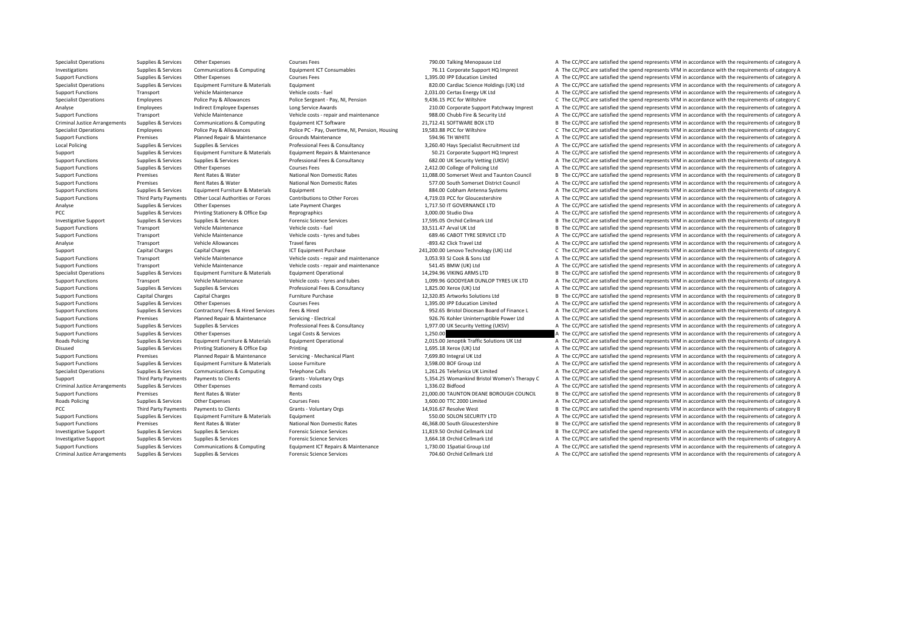| | | | | | | |
|---|---|---|---|---|---|---|
| Specialist Operations | Supplies & Services | Other Expenses | Courses Fees | 790.00 | Talking Menopause Ltd | A The CC/PCC are satisfied the spend represents VFM in accordance with the requirements of category A |
| Investigations | Supplies & Services | Communications & Computing | Equipment ICT Consumables | 76.11 | Corporate Support HQ Imprest | A The CC/PCC are satisfied the spend represents VFM in accordance with the requirements of category A |
| Support Functions | Supplies & Services | Other Expenses | Courses Fees | 1,395.00 | IPP Education Limited | A The CC/PCC are satisfied the spend represents VFM in accordance with the requirements of category A |
| Specialist Operations | Supplies & Services | Equipment Furniture & Materials | Equipment | 820.00 | Cardiac Science Holdings (UK) Ltd | A The CC/PCC are satisfied the spend represents VFM in accordance with the requirements of category A |
| Support Functions | Transport | Vehicle Maintenance | Vehicle costs - fuel | 2,031.00 | Certas Energy UK Ltd | A The CC/PCC are satisfied the spend represents VFM in accordance with the requirements of category A |
| Specialist Operations | Employees | Police Pay & Allowances | Police Sergeant - Pay, NI, Pension | 9,436.15 | PCC for Wiltshire | C The CC/PCC are satisfied the spend represents VFM in accordance with the requirements of category C |
| Analyse | Employees | Indirect Employee Expenses | Long Service Awards | 210.00 | Corporate Support Patchway Imprest | A The CC/PCC are satisfied the spend represents VFM in accordance with the requirements of category A |
| Support Functions | Transport | Vehicle Maintenance | Vehicle costs - repair and maintenance | 988.00 | Chubb Fire & Security Ltd | A The CC/PCC are satisfied the spend represents VFM in accordance with the requirements of category A |
| Criminal Justice Arrangements | Supplies & Services | Communications & Computing | Equipment ICT Software | 21,712.41 | SOFTWARE BOX LTD | B The CC/PCC are satisfied the spend represents VFM in accordance with the requirements of category B |
| Specialist Operations | Employees | Police Pay & Allowances | Police PC - Pay, Overtime, NI, Pension, Housing | 19,583.88 | PCC for Wiltshire | C The CC/PCC are satisfied the spend represents VFM in accordance with the requirements of category C |
| Support Functions | Premises | Planned Repair & Maintenance | Grounds Maintenance | 594.96 | TH WHITE | A The CC/PCC are satisfied the spend represents VFM in accordance with the requirements of category A |
| Local Policing | Supplies & Services | Supplies & Services | Professional Fees & Consultancy | 3,260.40 | Hays Specialist Recruitment Ltd | A The CC/PCC are satisfied the spend represents VFM in accordance with the requirements of category A |
| Support | Supplies & Services | Equipment Furniture & Materials | Equipment Repairs & Maintenance | 50.21 | Corporate Support HQ Imprest | A The CC/PCC are satisfied the spend represents VFM in accordance with the requirements of category A |
| Support Functions | Supplies & Services | Supplies & Services | Professional Fees & Consultancy | 682.00 | UK Security Vetting (UKSV) | A The CC/PCC are satisfied the spend represents VFM in accordance with the requirements of category A |
| Support Functions | Supplies & Services | Other Expenses | Courses Fees | 2,412.00 | College of Policing Ltd | A The CC/PCC are satisfied the spend represents VFM in accordance with the requirements of category A |
| Support Functions | Premises | Rent Rates & Water | National Non Domestic Rates | 11,088.00 | Somerset West and Taunton Council | B The CC/PCC are satisfied the spend represents VFM in accordance with the requirements of category B |
| Support Functions | Premises | Rent Rates & Water | National Non Domestic Rates | 577.00 | South Somerset District Council | A The CC/PCC are satisfied the spend represents VFM in accordance with the requirements of category A |
| Support Functions | Supplies & Services | Equipment Furniture & Materials | Equipment | 884.00 | Cobham Antenna Systems | A The CC/PCC are satisfied the spend represents VFM in accordance with the requirements of category A |
| Support Functions | Third Party Payments | Other Local Authorities or Forces | Contributions to Other Forces | 4,719.03 | PCC for Gloucestershire | A The CC/PCC are satisfied the spend represents VFM in accordance with the requirements of category A |
| Analyse | Supplies & Services | Other Expenses | Late Payment Charges | 1,717.50 | IT GOVERNANCE LTD | A The CC/PCC are satisfied the spend represents VFM in accordance with the requirements of category A |
| PCC | Supplies & Services | Printing Stationery & Office Exp | Reprographics | 3,000.00 | Studio Diva | A The CC/PCC are satisfied the spend represents VFM in accordance with the requirements of category A |
| Investigative Support | Supplies & Services | Supplies & Services | Forensic Science Services | 17,595.05 | Orchid Cellmark Ltd | B The CC/PCC are satisfied the spend represents VFM in accordance with the requirements of category B |
| Support Functions | Transport | Vehicle Maintenance | Vehicle costs - fuel | 33,511.47 | Arval UK Ltd | B The CC/PCC are satisfied the spend represents VFM in accordance with the requirements of category B |
| Support Functions | Transport | Vehicle Maintenance | Vehicle costs - tyres and tubes | 689.46 | CABOT TYRE SERVICE LTD | A The CC/PCC are satisfied the spend represents VFM in accordance with the requirements of category A |
| Analyse | Transport | Vehicle Allowances | Travel fares | -893.42 | Click Travel Ltd | A The CC/PCC are satisfied the spend represents VFM in accordance with the requirements of category A |
| Support | Capital Charges | Capital Charges | ICT Equipment Purchase | 241,200.00 | Lenovo Technology (UK) Ltd | C The CC/PCC are satisfied the spend represents VFM in accordance with the requirements of category C |
| Support Functions | Transport | Vehicle Maintenance | Vehicle costs - repair and maintenance | 3,053.93 | SJ Cook & Sons Ltd | A The CC/PCC are satisfied the spend represents VFM in accordance with the requirements of category A |
| Support Functions | Transport | Vehicle Maintenance | Vehicle costs - repair and maintenance | 541.45 | BMW (UK) Ltd | A The CC/PCC are satisfied the spend represents VFM in accordance with the requirements of category A |
| Specialist Operations | Supplies & Services | Equipment Furniture & Materials | Equipment Operational | 14,294.96 | VIKING ARMS LTD | B The CC/PCC are satisfied the spend represents VFM in accordance with the requirements of category B |
| Support Functions | Transport | Vehicle Maintenance | Vehicle costs - tyres and tubes | 1,099.96 | GOODYEAR DUNLOP TYRES UK LTD | A The CC/PCC are satisfied the spend represents VFM in accordance with the requirements of category A |
| Support Functions | Supplies & Services | Supplies & Services | Professional Fees & Consultancy | 1,825.00 | Xerox (UK) Ltd | A The CC/PCC are satisfied the spend represents VFM in accordance with the requirements of category A |
| Support Functions | Capital Charges | Capital Charges | Furniture Purchase | 12,320.85 | Artworks Solutions Ltd | B The CC/PCC are satisfied the spend represents VFM in accordance with the requirements of category B |
| Support Functions | Supplies & Services | Other Expenses | Courses Fees | 1,395.00 | IPP Education Limited | A The CC/PCC are satisfied the spend represents VFM in accordance with the requirements of category A |
| Support Functions | Supplies & Services | Contractors/ Fees & Hired Services | Fees & Hired | 952.65 | Bristol Diocesan Board of Finance L | A The CC/PCC are satisfied the spend represents VFM in accordance with the requirements of category A |
| Support Functions | Premises | Planned Repair & Maintenance | Servicing - Electrical | 926.76 | Kohler Uninterruptible Power Ltd | A The CC/PCC are satisfied the spend represents VFM in accordance with the requirements of category A |
| Support Functions | Supplies & Services | Supplies & Services | Professional Fees & Consultancy | 1,977.00 | UK Security Vetting (UKSV) | A The CC/PCC are satisfied the spend represents VFM in accordance with the requirements of category A |
| Support Functions | Supplies & Services | Other Expenses | Legal Costs & Services | 1,250.00 | | A The CC/PCC are satisfied the spend represents VFM in accordance with the requirements of category A |
| Roads Policing | Supplies & Services | Equipment Furniture & Materials | Equipment Operational | 2,015.00 | Jenoptik Traffic Solutions UK Ltd | A The CC/PCC are satisfied the spend represents VFM in accordance with the requirements of category A |
| Disused | Supplies & Services | Printing Stationery & Office Exp | Printing | 1,695.18 | Xerox (UK) Ltd | A The CC/PCC are satisfied the spend represents VFM in accordance with the requirements of category A |
| Support Functions | Premises | Planned Repair & Maintenance | Servicing - Mechanical Plant | 7,699.80 | Integral UK Ltd | A The CC/PCC are satisfied the spend represents VFM in accordance with the requirements of category A |
| Support Functions | Supplies & Services | Equipment Furniture & Materials | Loose Furniture | 3,598.00 | BOF Group Ltd | A The CC/PCC are satisfied the spend represents VFM in accordance with the requirements of category A |
| Specialist Operations | Supplies & Services | Communications & Computing | Telephone Calls | 1,261.26 | Telefonica UK Limited | A The CC/PCC are satisfied the spend represents VFM in accordance with the requirements of category A |
| Support | Third Party Payments | Payments to Clients | Grants - Voluntary Orgs | 5,354.25 | Womankind Bristol Women's Therapy C | A The CC/PCC are satisfied the spend represents VFM in accordance with the requirements of category A |
| Criminal Justice Arrangements | Supplies & Services | Other Expenses | Remand costs | 1,336.02 | Bidfood | A The CC/PCC are satisfied the spend represents VFM in accordance with the requirements of category A |
| Support Functions | Premises | Rent Rates & Water | Rents | 21,000.00 | TAUNTON DEANE BOROUGH COUNCIL | B The CC/PCC are satisfied the spend represents VFM in accordance with the requirements of category B |
| Roads Policing | Supplies & Services | Other Expenses | Courses Fees | 3,600.00 | TTC 2000 Limited | A The CC/PCC are satisfied the spend represents VFM in accordance with the requirements of category A |
| PCC | Third Party Payments | Payments to Clients | Grants - Voluntary Orgs | 14,916.67 | Resolve West | B The CC/PCC are satisfied the spend represents VFM in accordance with the requirements of category B |
| Support Functions | Supplies & Services | Equipment Furniture & Materials | Equipment | 550.00 | SOLON SECURITY LTD | A The CC/PCC are satisfied the spend represents VFM in accordance with the requirements of category A |
| Support Functions | Premises | Rent Rates & Water | National Non Domestic Rates | 46,368.00 | South Gloucestershire | B The CC/PCC are satisfied the spend represents VFM in accordance with the requirements of category B |
| Investigative Support | Supplies & Services | Supplies & Services | Forensic Science Services | 11,819.50 | Orchid Cellmark Ltd | B The CC/PCC are satisfied the spend represents VFM in accordance with the requirements of category B |
| Investigative Support | Supplies & Services | Supplies & Services | Forensic Science Services | 3,664.18 | Orchid Cellmark Ltd | A The CC/PCC are satisfied the spend represents VFM in accordance with the requirements of category A |
| Support Functions | Supplies & Services | Communications & Computing | Equipment ICT Repairs & Maintenance | 1,730.00 | 1Spatial Group Ltd | A The CC/PCC are satisfied the spend represents VFM in accordance with the requirements of category A |
| Criminal Justice Arrangements | Supplies & Services | Supplies & Services | Forensic Science Services | 704.60 | Orchid Cellmark Ltd | A The CC/PCC are satisfied the spend represents VFM in accordance with the requirements of category A |